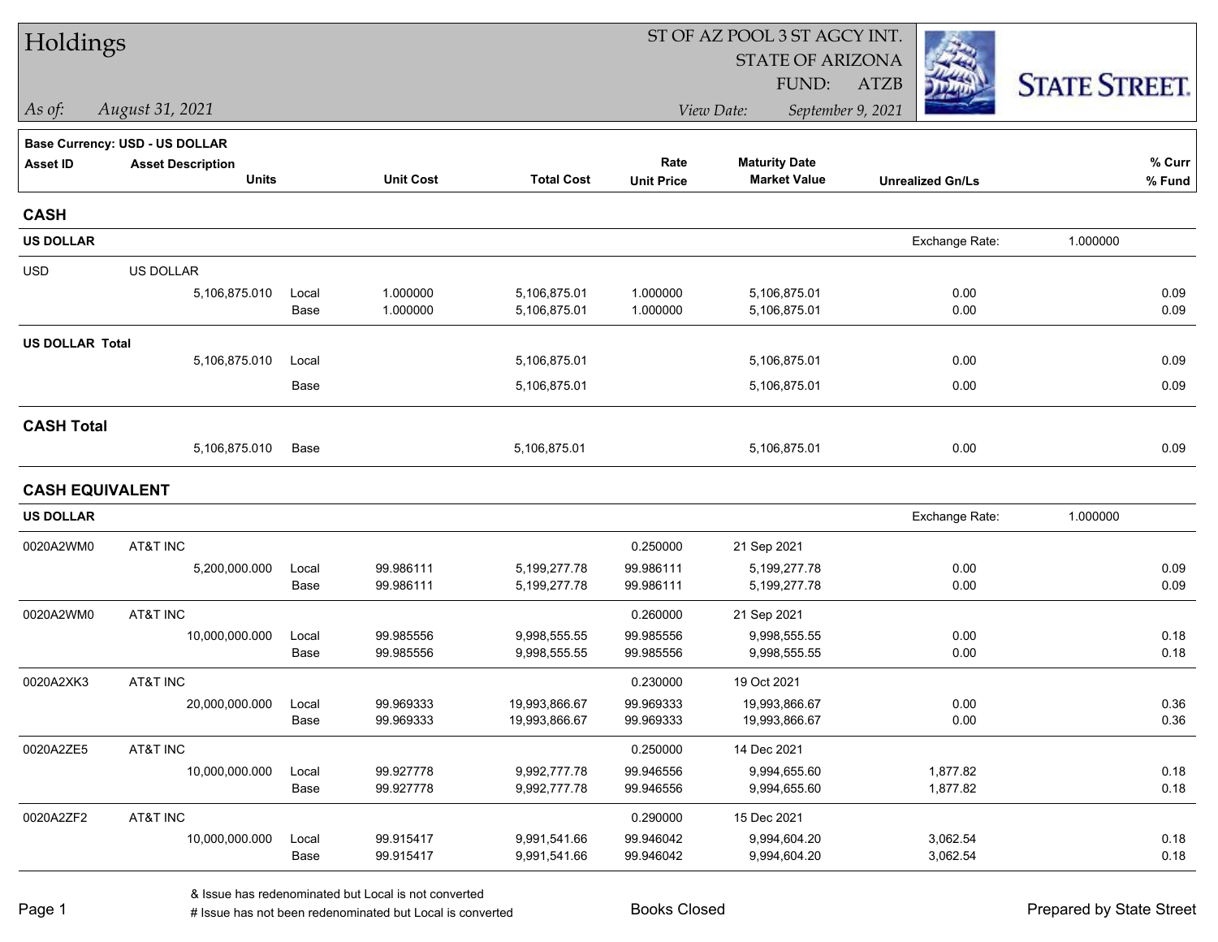# Holdings

ST OF AZ POOL 3 ST AGCY INT.
STATE OF ARIZONA
FUND: ATZB

*As of: August 31, 2021*

*View Date: September 9, 2021*

STATE STREET.

**Base Currency: USD - US DOLLAR**

| Asset ID | Asset Description / Units | | Unit Cost | Total Cost | Rate / Unit Price | Maturity Date / Market Value | Unrealized Gn/Ls | % Curr / % Fund |
|---|---|---|---|---|---|---|---|---|
| **CASH** | | | | | | | | |
| **US DOLLAR** | | | | | | | Exchange Rate: 1.000000 | |
| USD | US DOLLAR | | | | | | | |
| | 5,106,875.010 | Local | 1.000000 | 5,106,875.01 | 1.000000 | 5,106,875.01 | 0.00 | 0.09 |
| | | Base | 1.000000 | 5,106,875.01 | 1.000000 | 5,106,875.01 | 0.00 | 0.09 |
| **US DOLLAR Total** | | | | | | | | |
| | 5,106,875.010 | Local | | 5,106,875.01 | | 5,106,875.01 | 0.00 | 0.09 |
| | | Base | | 5,106,875.01 | | 5,106,875.01 | 0.00 | 0.09 |
| **CASH Total** | | | | | | | | |
| | 5,106,875.010 | Base | | 5,106,875.01 | | 5,106,875.01 | 0.00 | 0.09 |
| **CASH EQUIVALENT** | | | | | | | | |
| **US DOLLAR** | | | | | | | Exchange Rate: 1.000000 | |
| 0020A2WM0 | AT&T INC | | | | 0.250000 | 21 Sep 2021 | | |
| | 5,200,000.000 | Local | 99.986111 | 5,199,277.78 | 99.986111 | 5,199,277.78 | 0.00 | 0.09 |
| | | Base | 99.986111 | 5,199,277.78 | 99.986111 | 5,199,277.78 | 0.00 | 0.09 |
| 0020A2WM0 | AT&T INC | | | | 0.260000 | 21 Sep 2021 | | |
| | 10,000,000.000 | Local | 99.985556 | 9,998,555.55 | 99.985556 | 9,998,555.55 | 0.00 | 0.18 |
| | | Base | 99.985556 | 9,998,555.55 | 99.985556 | 9,998,555.55 | 0.00 | 0.18 |
| 0020A2XK3 | AT&T INC | | | | 0.230000 | 19 Oct 2021 | | |
| | 20,000,000.000 | Local | 99.969333 | 19,993,866.67 | 99.969333 | 19,993,866.67 | 0.00 | 0.36 |
| | | Base | 99.969333 | 19,993,866.67 | 99.969333 | 19,993,866.67 | 0.00 | 0.36 |
| 0020A2ZE5 | AT&T INC | | | | 0.250000 | 14 Dec 2021 | | |
| | 10,000,000.000 | Local | 99.927778 | 9,992,777.78 | 99.946556 | 9,994,655.60 | 1,877.82 | 0.18 |
| | | Base | 99.927778 | 9,992,777.78 | 99.946556 | 9,994,655.60 | 1,877.82 | 0.18 |
| 0020A2ZF2 | AT&T INC | | | | 0.290000 | 15 Dec 2021 | | |
| | 10,000,000.000 | Local | 99.915417 | 9,991,541.66 | 99.946042 | 9,994,604.20 | 3,062.54 | 0.18 |
| | | Base | 99.915417 | 9,991,541.66 | 99.946042 | 9,994,604.20 | 3,062.54 | 0.18 |

& Issue has redenominated but Local is not converted
# Issue has not been redenominated but Local is converted

Books Closed

Prepared by State Street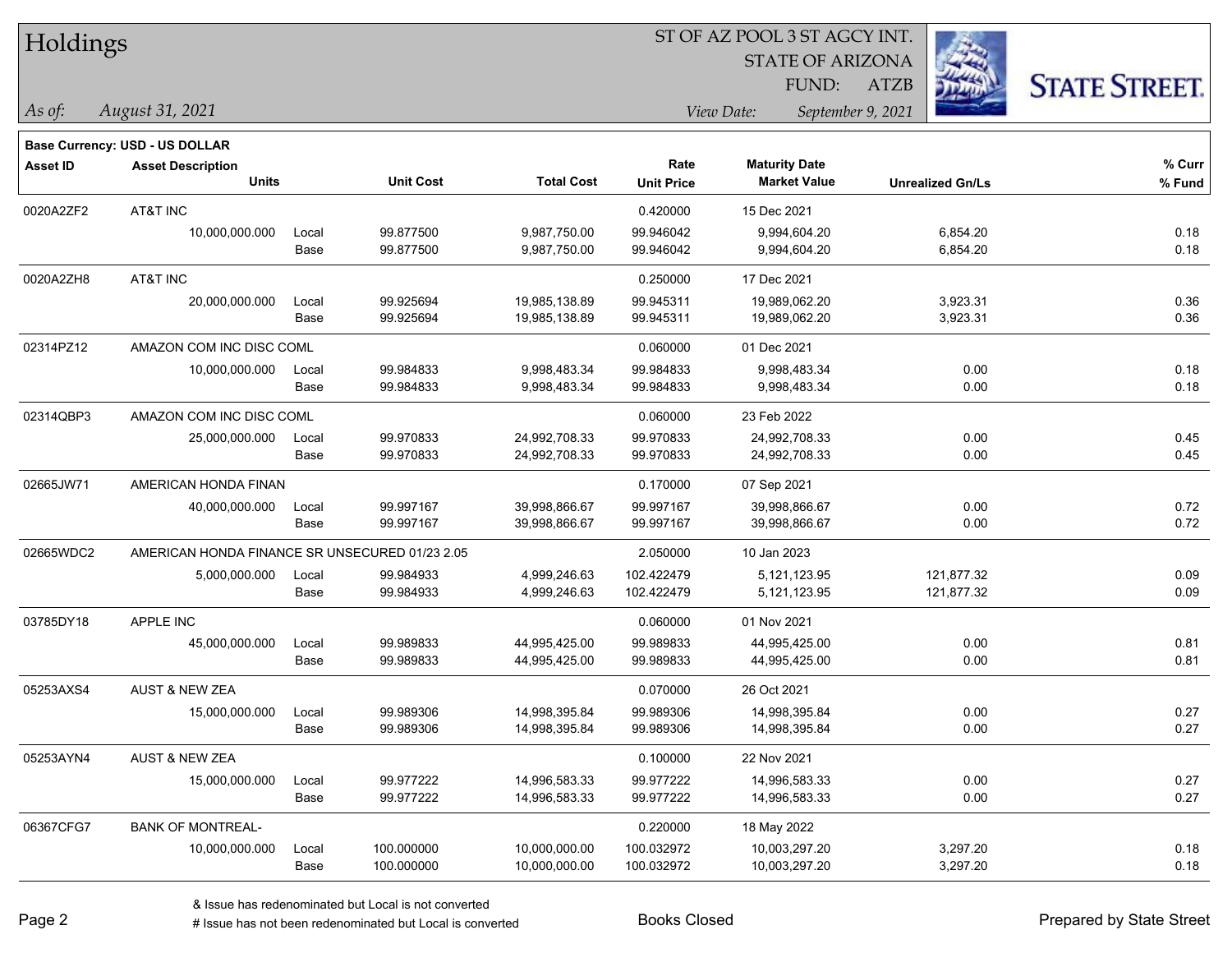# Holdings

ST OF AZ POOL 3 ST AGCY INT.
STATE OF ARIZONA
FUND: ATZB

*As of:* *August 31, 2021*

*View Date:* *September 9, 2021*

**Base Currency: USD - US DOLLAR**

| Asset ID | Asset Description / Units | | Unit Cost | Total Cost | Rate / Unit Price | Maturity Date / Market Value | Unrealized Gn/Ls | % Curr / % Fund |
|---|---|---|---|---|---|---|---|---|
| 0020A2ZF2 | AT&T INC | | | | 0.420000 | 15 Dec 2021 | | |
| | 10,000,000.000 | Local | 99.877500 | 9,987,750.00 | 99.946042 | 9,994,604.20 | 6,854.20 | 0.18 |
| | | Base | 99.877500 | 9,987,750.00 | 99.946042 | 9,994,604.20 | 6,854.20 | 0.18 |
| 0020A2ZH8 | AT&T INC | | | | 0.250000 | 17 Dec 2021 | | |
| | 20,000,000.000 | Local | 99.925694 | 19,985,138.89 | 99.945311 | 19,989,062.20 | 3,923.31 | 0.36 |
| | | Base | 99.925694 | 19,985,138.89 | 99.945311 | 19,989,062.20 | 3,923.31 | 0.36 |
| 02314PZ12 | AMAZON COM INC DISC COML | | | | 0.060000 | 01 Dec 2021 | | |
| | 10,000,000.000 | Local | 99.984833 | 9,998,483.34 | 99.984833 | 9,998,483.34 | 0.00 | 0.18 |
| | | Base | 99.984833 | 9,998,483.34 | 99.984833 | 9,998,483.34 | 0.00 | 0.18 |
| 02314QBP3 | AMAZON COM INC DISC COML | | | | 0.060000 | 23 Feb 2022 | | |
| | 25,000,000.000 | Local | 99.970833 | 24,992,708.33 | 99.970833 | 24,992,708.33 | 0.00 | 0.45 |
| | | Base | 99.970833 | 24,992,708.33 | 99.970833 | 24,992,708.33 | 0.00 | 0.45 |
| 02665JW71 | AMERICAN HONDA FINAN | | | | 0.170000 | 07 Sep 2021 | | |
| | 40,000,000.000 | Local | 99.997167 | 39,998,866.67 | 99.997167 | 39,998,866.67 | 0.00 | 0.72 |
| | | Base | 99.997167 | 39,998,866.67 | 99.997167 | 39,998,866.67 | 0.00 | 0.72 |
| 02665WDC2 | AMERICAN HONDA FINANCE SR UNSECURED 01/23 2.05 | | | | 2.050000 | 10 Jan 2023 | | |
| | 5,000,000.000 | Local | 99.984933 | 4,999,246.63 | 102.422479 | 5,121,123.95 | 121,877.32 | 0.09 |
| | | Base | 99.984933 | 4,999,246.63 | 102.422479 | 5,121,123.95 | 121,877.32 | 0.09 |
| 03785DY18 | APPLE INC | | | | 0.060000 | 01 Nov 2021 | | |
| | 45,000,000.000 | Local | 99.989833 | 44,995,425.00 | 99.989833 | 44,995,425.00 | 0.00 | 0.81 |
| | | Base | 99.989833 | 44,995,425.00 | 99.989833 | 44,995,425.00 | 0.00 | 0.81 |
| 05253AXS4 | AUST & NEW ZEA | | | | 0.070000 | 26 Oct 2021 | | |
| | 15,000,000.000 | Local | 99.989306 | 14,998,395.84 | 99.989306 | 14,998,395.84 | 0.00 | 0.27 |
| | | Base | 99.989306 | 14,998,395.84 | 99.989306 | 14,998,395.84 | 0.00 | 0.27 |
| 05253AYN4 | AUST & NEW ZEA | | | | 0.100000 | 22 Nov 2021 | | |
| | 15,000,000.000 | Local | 99.977222 | 14,996,583.33 | 99.977222 | 14,996,583.33 | 0.00 | 0.27 |
| | | Base | 99.977222 | 14,996,583.33 | 99.977222 | 14,996,583.33 | 0.00 | 0.27 |
| 06367CFG7 | BANK OF MONTREAL- | | | | 0.220000 | 18 May 2022 | | |
| | 10,000,000.000 | Local | 100.000000 | 10,000,000.00 | 100.032972 | 10,003,297.20 | 3,297.20 | 0.18 |
| | | Base | 100.000000 | 10,000,000.00 | 100.032972 | 10,003,297.20 | 3,297.20 | 0.18 |

& Issue has redenominated but Local is not converted
# Issue has not been redenominated but Local is converted

Books Closed

Prepared by State Street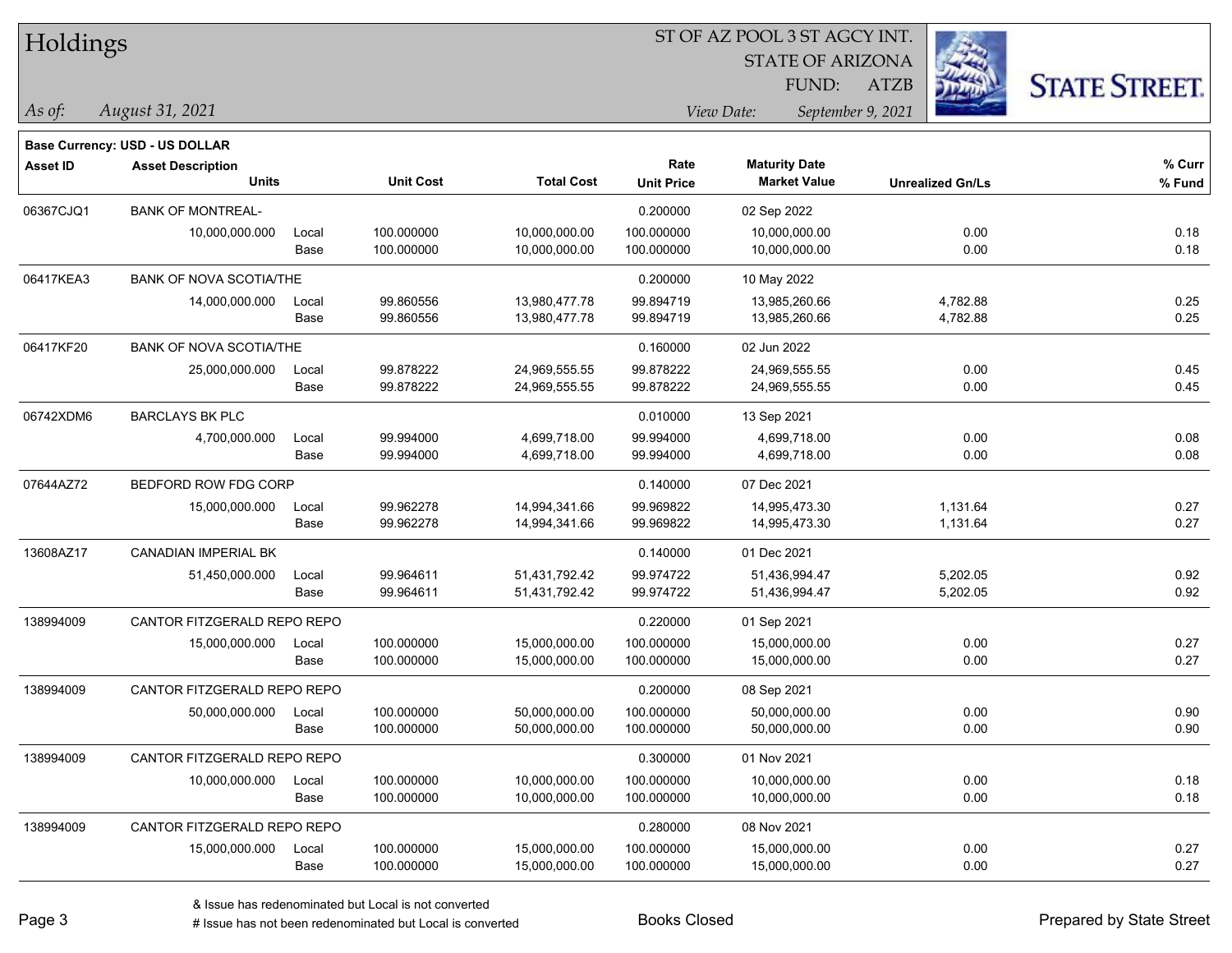# Holdings

ST OF AZ POOL 3 ST AGCY INT.
STATE OF ARIZONA
FUND: ATZB

*As of: August 31, 2021*
*View Date: September 9, 2021*

**Base Currency: USD - US DOLLAR**

| Asset ID | Asset Description / Units | | Unit Cost | Total Cost | Rate / Unit Price | Maturity Date / Market Value | Unrealized Gn/Ls | % Curr / % Fund |
|---|---|---|---|---|---|---|---|---|
| 06367CJQ1 | BANK OF MONTREAL- | | | | 0.200000 | 02 Sep 2022 | | |
| | 10,000,000.000 | Local | 100.000000 | 10,000,000.00 | 100.000000 | 10,000,000.00 | 0.00 | 0.18 |
| | | Base | 100.000000 | 10,000,000.00 | 100.000000 | 10,000,000.00 | 0.00 | 0.18 |
| 06417KEA3 | BANK OF NOVA SCOTIA/THE | | | | 0.200000 | 10 May 2022 | | |
| | 14,000,000.000 | Local | 99.860556 | 13,980,477.78 | 99.894719 | 13,985,260.66 | 4,782.88 | 0.25 |
| | | Base | 99.860556 | 13,980,477.78 | 99.894719 | 13,985,260.66 | 4,782.88 | 0.25 |
| 06417KF20 | BANK OF NOVA SCOTIA/THE | | | | 0.160000 | 02 Jun 2022 | | |
| | 25,000,000.000 | Local | 99.878222 | 24,969,555.55 | 99.878222 | 24,969,555.55 | 0.00 | 0.45 |
| | | Base | 99.878222 | 24,969,555.55 | 99.878222 | 24,969,555.55 | 0.00 | 0.45 |
| 06742XDM6 | BARCLAYS BK PLC | | | | 0.010000 | 13 Sep 2021 | | |
| | 4,700,000.000 | Local | 99.994000 | 4,699,718.00 | 99.994000 | 4,699,718.00 | 0.00 | 0.08 |
| | | Base | 99.994000 | 4,699,718.00 | 99.994000 | 4,699,718.00 | 0.00 | 0.08 |
| 07644AZ72 | BEDFORD ROW FDG CORP | | | | 0.140000 | 07 Dec 2021 | | |
| | 15,000,000.000 | Local | 99.962278 | 14,994,341.66 | 99.969822 | 14,995,473.30 | 1,131.64 | 0.27 |
| | | Base | 99.962278 | 14,994,341.66 | 99.969822 | 14,995,473.30 | 1,131.64 | 0.27 |
| 13608AZ17 | CANADIAN IMPERIAL BK | | | | 0.140000 | 01 Dec 2021 | | |
| | 51,450,000.000 | Local | 99.964611 | 51,431,792.42 | 99.974722 | 51,436,994.47 | 5,202.05 | 0.92 |
| | | Base | 99.964611 | 51,431,792.42 | 99.974722 | 51,436,994.47 | 5,202.05 | 0.92 |
| 138994009 | CANTOR FITZGERALD REPO REPO | | | | 0.220000 | 01 Sep 2021 | | |
| | 15,000,000.000 | Local | 100.000000 | 15,000,000.00 | 100.000000 | 15,000,000.00 | 0.00 | 0.27 |
| | | Base | 100.000000 | 15,000,000.00 | 100.000000 | 15,000,000.00 | 0.00 | 0.27 |
| 138994009 | CANTOR FITZGERALD REPO REPO | | | | 0.200000 | 08 Sep 2021 | | |
| | 50,000,000.000 | Local | 100.000000 | 50,000,000.00 | 100.000000 | 50,000,000.00 | 0.00 | 0.90 |
| | | Base | 100.000000 | 50,000,000.00 | 100.000000 | 50,000,000.00 | 0.00 | 0.90 |
| 138994009 | CANTOR FITZGERALD REPO REPO | | | | 0.300000 | 01 Nov 2021 | | |
| | 10,000,000.000 | Local | 100.000000 | 10,000,000.00 | 100.000000 | 10,000,000.00 | 0.00 | 0.18 |
| | | Base | 100.000000 | 10,000,000.00 | 100.000000 | 10,000,000.00 | 0.00 | 0.18 |
| 138994009 | CANTOR FITZGERALD REPO REPO | | | | 0.280000 | 08 Nov 2021 | | |
| | 15,000,000.000 | Local | 100.000000 | 15,000,000.00 | 100.000000 | 15,000,000.00 | 0.00 | 0.27 |
| | | Base | 100.000000 | 15,000,000.00 | 100.000000 | 15,000,000.00 | 0.00 | 0.27 |

& Issue has redenominated but Local is not converted
# Issue has not been redenominated but Local is converted

Books Closed

Prepared by State Street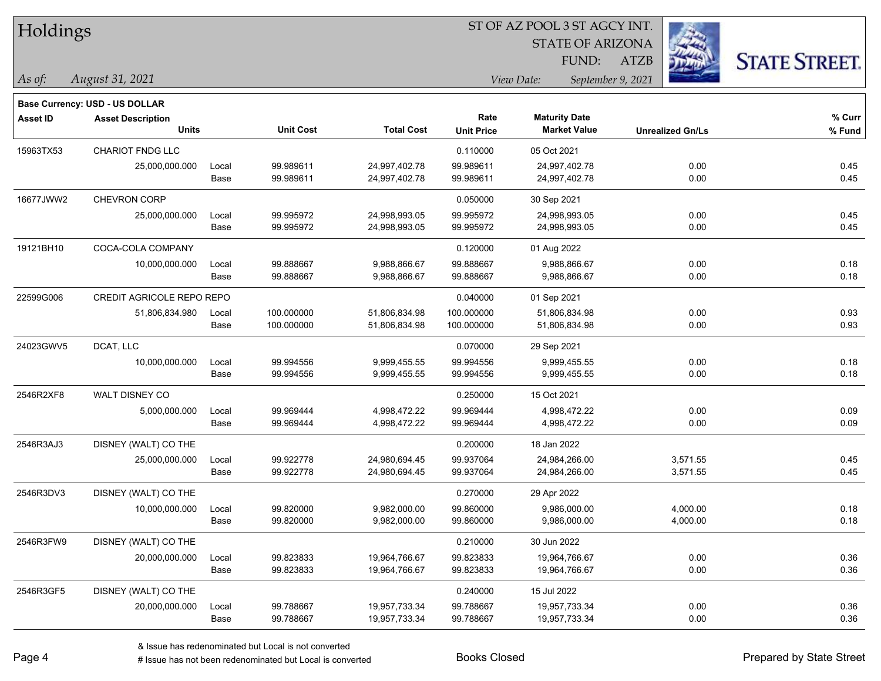# Holdings

ST OF AZ POOL 3 ST AGCY INT.
STATE OF ARIZONA
FUND: ATZB

*As of:* *August 31, 2021*

*View Date:* *September 9, 2021*

**Base Currency: USD - US DOLLAR**

| Asset ID | Asset Description / Units | | Unit Cost | Total Cost | Rate / Unit Price | Maturity Date / Market Value | Unrealized Gn/Ls | % Curr / % Fund |
|---|---|---|---|---|---|---|---|---|
| 15963TX53 | CHARIOT FNDG LLC | | | | 0.110000 | 05 Oct 2021 | | |
| | 25,000,000.000 | Local | 99.989611 | 24,997,402.78 | 99.989611 | 24,997,402.78 | 0.00 | 0.45 |
| | | Base | 99.989611 | 24,997,402.78 | 99.989611 | 24,997,402.78 | 0.00 | 0.45 |
| 16677JWW2 | CHEVRON CORP | | | | 0.050000 | 30 Sep 2021 | | |
| | 25,000,000.000 | Local | 99.995972 | 24,998,993.05 | 99.995972 | 24,998,993.05 | 0.00 | 0.45 |
| | | Base | 99.995972 | 24,998,993.05 | 99.995972 | 24,998,993.05 | 0.00 | 0.45 |
| 19121BH10 | COCA-COLA COMPANY | | | | 0.120000 | 01 Aug 2022 | | |
| | 10,000,000.000 | Local | 99.888667 | 9,988,866.67 | 99.888667 | 9,988,866.67 | 0.00 | 0.18 |
| | | Base | 99.888667 | 9,988,866.67 | 99.888667 | 9,988,866.67 | 0.00 | 0.18 |
| 22599G006 | CREDIT AGRICOLE REPO REPO | | | | 0.040000 | 01 Sep 2021 | | |
| | 51,806,834.980 | Local | 100.000000 | 51,806,834.98 | 100.000000 | 51,806,834.98 | 0.00 | 0.93 |
| | | Base | 100.000000 | 51,806,834.98 | 100.000000 | 51,806,834.98 | 0.00 | 0.93 |
| 24023GWV5 | DCAT, LLC | | | | 0.070000 | 29 Sep 2021 | | |
| | 10,000,000.000 | Local | 99.994556 | 9,999,455.55 | 99.994556 | 9,999,455.55 | 0.00 | 0.18 |
| | | Base | 99.994556 | 9,999,455.55 | 99.994556 | 9,999,455.55 | 0.00 | 0.18 |
| 2546R2XF8 | WALT DISNEY CO | | | | 0.250000 | 15 Oct 2021 | | |
| | 5,000,000.000 | Local | 99.969444 | 4,998,472.22 | 99.969444 | 4,998,472.22 | 0.00 | 0.09 |
| | | Base | 99.969444 | 4,998,472.22 | 99.969444 | 4,998,472.22 | 0.00 | 0.09 |
| 2546R3AJ3 | DISNEY (WALT) CO THE | | | | 0.200000 | 18 Jan 2022 | | |
| | 25,000,000.000 | Local | 99.922778 | 24,980,694.45 | 99.937064 | 24,984,266.00 | 3,571.55 | 0.45 |
| | | Base | 99.922778 | 24,980,694.45 | 99.937064 | 24,984,266.00 | 3,571.55 | 0.45 |
| 2546R3DV3 | DISNEY (WALT) CO THE | | | | 0.270000 | 29 Apr 2022 | | |
| | 10,000,000.000 | Local | 99.820000 | 9,982,000.00 | 99.860000 | 9,986,000.00 | 4,000.00 | 0.18 |
| | | Base | 99.820000 | 9,982,000.00 | 99.860000 | 9,986,000.00 | 4,000.00 | 0.18 |
| 2546R3FW9 | DISNEY (WALT) CO THE | | | | 0.210000 | 30 Jun 2022 | | |
| | 20,000,000.000 | Local | 99.823833 | 19,964,766.67 | 99.823833 | 19,964,766.67 | 0.00 | 0.36 |
| | | Base | 99.823833 | 19,964,766.67 | 99.823833 | 19,964,766.67 | 0.00 | 0.36 |
| 2546R3GF5 | DISNEY (WALT) CO THE | | | | 0.240000 | 15 Jul 2022 | | |
| | 20,000,000.000 | Local | 99.788667 | 19,957,733.34 | 99.788667 | 19,957,733.34 | 0.00 | 0.36 |
| | | Base | 99.788667 | 19,957,733.34 | 99.788667 | 19,957,733.34 | 0.00 | 0.36 |

& Issue has redenominated but Local is not converted
# Issue has not been redenominated but Local is converted

Books Closed

Prepared by State Street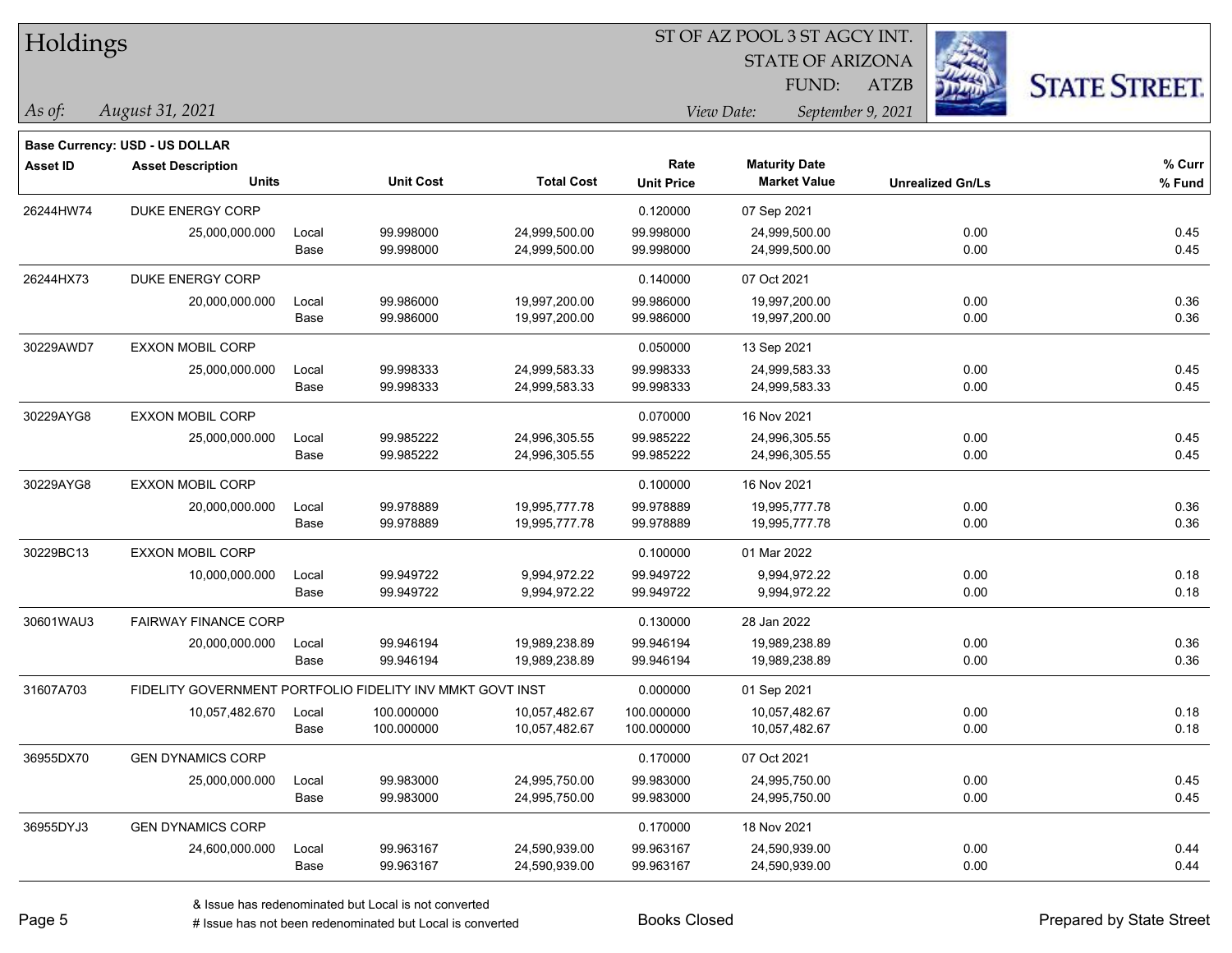# Holdings

ST OF AZ POOL 3 ST AGCY INT.
STATE OF ARIZONA
FUND: ATZB

*As of: August 31, 2021*

*View Date: September 9, 2021*

**Base Currency: USD - US DOLLAR**

| Asset ID | Asset Description / Units | | Unit Cost | Total Cost | Rate / Unit Price | Maturity Date / Market Value | Unrealized Gn/Ls | % Curr / % Fund |
|---|---|---|---|---|---|---|---|---|
| 26244HW74 | DUKE ENERGY CORP | | | | 0.120000 | 07 Sep 2021 | | |
| | 25,000,000.000 | Local | 99.998000 | 24,999,500.00 | 99.998000 | 24,999,500.00 | 0.00 | 0.45 |
| | | Base | 99.998000 | 24,999,500.00 | 99.998000 | 24,999,500.00 | 0.00 | 0.45 |
| 26244HX73 | DUKE ENERGY CORP | | | | 0.140000 | 07 Oct 2021 | | |
| | 20,000,000.000 | Local | 99.986000 | 19,997,200.00 | 99.986000 | 19,997,200.00 | 0.00 | 0.36 |
| | | Base | 99.986000 | 19,997,200.00 | 99.986000 | 19,997,200.00 | 0.00 | 0.36 |
| 30229AWD7 | EXXON MOBIL CORP | | | | 0.050000 | 13 Sep 2021 | | |
| | 25,000,000.000 | Local | 99.998333 | 24,999,583.33 | 99.998333 | 24,999,583.33 | 0.00 | 0.45 |
| | | Base | 99.998333 | 24,999,583.33 | 99.998333 | 24,999,583.33 | 0.00 | 0.45 |
| 30229AYG8 | EXXON MOBIL CORP | | | | 0.070000 | 16 Nov 2021 | | |
| | 25,000,000.000 | Local | 99.985222 | 24,996,305.55 | 99.985222 | 24,996,305.55 | 0.00 | 0.45 |
| | | Base | 99.985222 | 24,996,305.55 | 99.985222 | 24,996,305.55 | 0.00 | 0.45 |
| 30229AYG8 | EXXON MOBIL CORP | | | | 0.100000 | 16 Nov 2021 | | |
| | 20,000,000.000 | Local | 99.978889 | 19,995,777.78 | 99.978889 | 19,995,777.78 | 0.00 | 0.36 |
| | | Base | 99.978889 | 19,995,777.78 | 99.978889 | 19,995,777.78 | 0.00 | 0.36 |
| 30229BC13 | EXXON MOBIL CORP | | | | 0.100000 | 01 Mar 2022 | | |
| | 10,000,000.000 | Local | 99.949722 | 9,994,972.22 | 99.949722 | 9,994,972.22 | 0.00 | 0.18 |
| | | Base | 99.949722 | 9,994,972.22 | 99.949722 | 9,994,972.22 | 0.00 | 0.18 |
| 30601WAU3 | FAIRWAY FINANCE CORP | | | | 0.130000 | 28 Jan 2022 | | |
| | 20,000,000.000 | Local | 99.946194 | 19,989,238.89 | 99.946194 | 19,989,238.89 | 0.00 | 0.36 |
| | | Base | 99.946194 | 19,989,238.89 | 99.946194 | 19,989,238.89 | 0.00 | 0.36 |
| 31607A703 | FIDELITY GOVERNMENT PORTFOLIO FIDELITY INV MMKT GOVT INST | | | | 0.000000 | 01 Sep 2021 | | |
| | 10,057,482.670 | Local | 100.000000 | 10,057,482.67 | 100.000000 | 10,057,482.67 | 0.00 | 0.18 |
| | | Base | 100.000000 | 10,057,482.67 | 100.000000 | 10,057,482.67 | 0.00 | 0.18 |
| 36955DX70 | GEN DYNAMICS CORP | | | | 0.170000 | 07 Oct 2021 | | |
| | 25,000,000.000 | Local | 99.983000 | 24,995,750.00 | 99.983000 | 24,995,750.00 | 0.00 | 0.45 |
| | | Base | 99.983000 | 24,995,750.00 | 99.983000 | 24,995,750.00 | 0.00 | 0.45 |
| 36955DYJ3 | GEN DYNAMICS CORP | | | | 0.170000 | 18 Nov 2021 | | |
| | 24,600,000.000 | Local | 99.963167 | 24,590,939.00 | 99.963167 | 24,590,939.00 | 0.00 | 0.44 |
| | | Base | 99.963167 | 24,590,939.00 | 99.963167 | 24,590,939.00 | 0.00 | 0.44 |

& Issue has redenominated but Local is not converted
# Issue has not been redenominated but Local is converted

Books Closed

Prepared by State Street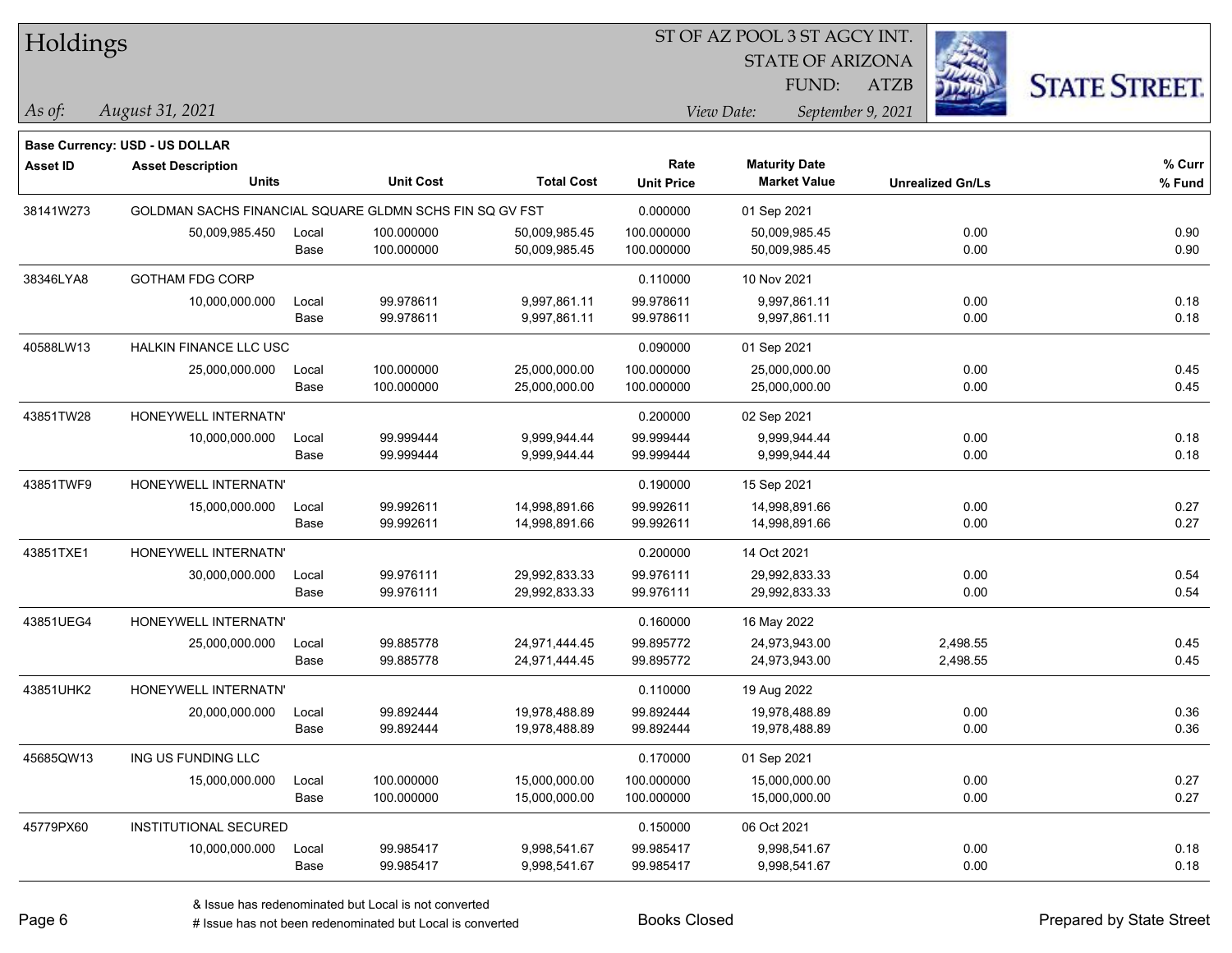# Holdings

ST OF AZ POOL 3 ST AGCY INT.
STATE OF ARIZONA
FUND: ATZB

*As of: August 31, 2021*

*View Date: September 9, 2021*

**Base Currency: USD - US DOLLAR**

| Asset ID | Asset Description / Units | | Unit Cost | Total Cost | Rate / Unit Price | Maturity Date / Market Value | Unrealized Gn/Ls | % Curr / % Fund |
|---|---|---|---|---|---|---|---|---|
| 38141W273 | GOLDMAN SACHS FINANCIAL SQUARE GLDMN SCHS FIN SQ GV FST | | | | 0.000000 | 01 Sep 2021 | | |
| | 50,009,985.450 | Local | 100.000000 | 50,009,985.45 | 100.000000 | 50,009,985.45 | 0.00 | 0.90 |
| | | Base | 100.000000 | 50,009,985.45 | 100.000000 | 50,009,985.45 | 0.00 | 0.90 |
| 38346LYA8 | GOTHAM FDG CORP | | | | 0.110000 | 10 Nov 2021 | | |
| | 10,000,000.000 | Local | 99.978611 | 9,997,861.11 | 99.978611 | 9,997,861.11 | 0.00 | 0.18 |
| | | Base | 99.978611 | 9,997,861.11 | 99.978611 | 9,997,861.11 | 0.00 | 0.18 |
| 40588LW13 | HALKIN FINANCE LLC USC | | | | 0.090000 | 01 Sep 2021 | | |
| | 25,000,000.000 | Local | 100.000000 | 25,000,000.00 | 100.000000 | 25,000,000.00 | 0.00 | 0.45 |
| | | Base | 100.000000 | 25,000,000.00 | 100.000000 | 25,000,000.00 | 0.00 | 0.45 |
| 43851TW28 | HONEYWELL INTERNATN' | | | | 0.200000 | 02 Sep 2021 | | |
| | 10,000,000.000 | Local | 99.999444 | 9,999,944.44 | 99.999444 | 9,999,944.44 | 0.00 | 0.18 |
| | | Base | 99.999444 | 9,999,944.44 | 99.999444 | 9,999,944.44 | 0.00 | 0.18 |
| 43851TWF9 | HONEYWELL INTERNATN' | | | | 0.190000 | 15 Sep 2021 | | |
| | 15,000,000.000 | Local | 99.992611 | 14,998,891.66 | 99.992611 | 14,998,891.66 | 0.00 | 0.27 |
| | | Base | 99.992611 | 14,998,891.66 | 99.992611 | 14,998,891.66 | 0.00 | 0.27 |
| 43851TXE1 | HONEYWELL INTERNATN' | | | | 0.200000 | 14 Oct 2021 | | |
| | 30,000,000.000 | Local | 99.976111 | 29,992,833.33 | 99.976111 | 29,992,833.33 | 0.00 | 0.54 |
| | | Base | 99.976111 | 29,992,833.33 | 99.976111 | 29,992,833.33 | 0.00 | 0.54 |
| 43851UEG4 | HONEYWELL INTERNATN' | | | | 0.160000 | 16 May 2022 | | |
| | 25,000,000.000 | Local | 99.885778 | 24,971,444.45 | 99.895772 | 24,973,943.00 | 2,498.55 | 0.45 |
| | | Base | 99.885778 | 24,971,444.45 | 99.895772 | 24,973,943.00 | 2,498.55 | 0.45 |
| 43851UHK2 | HONEYWELL INTERNATN' | | | | 0.110000 | 19 Aug 2022 | | |
| | 20,000,000.000 | Local | 99.892444 | 19,978,488.89 | 99.892444 | 19,978,488.89 | 0.00 | 0.36 |
| | | Base | 99.892444 | 19,978,488.89 | 99.892444 | 19,978,488.89 | 0.00 | 0.36 |
| 45685QW13 | ING US FUNDING LLC | | | | 0.170000 | 01 Sep 2021 | | |
| | 15,000,000.000 | Local | 100.000000 | 15,000,000.00 | 100.000000 | 15,000,000.00 | 0.00 | 0.27 |
| | | Base | 100.000000 | 15,000,000.00 | 100.000000 | 15,000,000.00 | 0.00 | 0.27 |
| 45779PX60 | INSTITUTIONAL SECURED | | | | 0.150000 | 06 Oct 2021 | | |
| | 10,000,000.000 | Local | 99.985417 | 9,998,541.67 | 99.985417 | 9,998,541.67 | 0.00 | 0.18 |
| | | Base | 99.985417 | 9,998,541.67 | 99.985417 | 9,998,541.67 | 0.00 | 0.18 |

& Issue has redenominated but Local is not converted
# Issue has not been redenominated but Local is converted

Books Closed

Prepared by State Street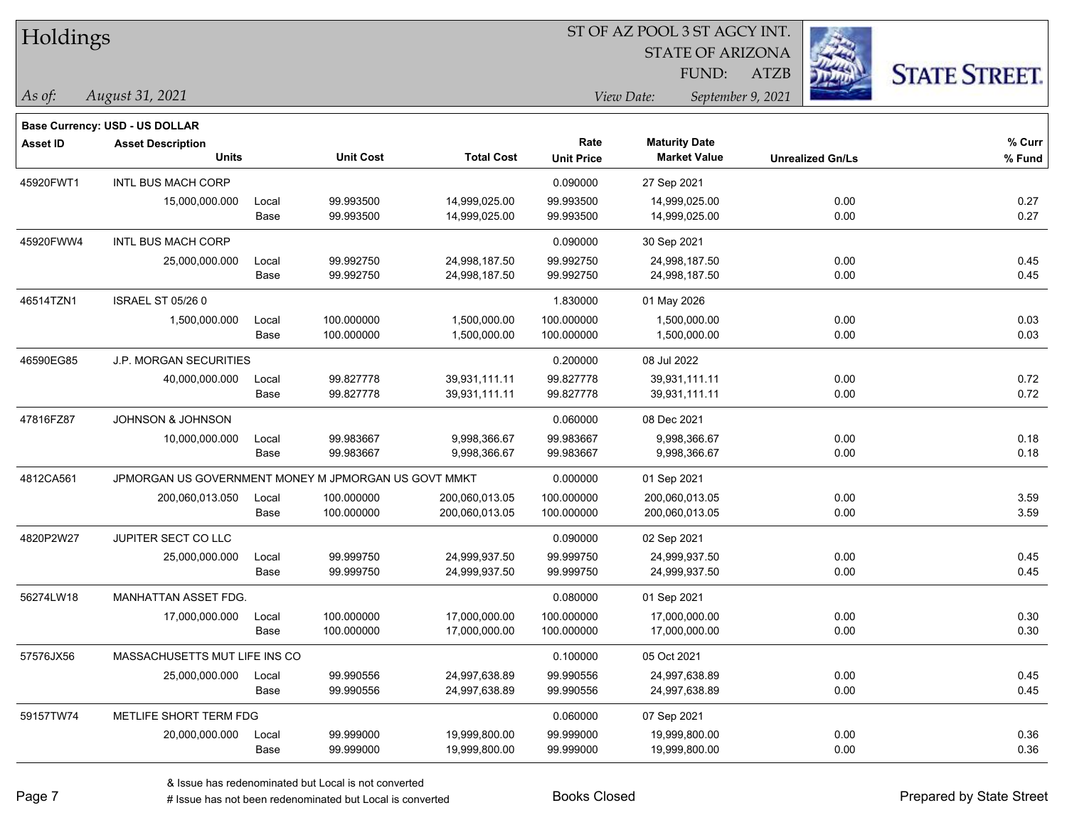# Holdings

ST OF AZ POOL 3 ST AGCY INT.
STATE OF ARIZONA
FUND: ATZB

*As of: August 31, 2021*

*View Date: September 9, 2021*

**Base Currency: USD - US DOLLAR**

| Asset ID | Asset Description / Units | | Unit Cost | Total Cost | Rate / Unit Price | Maturity Date / Market Value | Unrealized Gn/Ls | % Curr / % Fund |
|---|---|---|---|---|---|---|---|---|
| 45920FWT1 | INTL BUS MACH CORP | | | | 0.090000 | 27 Sep 2021 | | |
| | 15,000,000.000 | Local | 99.993500 | 14,999,025.00 | 99.993500 | 14,999,025.00 | 0.00 | 0.27 |
| | | Base | 99.993500 | 14,999,025.00 | 99.993500 | 14,999,025.00 | 0.00 | 0.27 |
| 45920FWW4 | INTL BUS MACH CORP | | | | 0.090000 | 30 Sep 2021 | | |
| | 25,000,000.000 | Local | 99.992750 | 24,998,187.50 | 99.992750 | 24,998,187.50 | 0.00 | 0.45 |
| | | Base | 99.992750 | 24,998,187.50 | 99.992750 | 24,998,187.50 | 0.00 | 0.45 |
| 46514TZN1 | ISRAEL ST 05/26 0 | | | | 1.830000 | 01 May 2026 | | |
| | 1,500,000.000 | Local | 100.000000 | 1,500,000.00 | 100.000000 | 1,500,000.00 | 0.00 | 0.03 |
| | | Base | 100.000000 | 1,500,000.00 | 100.000000 | 1,500,000.00 | 0.00 | 0.03 |
| 46590EG85 | J.P. MORGAN SECURITIES | | | | 0.200000 | 08 Jul 2022 | | |
| | 40,000,000.000 | Local | 99.827778 | 39,931,111.11 | 99.827778 | 39,931,111.11 | 0.00 | 0.72 |
| | | Base | 99.827778 | 39,931,111.11 | 99.827778 | 39,931,111.11 | 0.00 | 0.72 |
| 47816FZ87 | JOHNSON & JOHNSON | | | | 0.060000 | 08 Dec 2021 | | |
| | 10,000,000.000 | Local | 99.983667 | 9,998,366.67 | 99.983667 | 9,998,366.67 | 0.00 | 0.18 |
| | | Base | 99.983667 | 9,998,366.67 | 99.983667 | 9,998,366.67 | 0.00 | 0.18 |
| 4812CA561 | JPMORGAN US GOVERNMENT MONEY M JPMORGAN US GOVT MMKT | | | | 0.000000 | 01 Sep 2021 | | |
| | 200,060,013.050 | Local | 100.000000 | 200,060,013.05 | 100.000000 | 200,060,013.05 | 0.00 | 3.59 |
| | | Base | 100.000000 | 200,060,013.05 | 100.000000 | 200,060,013.05 | 0.00 | 3.59 |
| 4820P2W27 | JUPITER SECT CO LLC | | | | 0.090000 | 02 Sep 2021 | | |
| | 25,000,000.000 | Local | 99.999750 | 24,999,937.50 | 99.999750 | 24,999,937.50 | 0.00 | 0.45 |
| | | Base | 99.999750 | 24,999,937.50 | 99.999750 | 24,999,937.50 | 0.00 | 0.45 |
| 56274LW18 | MANHATTAN ASSET FDG. | | | | 0.080000 | 01 Sep 2021 | | |
| | 17,000,000.000 | Local | 100.000000 | 17,000,000.00 | 100.000000 | 17,000,000.00 | 0.00 | 0.30 |
| | | Base | 100.000000 | 17,000,000.00 | 100.000000 | 17,000,000.00 | 0.00 | 0.30 |
| 57576JX56 | MASSACHUSETTS MUT LIFE INS CO | | | | 0.100000 | 05 Oct 2021 | | |
| | 25,000,000.000 | Local | 99.990556 | 24,997,638.89 | 99.990556 | 24,997,638.89 | 0.00 | 0.45 |
| | | Base | 99.990556 | 24,997,638.89 | 99.990556 | 24,997,638.89 | 0.00 | 0.45 |
| 59157TW74 | METLIFE SHORT TERM FDG | | | | 0.060000 | 07 Sep 2021 | | |
| | 20,000,000.000 | Local | 99.999000 | 19,999,800.00 | 99.999000 | 19,999,800.00 | 0.00 | 0.36 |
| | | Base | 99.999000 | 19,999,800.00 | 99.999000 | 19,999,800.00 | 0.00 | 0.36 |

& Issue has redenominated but Local is not converted
# Issue has not been redenominated but Local is converted

Books Closed

Prepared by State Street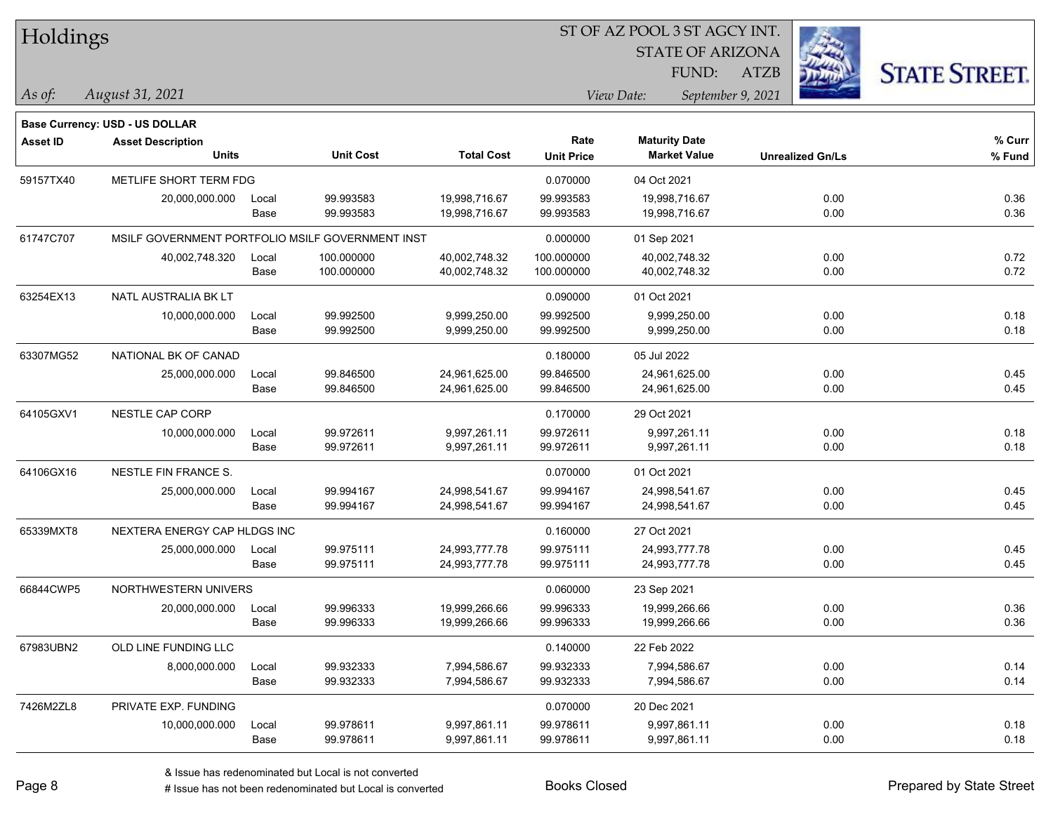# Holdings

ST OF AZ POOL 3 ST AGCY INT.
STATE OF ARIZONA
FUND: ATZB

*As of: August 31, 2021*

*View Date: September 9, 2021*

**Base Currency: USD - US DOLLAR**

| Asset ID | Asset Description / Units | | Unit Cost | Total Cost | Rate / Unit Price | Maturity Date / Market Value | Unrealized Gn/Ls | % Curr / % Fund |
|---|---|---|---|---|---|---|---|---|
| 59157TX40 | METLIFE SHORT TERM FDG | | | | 0.070000 | 04 Oct 2021 | | |
| | 20,000,000.000 | Local | 99.993583 | 19,998,716.67 | 99.993583 | 19,998,716.67 | 0.00 | 0.36 |
| | | Base | 99.993583 | 19,998,716.67 | 99.993583 | 19,998,716.67 | 0.00 | 0.36 |
| 61747C707 | MSILF GOVERNMENT PORTFOLIO MSILF GOVERNMENT INST | | | | 0.000000 | 01 Sep 2021 | | |
| | 40,002,748.320 | Local | 100.000000 | 40,002,748.32 | 100.000000 | 40,002,748.32 | 0.00 | 0.72 |
| | | Base | 100.000000 | 40,002,748.32 | 100.000000 | 40,002,748.32 | 0.00 | 0.72 |
| 63254EX13 | NATL AUSTRALIA BK LT | | | | 0.090000 | 01 Oct 2021 | | |
| | 10,000,000.000 | Local | 99.992500 | 9,999,250.00 | 99.992500 | 9,999,250.00 | 0.00 | 0.18 |
| | | Base | 99.992500 | 9,999,250.00 | 99.992500 | 9,999,250.00 | 0.00 | 0.18 |
| 63307MG52 | NATIONAL BK OF CANAD | | | | 0.180000 | 05 Jul 2022 | | |
| | 25,000,000.000 | Local | 99.846500 | 24,961,625.00 | 99.846500 | 24,961,625.00 | 0.00 | 0.45 |
| | | Base | 99.846500 | 24,961,625.00 | 99.846500 | 24,961,625.00 | 0.00 | 0.45 |
| 64105GXV1 | NESTLE CAP CORP | | | | 0.170000 | 29 Oct 2021 | | |
| | 10,000,000.000 | Local | 99.972611 | 9,997,261.11 | 99.972611 | 9,997,261.11 | 0.00 | 0.18 |
| | | Base | 99.972611 | 9,997,261.11 | 99.972611 | 9,997,261.11 | 0.00 | 0.18 |
| 64106GX16 | NESTLE FIN FRANCE S. | | | | 0.070000 | 01 Oct 2021 | | |
| | 25,000,000.000 | Local | 99.994167 | 24,998,541.67 | 99.994167 | 24,998,541.67 | 0.00 | 0.45 |
| | | Base | 99.994167 | 24,998,541.67 | 99.994167 | 24,998,541.67 | 0.00 | 0.45 |
| 65339MXT8 | NEXTERA ENERGY CAP HLDGS INC | | | | 0.160000 | 27 Oct 2021 | | |
| | 25,000,000.000 | Local | 99.975111 | 24,993,777.78 | 99.975111 | 24,993,777.78 | 0.00 | 0.45 |
| | | Base | 99.975111 | 24,993,777.78 | 99.975111 | 24,993,777.78 | 0.00 | 0.45 |
| 66844CWP5 | NORTHWESTERN UNIVERS | | | | 0.060000 | 23 Sep 2021 | | |
| | 20,000,000.000 | Local | 99.996333 | 19,999,266.66 | 99.996333 | 19,999,266.66 | 0.00 | 0.36 |
| | | Base | 99.996333 | 19,999,266.66 | 99.996333 | 19,999,266.66 | 0.00 | 0.36 |
| 67983UBN2 | OLD LINE FUNDING LLC | | | | 0.140000 | 22 Feb 2022 | | |
| | 8,000,000.000 | Local | 99.932333 | 7,994,586.67 | 99.932333 | 7,994,586.67 | 0.00 | 0.14 |
| | | Base | 99.932333 | 7,994,586.67 | 99.932333 | 7,994,586.67 | 0.00 | 0.14 |
| 7426M2ZL8 | PRIVATE EXP. FUNDING | | | | 0.070000 | 20 Dec 2021 | | |
| | 10,000,000.000 | Local | 99.978611 | 9,997,861.11 | 99.978611 | 9,997,861.11 | 0.00 | 0.18 |
| | | Base | 99.978611 | 9,997,861.11 | 99.978611 | 9,997,861.11 | 0.00 | 0.18 |

& Issue has redenominated but Local is not converted
# Issue has not been redenominated but Local is converted

Books Closed

Prepared by State Street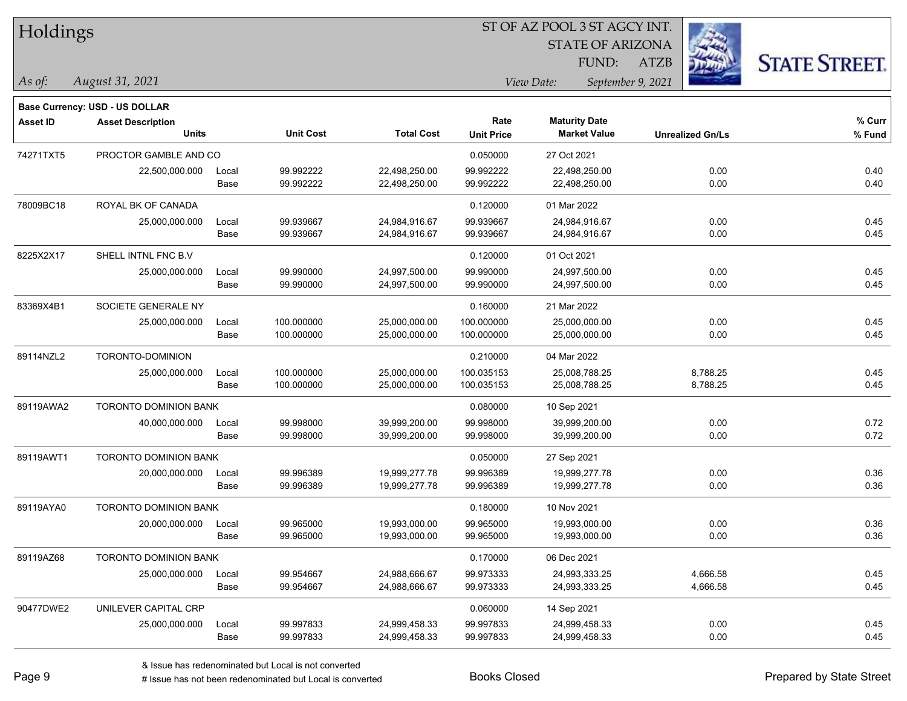# Holdings

ST OF AZ POOL 3 ST AGCY INT.
STATE OF ARIZONA
FUND: ATZB

*As of: August 31, 2021*

*View Date: September 9, 2021*

**Base Currency: USD - US DOLLAR**

| Asset ID | Asset Description / Units | | Unit Cost | Total Cost | Rate / Unit Price | Maturity Date / Market Value | Unrealized Gn/Ls | % Curr / % Fund |
|---|---|---|---|---|---|---|---|---|
| 74271TXT5 | PROCTOR GAMBLE AND CO | | | | 0.050000 | 27 Oct 2021 | | |
| | 22,500,000.000 | Local | 99.992222 | 22,498,250.00 | 99.992222 | 22,498,250.00 | 0.00 | 0.40 |
| | | Base | 99.992222 | 22,498,250.00 | 99.992222 | 22,498,250.00 | 0.00 | 0.40 |
| 78009BC18 | ROYAL BK OF CANADA | | | | 0.120000 | 01 Mar 2022 | | |
| | 25,000,000.000 | Local | 99.939667 | 24,984,916.67 | 99.939667 | 24,984,916.67 | 0.00 | 0.45 |
| | | Base | 99.939667 | 24,984,916.67 | 99.939667 | 24,984,916.67 | 0.00 | 0.45 |
| 8225X2X17 | SHELL INTNL FNC B.V | | | | 0.120000 | 01 Oct 2021 | | |
| | 25,000,000.000 | Local | 99.990000 | 24,997,500.00 | 99.990000 | 24,997,500.00 | 0.00 | 0.45 |
| | | Base | 99.990000 | 24,997,500.00 | 99.990000 | 24,997,500.00 | 0.00 | 0.45 |
| 83369X4B1 | SOCIETE GENERALE NY | | | | 0.160000 | 21 Mar 2022 | | |
| | 25,000,000.000 | Local | 100.000000 | 25,000,000.00 | 100.000000 | 25,000,000.00 | 0.00 | 0.45 |
| | | Base | 100.000000 | 25,000,000.00 | 100.000000 | 25,000,000.00 | 0.00 | 0.45 |
| 89114NZL2 | TORONTO-DOMINION | | | | 0.210000 | 04 Mar 2022 | | |
| | 25,000,000.000 | Local | 100.000000 | 25,000,000.00 | 100.035153 | 25,008,788.25 | 8,788.25 | 0.45 |
| | | Base | 100.000000 | 25,000,000.00 | 100.035153 | 25,008,788.25 | 8,788.25 | 0.45 |
| 89119AWA2 | TORONTO DOMINION BANK | | | | 0.080000 | 10 Sep 2021 | | |
| | 40,000,000.000 | Local | 99.998000 | 39,999,200.00 | 99.998000 | 39,999,200.00 | 0.00 | 0.72 |
| | | Base | 99.998000 | 39,999,200.00 | 99.998000 | 39,999,200.00 | 0.00 | 0.72 |
| 89119AWT1 | TORONTO DOMINION BANK | | | | 0.050000 | 27 Sep 2021 | | |
| | 20,000,000.000 | Local | 99.996389 | 19,999,277.78 | 99.996389 | 19,999,277.78 | 0.00 | 0.36 |
| | | Base | 99.996389 | 19,999,277.78 | 99.996389 | 19,999,277.78 | 0.00 | 0.36 |
| 89119AYA0 | TORONTO DOMINION BANK | | | | 0.180000 | 10 Nov 2021 | | |
| | 20,000,000.000 | Local | 99.965000 | 19,993,000.00 | 99.965000 | 19,993,000.00 | 0.00 | 0.36 |
| | | Base | 99.965000 | 19,993,000.00 | 99.965000 | 19,993,000.00 | 0.00 | 0.36 |
| 89119AZ68 | TORONTO DOMINION BANK | | | | 0.170000 | 06 Dec 2021 | | |
| | 25,000,000.000 | Local | 99.954667 | 24,988,666.67 | 99.973333 | 24,993,333.25 | 4,666.58 | 0.45 |
| | | Base | 99.954667 | 24,988,666.67 | 99.973333 | 24,993,333.25 | 4,666.58 | 0.45 |
| 90477DWE2 | UNILEVER CAPITAL CRP | | | | 0.060000 | 14 Sep 2021 | | |
| | 25,000,000.000 | Local | 99.997833 | 24,999,458.33 | 99.997833 | 24,999,458.33 | 0.00 | 0.45 |
| | | Base | 99.997833 | 24,999,458.33 | 99.997833 | 24,999,458.33 | 0.00 | 0.45 |

& Issue has redenominated but Local is not converted

# Issue has not been redenominated but Local is converted

Books Closed

Prepared by State Street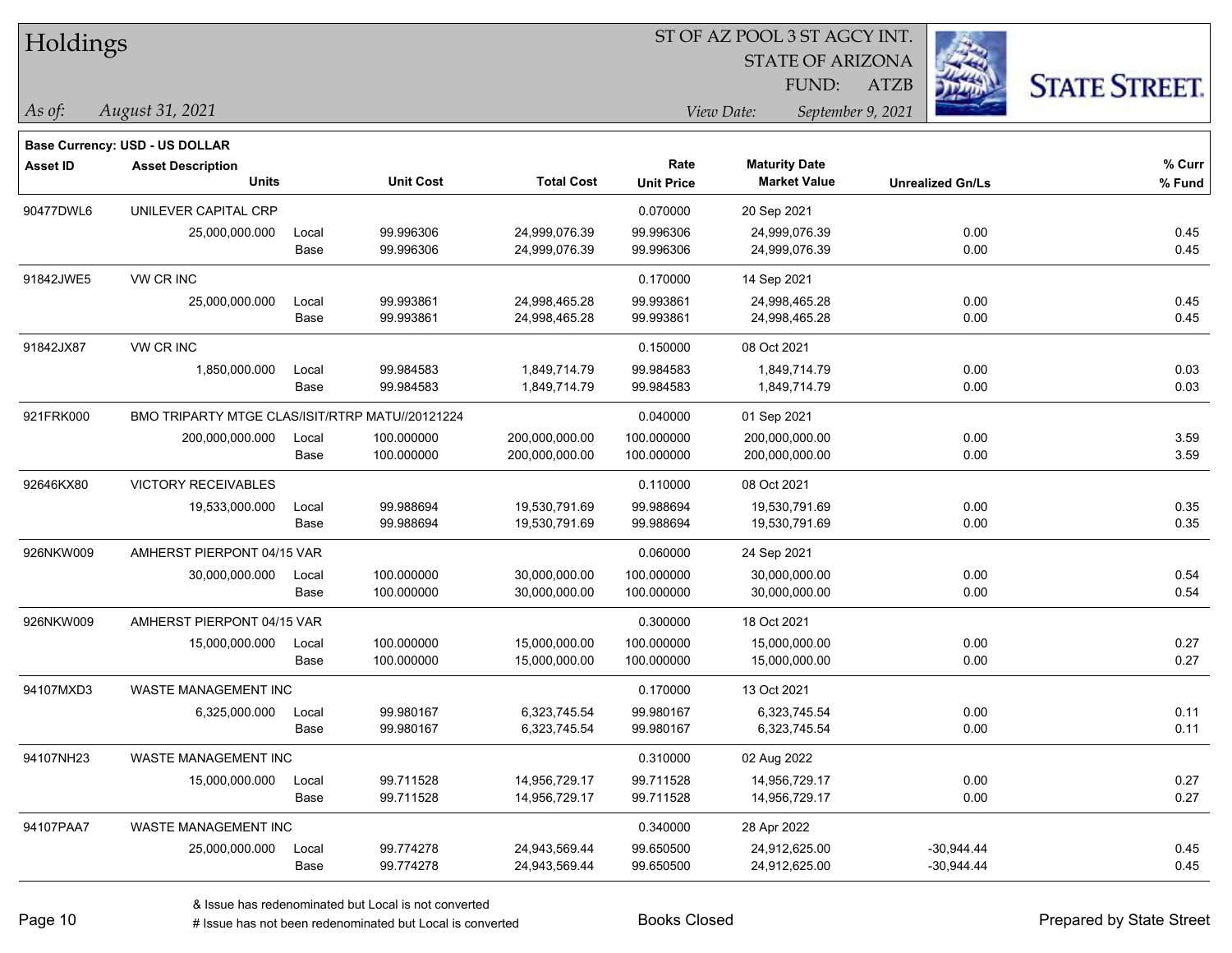# Holdings

ST OF AZ POOL 3 ST AGCY INT.
STATE OF ARIZONA
FUND: ATZB

*As of: August 31, 2021*
*View Date: September 9, 2021*

**Base Currency: USD - US DOLLAR**

| Asset ID | Asset Description / Units | | Unit Cost | Total Cost | Rate / Unit Price | Maturity Date / Market Value | Unrealized Gn/Ls | % Curr / % Fund |
|---|---|---|---|---|---|---|---|---|
| 90477DWL6 | UNILEVER CAPITAL CRP | | | | 0.070000 | 20 Sep 2021 | | |
| | 25,000,000.000 | Local | 99.996306 | 24,999,076.39 | 99.996306 | 24,999,076.39 | 0.00 | 0.45 |
| | | Base | 99.996306 | 24,999,076.39 | 99.996306 | 24,999,076.39 | 0.00 | 0.45 |
| 91842JWE5 | VW CR INC | | | | 0.170000 | 14 Sep 2021 | | |
| | 25,000,000.000 | Local | 99.993861 | 24,998,465.28 | 99.993861 | 24,998,465.28 | 0.00 | 0.45 |
| | | Base | 99.993861 | 24,998,465.28 | 99.993861 | 24,998,465.28 | 0.00 | 0.45 |
| 91842JX87 | VW CR INC | | | | 0.150000 | 08 Oct 2021 | | |
| | 1,850,000.000 | Local | 99.984583 | 1,849,714.79 | 99.984583 | 1,849,714.79 | 0.00 | 0.03 |
| | | Base | 99.984583 | 1,849,714.79 | 99.984583 | 1,849,714.79 | 0.00 | 0.03 |
| 921FRK000 | BMO TRIPARTY MTGE CLAS/ISIT/RTRP MATU//20121224 | | | | 0.040000 | 01 Sep 2021 | | |
| | 200,000,000.000 | Local | 100.000000 | 200,000,000.00 | 100.000000 | 200,000,000.00 | 0.00 | 3.59 |
| | | Base | 100.000000 | 200,000,000.00 | 100.000000 | 200,000,000.00 | 0.00 | 3.59 |
| 92646KX80 | VICTORY RECEIVABLES | | | | 0.110000 | 08 Oct 2021 | | |
| | 19,533,000.000 | Local | 99.988694 | 19,530,791.69 | 99.988694 | 19,530,791.69 | 0.00 | 0.35 |
| | | Base | 99.988694 | 19,530,791.69 | 99.988694 | 19,530,791.69 | 0.00 | 0.35 |
| 926NKW009 | AMHERST PIERPONT 04/15 VAR | | | | 0.060000 | 24 Sep 2021 | | |
| | 30,000,000.000 | Local | 100.000000 | 30,000,000.00 | 100.000000 | 30,000,000.00 | 0.00 | 0.54 |
| | | Base | 100.000000 | 30,000,000.00 | 100.000000 | 30,000,000.00 | 0.00 | 0.54 |
| 926NKW009 | AMHERST PIERPONT 04/15 VAR | | | | 0.300000 | 18 Oct 2021 | | |
| | 15,000,000.000 | Local | 100.000000 | 15,000,000.00 | 100.000000 | 15,000,000.00 | 0.00 | 0.27 |
| | | Base | 100.000000 | 15,000,000.00 | 100.000000 | 15,000,000.00 | 0.00 | 0.27 |
| 94107MXD3 | WASTE MANAGEMENT INC | | | | 0.170000 | 13 Oct 2021 | | |
| | 6,325,000.000 | Local | 99.980167 | 6,323,745.54 | 99.980167 | 6,323,745.54 | 0.00 | 0.11 |
| | | Base | 99.980167 | 6,323,745.54 | 99.980167 | 6,323,745.54 | 0.00 | 0.11 |
| 94107NH23 | WASTE MANAGEMENT INC | | | | 0.310000 | 02 Aug 2022 | | |
| | 15,000,000.000 | Local | 99.711528 | 14,956,729.17 | 99.711528 | 14,956,729.17 | 0.00 | 0.27 |
| | | Base | 99.711528 | 14,956,729.17 | 99.711528 | 14,956,729.17 | 0.00 | 0.27 |
| 94107PAA7 | WASTE MANAGEMENT INC | | | | 0.340000 | 28 Apr 2022 | | |
| | 25,000,000.000 | Local | 99.774278 | 24,943,569.44 | 99.650500 | 24,912,625.00 | -30,944.44 | 0.45 |
| | | Base | 99.774278 | 24,943,569.44 | 99.650500 | 24,912,625.00 | -30,944.44 | 0.45 |

& Issue has redenominated but Local is not converted
# Issue has not been redenominated but Local is converted

Books Closed

Prepared by State Street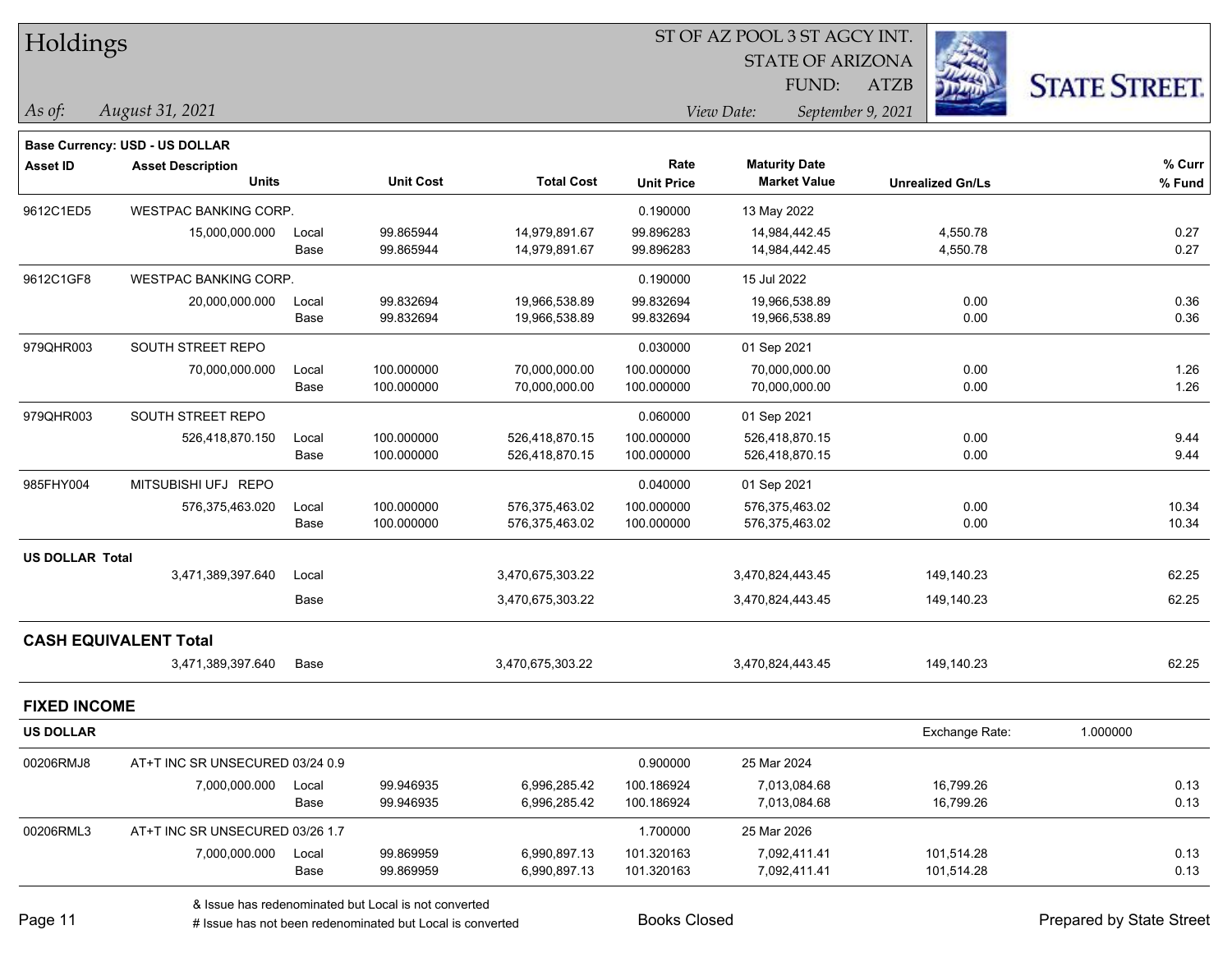# Holdings

ST OF AZ POOL 3 ST AGCY INT.
STATE OF ARIZONA
FUND: ATZB

*As of:* *August 31, 2021*
*View Date:* *September 9, 2021*

**Base Currency: USD - US DOLLAR**

| Asset ID | Asset Description / Units | | Unit Cost | Total Cost | Rate / Unit Price | Maturity Date / Market Value | Unrealized Gn/Ls | % Curr / % Fund |
|---|---|---|---|---|---|---|---|---|
| 9612C1ED5 | WESTPAC BANKING CORP. | | | | 0.190000 | 13 May 2022 | | |
| | 15,000,000.000 | Local | 99.865944 | 14,979,891.67 | 99.896283 | 14,984,442.45 | 4,550.78 | 0.27 |
| | | Base | 99.865944 | 14,979,891.67 | 99.896283 | 14,984,442.45 | 4,550.78 | 0.27 |
| 9612C1GF8 | WESTPAC BANKING CORP. | | | | 0.190000 | 15 Jul 2022 | | |
| | 20,000,000.000 | Local | 99.832694 | 19,966,538.89 | 99.832694 | 19,966,538.89 | 0.00 | 0.36 |
| | | Base | 99.832694 | 19,966,538.89 | 99.832694 | 19,966,538.89 | 0.00 | 0.36 |
| 979QHR003 | SOUTH STREET REPO | | | | 0.030000 | 01 Sep 2021 | | |
| | 70,000,000.000 | Local | 100.000000 | 70,000,000.00 | 100.000000 | 70,000,000.00 | 0.00 | 1.26 |
| | | Base | 100.000000 | 70,000,000.00 | 100.000000 | 70,000,000.00 | 0.00 | 1.26 |
| 979QHR003 | SOUTH STREET REPO | | | | 0.060000 | 01 Sep 2021 | | |
| | 526,418,870.150 | Local | 100.000000 | 526,418,870.15 | 100.000000 | 526,418,870.15 | 0.00 | 9.44 |
| | | Base | 100.000000 | 526,418,870.15 | 100.000000 | 526,418,870.15 | 0.00 | 9.44 |
| 985FHY004 | MITSUBISHI UFJ REPO | | | | 0.040000 | 01 Sep 2021 | | |
| | 576,375,463.020 | Local | 100.000000 | 576,375,463.02 | 100.000000 | 576,375,463.02 | 0.00 | 10.34 |
| | | Base | 100.000000 | 576,375,463.02 | 100.000000 | 576,375,463.02 | 0.00 | 10.34 |
| **US DOLLAR Total** | | | | | | | | |
| | 3,471,389,397.640 | Local | | 3,470,675,303.22 | | 3,470,824,443.45 | 149,140.23 | 62.25 |
| | | Base | | 3,470,675,303.22 | | 3,470,824,443.45 | 149,140.23 | 62.25 |
| **CASH EQUIVALENT Total** | | | | | | | | |
| | 3,471,389,397.640 | Base | | 3,470,675,303.22 | | 3,470,824,443.45 | 149,140.23 | 62.25 |

## FIXED INCOME

**US DOLLAR** — Exchange Rate: 1.000000

| Asset ID | Asset Description / Units | | Unit Cost | Total Cost | Rate / Unit Price | Maturity Date / Market Value | Unrealized Gn/Ls | % Curr / % Fund |
|---|---|---|---|---|---|---|---|---|
| 00206RMJ8 | AT+T INC SR UNSECURED 03/24 0.9 | | | | 0.900000 | 25 Mar 2024 | | |
| | 7,000,000.000 | Local | 99.946935 | 6,996,285.42 | 100.186924 | 7,013,084.68 | 16,799.26 | 0.13 |
| | | Base | 99.946935 | 6,996,285.42 | 100.186924 | 7,013,084.68 | 16,799.26 | 0.13 |
| 00206RML3 | AT+T INC SR UNSECURED 03/26 1.7 | | | | 1.700000 | 25 Mar 2026 | | |
| | 7,000,000.000 | Local | 99.869959 | 6,990,897.13 | 101.320163 | 7,092,411.41 | 101,514.28 | 0.13 |
| | | Base | 99.869959 | 6,990,897.13 | 101.320163 | 7,092,411.41 | 101,514.28 | 0.13 |

& Issue has redenominated but Local is not converted
# Issue has not been redenominated but Local is converted

Books Closed

Prepared by State Street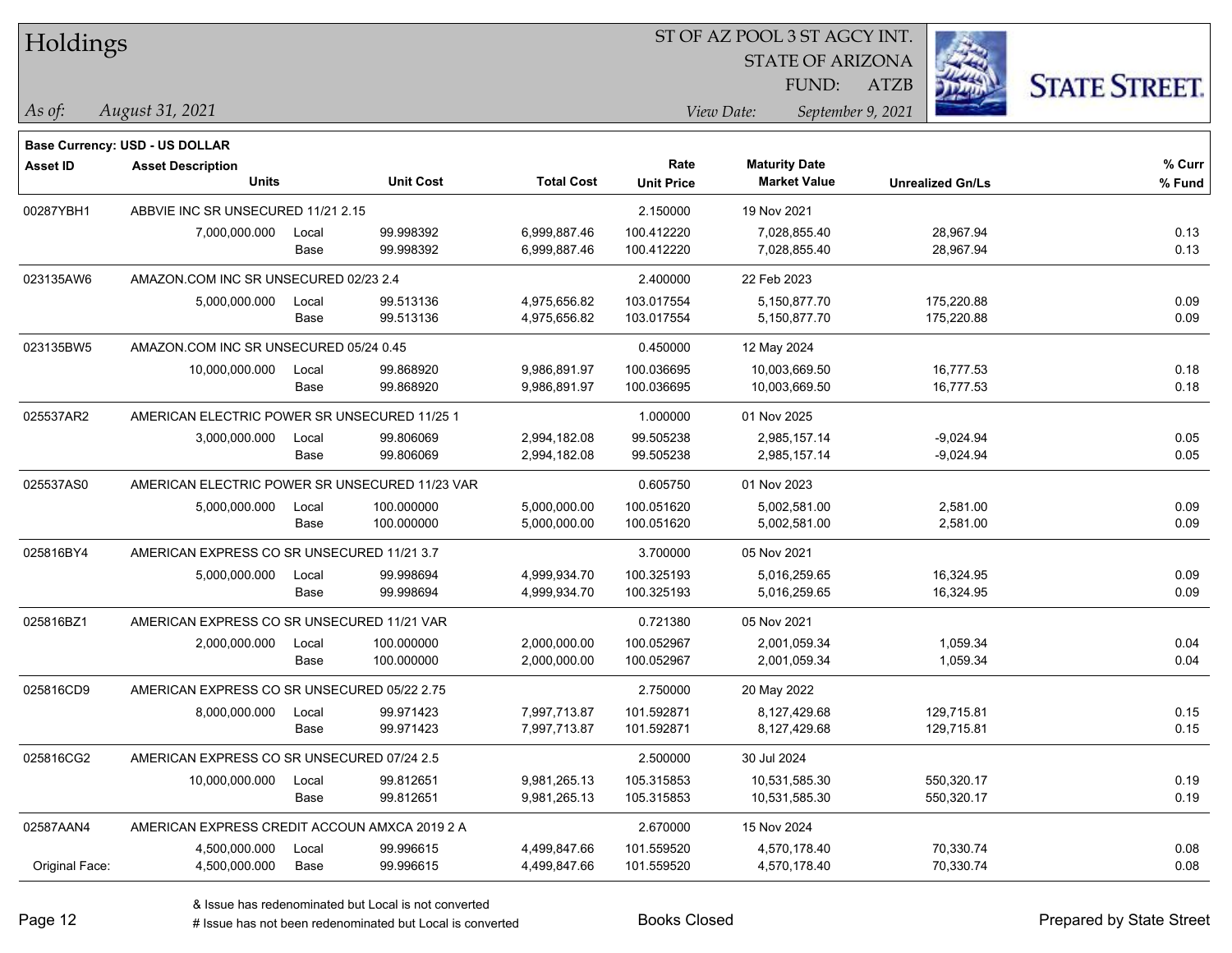# Holdings

ST OF AZ POOL 3 ST AGCY INT.
STATE OF ARIZONA
FUND: ATZB

*As of:* *August 31, 2021*

*View Date:* *September 9, 2021*

**Base Currency: USD - US DOLLAR**

| Asset ID | Asset Description / Units | | Unit Cost | Total Cost | Rate / Unit Price | Maturity Date / Market Value | Unrealized Gn/Ls | % Curr / % Fund |
|---|---|---|---|---|---|---|---|---|
| 00287YBH1 | ABBVIE INC SR UNSECURED 11/21 2.15 | | | | 2.150000 | 19 Nov 2021 | | |
| | 7,000,000.000 | Local | 99.998392 | 6,999,887.46 | 100.412220 | 7,028,855.40 | 28,967.94 | 0.13 |
| | | Base | 99.998392 | 6,999,887.46 | 100.412220 | 7,028,855.40 | 28,967.94 | 0.13 |
| 023135AW6 | AMAZON.COM INC SR UNSECURED 02/23 2.4 | | | | 2.400000 | 22 Feb 2023 | | |
| | 5,000,000.000 | Local | 99.513136 | 4,975,656.82 | 103.017554 | 5,150,877.70 | 175,220.88 | 0.09 |
| | | Base | 99.513136 | 4,975,656.82 | 103.017554 | 5,150,877.70 | 175,220.88 | 0.09 |
| 023135BW5 | AMAZON.COM INC SR UNSECURED 05/24 0.45 | | | | 0.450000 | 12 May 2024 | | |
| | 10,000,000.000 | Local | 99.868920 | 9,986,891.97 | 100.036695 | 10,003,669.50 | 16,777.53 | 0.18 |
| | | Base | 99.868920 | 9,986,891.97 | 100.036695 | 10,003,669.50 | 16,777.53 | 0.18 |
| 025537AR2 | AMERICAN ELECTRIC POWER SR UNSECURED 11/25 1 | | | | 1.000000 | 01 Nov 2025 | | |
| | 3,000,000.000 | Local | 99.806069 | 2,994,182.08 | 99.505238 | 2,985,157.14 | -9,024.94 | 0.05 |
| | | Base | 99.806069 | 2,994,182.08 | 99.505238 | 2,985,157.14 | -9,024.94 | 0.05 |
| 025537AS0 | AMERICAN ELECTRIC POWER SR UNSECURED 11/23 VAR | | | | 0.605750 | 01 Nov 2023 | | |
| | 5,000,000.000 | Local | 100.000000 | 5,000,000.00 | 100.051620 | 5,002,581.00 | 2,581.00 | 0.09 |
| | | Base | 100.000000 | 5,000,000.00 | 100.051620 | 5,002,581.00 | 2,581.00 | 0.09 |
| 025816BY4 | AMERICAN EXPRESS CO SR UNSECURED 11/21 3.7 | | | | 3.700000 | 05 Nov 2021 | | |
| | 5,000,000.000 | Local | 99.998694 | 4,999,934.70 | 100.325193 | 5,016,259.65 | 16,324.95 | 0.09 |
| | | Base | 99.998694 | 4,999,934.70 | 100.325193 | 5,016,259.65 | 16,324.95 | 0.09 |
| 025816BZ1 | AMERICAN EXPRESS CO SR UNSECURED 11/21 VAR | | | | 0.721380 | 05 Nov 2021 | | |
| | 2,000,000.000 | Local | 100.000000 | 2,000,000.00 | 100.052967 | 2,001,059.34 | 1,059.34 | 0.04 |
| | | Base | 100.000000 | 2,000,000.00 | 100.052967 | 2,001,059.34 | 1,059.34 | 0.04 |
| 025816CD9 | AMERICAN EXPRESS CO SR UNSECURED 05/22 2.75 | | | | 2.750000 | 20 May 2022 | | |
| | 8,000,000.000 | Local | 99.971423 | 7,997,713.87 | 101.592871 | 8,127,429.68 | 129,715.81 | 0.15 |
| | | Base | 99.971423 | 7,997,713.87 | 101.592871 | 8,127,429.68 | 129,715.81 | 0.15 |
| 025816CG2 | AMERICAN EXPRESS CO SR UNSECURED 07/24 2.5 | | | | 2.500000 | 30 Jul 2024 | | |
| | 10,000,000.000 | Local | 99.812651 | 9,981,265.13 | 105.315853 | 10,531,585.30 | 550,320.17 | 0.19 |
| | | Base | 99.812651 | 9,981,265.13 | 105.315853 | 10,531,585.30 | 550,320.17 | 0.19 |
| 02587AAN4 | AMERICAN EXPRESS CREDIT ACCOUN AMXCA 2019 2 A | | | | 2.670000 | 15 Nov 2024 | | |
| | 4,500,000.000 | Local | 99.996615 | 4,499,847.66 | 101.559520 | 4,570,178.40 | 70,330.74 | 0.08 |
| Original Face: | 4,500,000.000 | Base | 99.996615 | 4,499,847.66 | 101.559520 | 4,570,178.40 | 70,330.74 | 0.08 |

& Issue has redenominated but Local is not converted
# Issue has not been redenominated but Local is converted

Books Closed

Prepared by State Street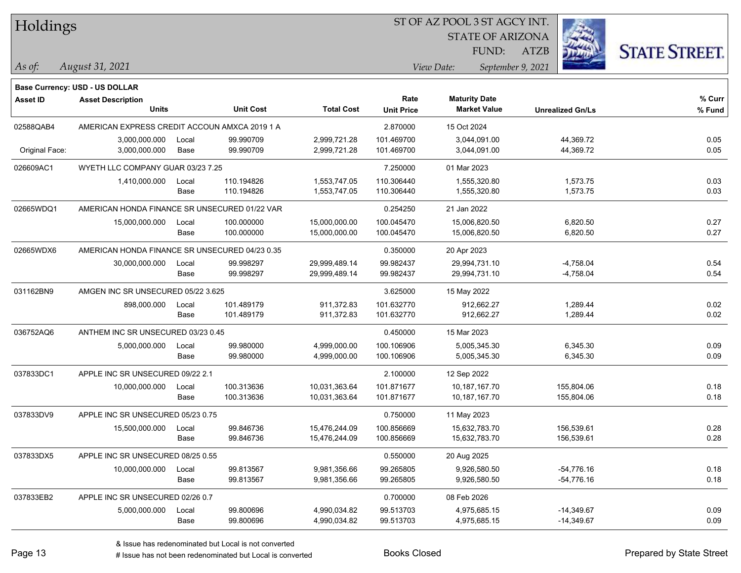# Holdings

ST OF AZ POOL 3 ST AGCY INT.
STATE OF ARIZONA
FUND: ATZB

*As of: August 31, 2021*

*View Date: September 9, 2021*

**Base Currency: USD - US DOLLAR**

| Asset ID | Asset Description / Units | | Unit Cost | Total Cost | Rate / Unit Price | Maturity Date / Market Value | Unrealized Gn/Ls | % Curr / % Fund |
|---|---|---|---|---|---|---|---|---|
| 02588QAB4 | AMERICAN EXPRESS CREDIT ACCOUN AMXCA 2019 1 A | | | | 2.870000 | 15 Oct 2024 | | |
| | 3,000,000.000 | Local | 99.990709 | 2,999,721.28 | 101.469700 | 3,044,091.00 | 44,369.72 | 0.05 |
| Original Face: | 3,000,000.000 | Base | 99.990709 | 2,999,721.28 | 101.469700 | 3,044,091.00 | 44,369.72 | 0.05 |
| 026609AC1 | WYETH LLC COMPANY GUAR 03/23 7.25 | | | | 7.250000 | 01 Mar 2023 | | |
| | 1,410,000.000 | Local | 110.194826 | 1,553,747.05 | 110.306440 | 1,555,320.80 | 1,573.75 | 0.03 |
| | | Base | 110.194826 | 1,553,747.05 | 110.306440 | 1,555,320.80 | 1,573.75 | 0.03 |
| 02665WDQ1 | AMERICAN HONDA FINANCE SR UNSECURED 01/22 VAR | | | | 0.254250 | 21 Jan 2022 | | |
| | 15,000,000.000 | Local | 100.000000 | 15,000,000.00 | 100.045470 | 15,006,820.50 | 6,820.50 | 0.27 |
| | | Base | 100.000000 | 15,000,000.00 | 100.045470 | 15,006,820.50 | 6,820.50 | 0.27 |
| 02665WDX6 | AMERICAN HONDA FINANCE SR UNSECURED 04/23 0.35 | | | | 0.350000 | 20 Apr 2023 | | |
| | 30,000,000.000 | Local | 99.998297 | 29,999,489.14 | 99.982437 | 29,994,731.10 | -4,758.04 | 0.54 |
| | | Base | 99.998297 | 29,999,489.14 | 99.982437 | 29,994,731.10 | -4,758.04 | 0.54 |
| 031162BN9 | AMGEN INC SR UNSECURED 05/22 3.625 | | | | 3.625000 | 15 May 2022 | | |
| | 898,000.000 | Local | 101.489179 | 911,372.83 | 101.632770 | 912,662.27 | 1,289.44 | 0.02 |
| | | Base | 101.489179 | 911,372.83 | 101.632770 | 912,662.27 | 1,289.44 | 0.02 |
| 036752AQ6 | ANTHEM INC SR UNSECURED 03/23 0.45 | | | | 0.450000 | 15 Mar 2023 | | |
| | 5,000,000.000 | Local | 99.980000 | 4,999,000.00 | 100.106906 | 5,005,345.30 | 6,345.30 | 0.09 |
| | | Base | 99.980000 | 4,999,000.00 | 100.106906 | 5,005,345.30 | 6,345.30 | 0.09 |
| 037833DC1 | APPLE INC SR UNSECURED 09/22 2.1 | | | | 2.100000 | 12 Sep 2022 | | |
| | 10,000,000.000 | Local | 100.313636 | 10,031,363.64 | 101.871677 | 10,187,167.70 | 155,804.06 | 0.18 |
| | | Base | 100.313636 | 10,031,363.64 | 101.871677 | 10,187,167.70 | 155,804.06 | 0.18 |
| 037833DV9 | APPLE INC SR UNSECURED 05/23 0.75 | | | | 0.750000 | 11 May 2023 | | |
| | 15,500,000.000 | Local | 99.846736 | 15,476,244.09 | 100.856669 | 15,632,783.70 | 156,539.61 | 0.28 |
| | | Base | 99.846736 | 15,476,244.09 | 100.856669 | 15,632,783.70 | 156,539.61 | 0.28 |
| 037833DX5 | APPLE INC SR UNSECURED 08/25 0.55 | | | | 0.550000 | 20 Aug 2025 | | |
| | 10,000,000.000 | Local | 99.813567 | 9,981,356.66 | 99.265805 | 9,926,580.50 | -54,776.16 | 0.18 |
| | | Base | 99.813567 | 9,981,356.66 | 99.265805 | 9,926,580.50 | -54,776.16 | 0.18 |
| 037833EB2 | APPLE INC SR UNSECURED 02/26 0.7 | | | | 0.700000 | 08 Feb 2026 | | |
| | 5,000,000.000 | Local | 99.800696 | 4,990,034.82 | 99.513703 | 4,975,685.15 | -14,349.67 | 0.09 |
| | | Base | 99.800696 | 4,990,034.82 | 99.513703 | 4,975,685.15 | -14,349.67 | 0.09 |

& Issue has redenominated but Local is not converted
# Issue has not been redenominated but Local is converted

Books Closed

Prepared by State Street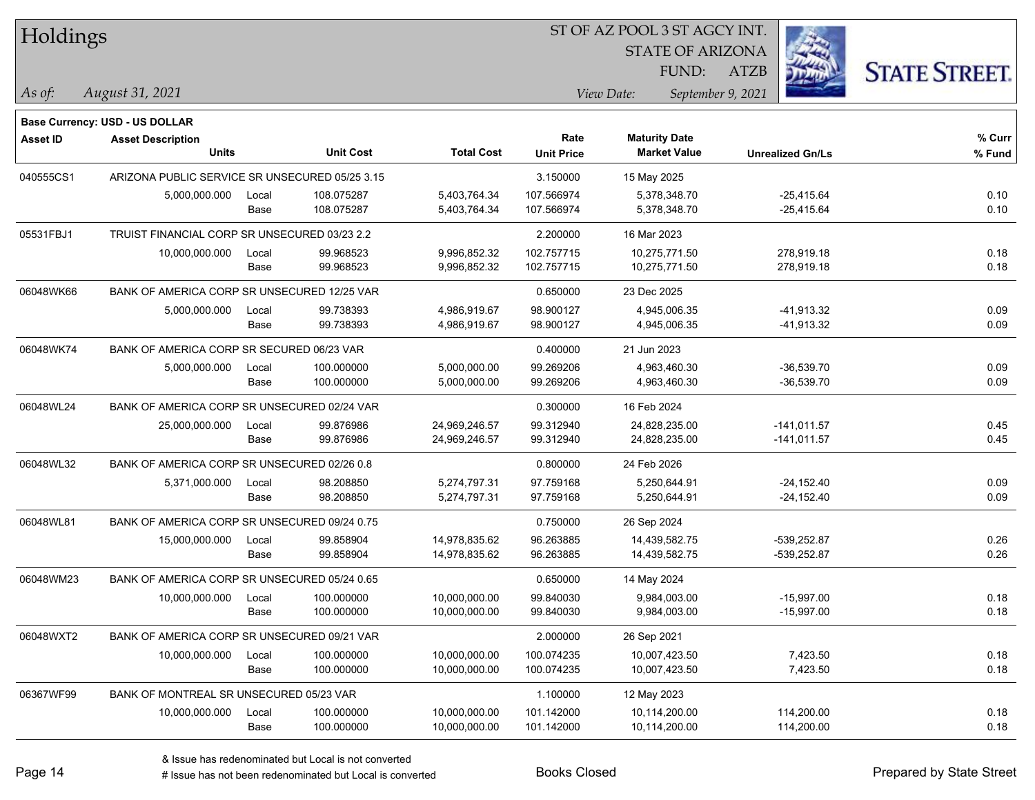# Holdings

ST OF AZ POOL 3 ST AGCY INT.
STATE OF ARIZONA
FUND: ATZB

*As of:* *August 31, 2021*

*View Date:* *September 9, 2021*

**Base Currency: USD - US DOLLAR**

| Asset ID | Asset Description / Units | | Unit Cost | Total Cost | Rate / Unit Price | Maturity Date / Market Value | Unrealized Gn/Ls | % Curr / % Fund |
|---|---|---|---|---|---|---|---|---|
| 040555CS1 | ARIZONA PUBLIC SERVICE SR UNSECURED 05/25 3.15 | | | | 3.150000 | 15 May 2025 | | |
| | 5,000,000.000 | Local | 108.075287 | 5,403,764.34 | 107.566974 | 5,378,348.70 | -25,415.64 | 0.10 |
| | | Base | 108.075287 | 5,403,764.34 | 107.566974 | 5,378,348.70 | -25,415.64 | 0.10 |
| 05531FBJ1 | TRUIST FINANCIAL CORP SR UNSECURED 03/23 2.2 | | | | 2.200000 | 16 Mar 2023 | | |
| | 10,000,000.000 | Local | 99.968523 | 9,996,852.32 | 102.757715 | 10,275,771.50 | 278,919.18 | 0.18 |
| | | Base | 99.968523 | 9,996,852.32 | 102.757715 | 10,275,771.50 | 278,919.18 | 0.18 |
| 06048WK66 | BANK OF AMERICA CORP SR UNSECURED 12/25 VAR | | | | 0.650000 | 23 Dec 2025 | | |
| | 5,000,000.000 | Local | 99.738393 | 4,986,919.67 | 98.900127 | 4,945,006.35 | -41,913.32 | 0.09 |
| | | Base | 99.738393 | 4,986,919.67 | 98.900127 | 4,945,006.35 | -41,913.32 | 0.09 |
| 06048WK74 | BANK OF AMERICA CORP SR SECURED 06/23 VAR | | | | 0.400000 | 21 Jun 2023 | | |
| | 5,000,000.000 | Local | 100.000000 | 5,000,000.00 | 99.269206 | 4,963,460.30 | -36,539.70 | 0.09 |
| | | Base | 100.000000 | 5,000,000.00 | 99.269206 | 4,963,460.30 | -36,539.70 | 0.09 |
| 06048WL24 | BANK OF AMERICA CORP SR UNSECURED 02/24 VAR | | | | 0.300000 | 16 Feb 2024 | | |
| | 25,000,000.000 | Local | 99.876986 | 24,969,246.57 | 99.312940 | 24,828,235.00 | -141,011.57 | 0.45 |
| | | Base | 99.876986 | 24,969,246.57 | 99.312940 | 24,828,235.00 | -141,011.57 | 0.45 |
| 06048WL32 | BANK OF AMERICA CORP SR UNSECURED 02/26 0.8 | | | | 0.800000 | 24 Feb 2026 | | |
| | 5,371,000.000 | Local | 98.208850 | 5,274,797.31 | 97.759168 | 5,250,644.91 | -24,152.40 | 0.09 |
| | | Base | 98.208850 | 5,274,797.31 | 97.759168 | 5,250,644.91 | -24,152.40 | 0.09 |
| 06048WL81 | BANK OF AMERICA CORP SR UNSECURED 09/24 0.75 | | | | 0.750000 | 26 Sep 2024 | | |
| | 15,000,000.000 | Local | 99.858904 | 14,978,835.62 | 96.263885 | 14,439,582.75 | -539,252.87 | 0.26 |
| | | Base | 99.858904 | 14,978,835.62 | 96.263885 | 14,439,582.75 | -539,252.87 | 0.26 |
| 06048WM23 | BANK OF AMERICA CORP SR UNSECURED 05/24 0.65 | | | | 0.650000 | 14 May 2024 | | |
| | 10,000,000.000 | Local | 100.000000 | 10,000,000.00 | 99.840030 | 9,984,003.00 | -15,997.00 | 0.18 |
| | | Base | 100.000000 | 10,000,000.00 | 99.840030 | 9,984,003.00 | -15,997.00 | 0.18 |
| 06048WXT2 | BANK OF AMERICA CORP SR UNSECURED 09/21 VAR | | | | 2.000000 | 26 Sep 2021 | | |
| | 10,000,000.000 | Local | 100.000000 | 10,000,000.00 | 100.074235 | 10,007,423.50 | 7,423.50 | 0.18 |
| | | Base | 100.000000 | 10,000,000.00 | 100.074235 | 10,007,423.50 | 7,423.50 | 0.18 |
| 06367WF99 | BANK OF MONTREAL SR UNSECURED 05/23 VAR | | | | 1.100000 | 12 May 2023 | | |
| | 10,000,000.000 | Local | 100.000000 | 10,000,000.00 | 101.142000 | 10,114,200.00 | 114,200.00 | 0.18 |
| | | Base | 100.000000 | 10,000,000.00 | 101.142000 | 10,114,200.00 | 114,200.00 | 0.18 |

& Issue has redenominated but Local is not converted
# Issue has not been redenominated but Local is converted

Books Closed

Prepared by State Street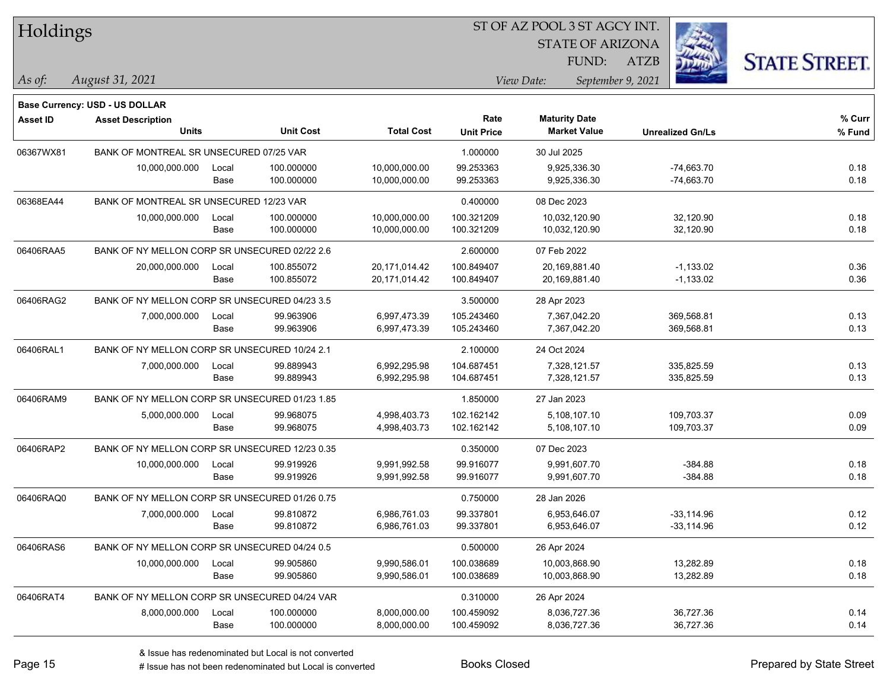# Holdings

ST OF AZ POOL 3 ST AGCY INT.
STATE OF ARIZONA
FUND: ATZB

*As of:* *August 31, 2021*

*View Date:* *September 9, 2021*

**Base Currency: USD - US DOLLAR**

| Asset ID | Asset Description / Units | | Unit Cost | Total Cost | Rate / Unit Price | Maturity Date / Market Value | Unrealized Gn/Ls | % Curr / % Fund |
|---|---|---|---|---|---|---|---|---|
| 06367WX81 | BANK OF MONTREAL SR UNSECURED 07/25 VAR | | | | 1.000000 | 30 Jul 2025 | | |
| | 10,000,000.000 | Local | 100.000000 | 10,000,000.00 | 99.253363 | 9,925,336.30 | -74,663.70 | 0.18 |
| | | Base | 100.000000 | 10,000,000.00 | 99.253363 | 9,925,336.30 | -74,663.70 | 0.18 |
| 06368EA44 | BANK OF MONTREAL SR UNSECURED 12/23 VAR | | | | 0.400000 | 08 Dec 2023 | | |
| | 10,000,000.000 | Local | 100.000000 | 10,000,000.00 | 100.321209 | 10,032,120.90 | 32,120.90 | 0.18 |
| | | Base | 100.000000 | 10,000,000.00 | 100.321209 | 10,032,120.90 | 32,120.90 | 0.18 |
| 06406RAA5 | BANK OF NY MELLON CORP SR UNSECURED 02/22 2.6 | | | | 2.600000 | 07 Feb 2022 | | |
| | 20,000,000.000 | Local | 100.855072 | 20,171,014.42 | 100.849407 | 20,169,881.40 | -1,133.02 | 0.36 |
| | | Base | 100.855072 | 20,171,014.42 | 100.849407 | 20,169,881.40 | -1,133.02 | 0.36 |
| 06406RAG2 | BANK OF NY MELLON CORP SR UNSECURED 04/23 3.5 | | | | 3.500000 | 28 Apr 2023 | | |
| | 7,000,000.000 | Local | 99.963906 | 6,997,473.39 | 105.243460 | 7,367,042.20 | 369,568.81 | 0.13 |
| | | Base | 99.963906 | 6,997,473.39 | 105.243460 | 7,367,042.20 | 369,568.81 | 0.13 |
| 06406RAL1 | BANK OF NY MELLON CORP SR UNSECURED 10/24 2.1 | | | | 2.100000 | 24 Oct 2024 | | |
| | 7,000,000.000 | Local | 99.889943 | 6,992,295.98 | 104.687451 | 7,328,121.57 | 335,825.59 | 0.13 |
| | | Base | 99.889943 | 6,992,295.98 | 104.687451 | 7,328,121.57 | 335,825.59 | 0.13 |
| 06406RAM9 | BANK OF NY MELLON CORP SR UNSECURED 01/23 1.85 | | | | 1.850000 | 27 Jan 2023 | | |
| | 5,000,000.000 | Local | 99.968075 | 4,998,403.73 | 102.162142 | 5,108,107.10 | 109,703.37 | 0.09 |
| | | Base | 99.968075 | 4,998,403.73 | 102.162142 | 5,108,107.10 | 109,703.37 | 0.09 |
| 06406RAP2 | BANK OF NY MELLON CORP SR UNSECURED 12/23 0.35 | | | | 0.350000 | 07 Dec 2023 | | |
| | 10,000,000.000 | Local | 99.919926 | 9,991,992.58 | 99.916077 | 9,991,607.70 | -384.88 | 0.18 |
| | | Base | 99.919926 | 9,991,992.58 | 99.916077 | 9,991,607.70 | -384.88 | 0.18 |
| 06406RAQ0 | BANK OF NY MELLON CORP SR UNSECURED 01/26 0.75 | | | | 0.750000 | 28 Jan 2026 | | |
| | 7,000,000.000 | Local | 99.810872 | 6,986,761.03 | 99.337801 | 6,953,646.07 | -33,114.96 | 0.12 |
| | | Base | 99.810872 | 6,986,761.03 | 99.337801 | 6,953,646.07 | -33,114.96 | 0.12 |
| 06406RAS6 | BANK OF NY MELLON CORP SR UNSECURED 04/24 0.5 | | | | 0.500000 | 26 Apr 2024 | | |
| | 10,000,000.000 | Local | 99.905860 | 9,990,586.01 | 100.038689 | 10,003,868.90 | 13,282.89 | 0.18 |
| | | Base | 99.905860 | 9,990,586.01 | 100.038689 | 10,003,868.90 | 13,282.89 | 0.18 |
| 06406RAT4 | BANK OF NY MELLON CORP SR UNSECURED 04/24 VAR | | | | 0.310000 | 26 Apr 2024 | | |
| | 8,000,000.000 | Local | 100.000000 | 8,000,000.00 | 100.459092 | 8,036,727.36 | 36,727.36 | 0.14 |
| | | Base | 100.000000 | 8,000,000.00 | 100.459092 | 8,036,727.36 | 36,727.36 | 0.14 |

& Issue has redenominated but Local is not converted
# Issue has not been redenominated but Local is converted

Books Closed

Prepared by State Street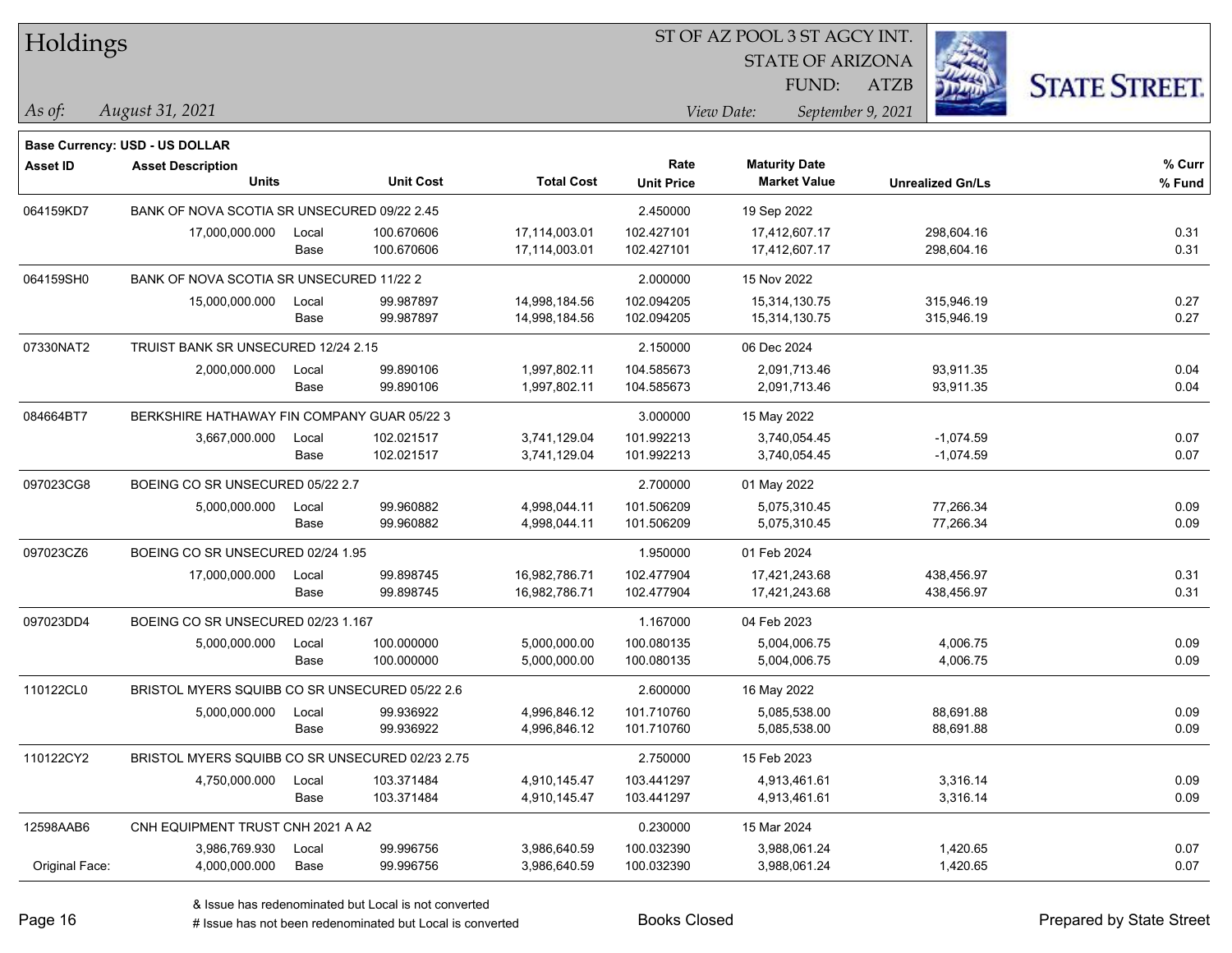# Holdings

ST OF AZ POOL 3 ST AGCY INT.
STATE OF ARIZONA
FUND: ATZB

*As of:* *August 31, 2021*

*View Date:* *September 9, 2021*

**Base Currency: USD - US DOLLAR**

| Asset ID | Asset Description / Units | | Unit Cost | Total Cost | Rate / Unit Price | Maturity Date / Market Value | Unrealized Gn/Ls | % Curr / % Fund |
|---|---|---|---|---|---|---|---|---|
| 064159KD7 | BANK OF NOVA SCOTIA SR UNSECURED 09/22 2.45 | | | | 2.450000 | 19 Sep 2022 | | |
| | 17,000,000.000 | Local | 100.670606 | 17,114,003.01 | 102.427101 | 17,412,607.17 | 298,604.16 | 0.31 |
| | | Base | 100.670606 | 17,114,003.01 | 102.427101 | 17,412,607.17 | 298,604.16 | 0.31 |
| 064159SH0 | BANK OF NOVA SCOTIA SR UNSECURED 11/22 2 | | | | 2.000000 | 15 Nov 2022 | | |
| | 15,000,000.000 | Local | 99.987897 | 14,998,184.56 | 102.094205 | 15,314,130.75 | 315,946.19 | 0.27 |
| | | Base | 99.987897 | 14,998,184.56 | 102.094205 | 15,314,130.75 | 315,946.19 | 0.27 |
| 07330NAT2 | TRUIST BANK SR UNSECURED 12/24 2.15 | | | | 2.150000 | 06 Dec 2024 | | |
| | 2,000,000.000 | Local | 99.890106 | 1,997,802.11 | 104.585673 | 2,091,713.46 | 93,911.35 | 0.04 |
| | | Base | 99.890106 | 1,997,802.11 | 104.585673 | 2,091,713.46 | 93,911.35 | 0.04 |
| 084664BT7 | BERKSHIRE HATHAWAY FIN COMPANY GUAR 05/22 3 | | | | 3.000000 | 15 May 2022 | | |
| | 3,667,000.000 | Local | 102.021517 | 3,741,129.04 | 101.992213 | 3,740,054.45 | -1,074.59 | 0.07 |
| | | Base | 102.021517 | 3,741,129.04 | 101.992213 | 3,740,054.45 | -1,074.59 | 0.07 |
| 097023CG8 | BOEING CO SR UNSECURED 05/22 2.7 | | | | 2.700000 | 01 May 2022 | | |
| | 5,000,000.000 | Local | 99.960882 | 4,998,044.11 | 101.506209 | 5,075,310.45 | 77,266.34 | 0.09 |
| | | Base | 99.960882 | 4,998,044.11 | 101.506209 | 5,075,310.45 | 77,266.34 | 0.09 |
| 097023CZ6 | BOEING CO SR UNSECURED 02/24 1.95 | | | | 1.950000 | 01 Feb 2024 | | |
| | 17,000,000.000 | Local | 99.898745 | 16,982,786.71 | 102.477904 | 17,421,243.68 | 438,456.97 | 0.31 |
| | | Base | 99.898745 | 16,982,786.71 | 102.477904 | 17,421,243.68 | 438,456.97 | 0.31 |
| 097023DD4 | BOEING CO SR UNSECURED 02/23 1.167 | | | | 1.167000 | 04 Feb 2023 | | |
| | 5,000,000.000 | Local | 100.000000 | 5,000,000.00 | 100.080135 | 5,004,006.75 | 4,006.75 | 0.09 |
| | | Base | 100.000000 | 5,000,000.00 | 100.080135 | 5,004,006.75 | 4,006.75 | 0.09 |
| 110122CL0 | BRISTOL MYERS SQUIBB CO SR UNSECURED 05/22 2.6 | | | | 2.600000 | 16 May 2022 | | |
| | 5,000,000.000 | Local | 99.936922 | 4,996,846.12 | 101.710760 | 5,085,538.00 | 88,691.88 | 0.09 |
| | | Base | 99.936922 | 4,996,846.12 | 101.710760 | 5,085,538.00 | 88,691.88 | 0.09 |
| 110122CY2 | BRISTOL MYERS SQUIBB CO SR UNSECURED 02/23 2.75 | | | | 2.750000 | 15 Feb 2023 | | |
| | 4,750,000.000 | Local | 103.371484 | 4,910,145.47 | 103.441297 | 4,913,461.61 | 3,316.14 | 0.09 |
| | | Base | 103.371484 | 4,910,145.47 | 103.441297 | 4,913,461.61 | 3,316.14 | 0.09 |
| 12598AAB6 | CNH EQUIPMENT TRUST CNH 2021 A A2 | | | | 0.230000 | 15 Mar 2024 | | |
| | 3,986,769.930 | Local | 99.996756 | 3,986,640.59 | 100.032390 | 3,988,061.24 | 1,420.65 | 0.07 |
| Original Face: | 4,000,000.000 | Base | 99.996756 | 3,986,640.59 | 100.032390 | 3,988,061.24 | 1,420.65 | 0.07 |

& Issue has redenominated but Local is not converted
# Issue has not been redenominated but Local is converted

Books Closed

Prepared by State Street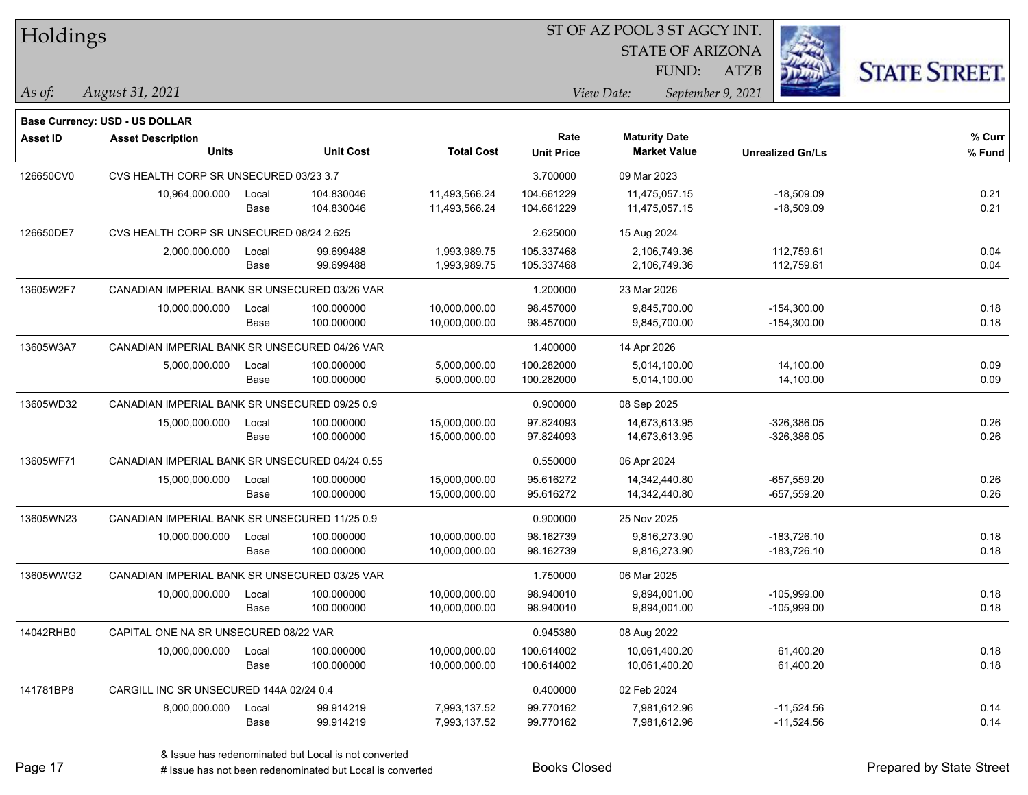# Holdings

ST OF AZ POOL 3 ST AGCY INT.
STATE OF ARIZONA
FUND: ATZB

*As of:* *August 31, 2021*

*View Date:* *September 9, 2021*

**Base Currency: USD - US DOLLAR**

| Asset ID | Asset Description / Units | | Unit Cost | Total Cost | Rate / Unit Price | Maturity Date / Market Value | Unrealized Gn/Ls | % Curr / % Fund |
|---|---|---|---|---|---|---|---|---|
| 126650CV0 | CVS HEALTH CORP SR UNSECURED 03/23 3.7 | | | | 3.700000 | 09 Mar 2023 | | |
| | 10,964,000.000 | Local | 104.830046 | 11,493,566.24 | 104.661229 | 11,475,057.15 | -18,509.09 | 0.21 |
| | | Base | 104.830046 | 11,493,566.24 | 104.661229 | 11,475,057.15 | -18,509.09 | 0.21 |
| 126650DE7 | CVS HEALTH CORP SR UNSECURED 08/24 2.625 | | | | 2.625000 | 15 Aug 2024 | | |
| | 2,000,000.000 | Local | 99.699488 | 1,993,989.75 | 105.337468 | 2,106,749.36 | 112,759.61 | 0.04 |
| | | Base | 99.699488 | 1,993,989.75 | 105.337468 | 2,106,749.36 | 112,759.61 | 0.04 |
| 13605W2F7 | CANADIAN IMPERIAL BANK SR UNSECURED 03/26 VAR | | | | 1.200000 | 23 Mar 2026 | | |
| | 10,000,000.000 | Local | 100.000000 | 10,000,000.00 | 98.457000 | 9,845,700.00 | -154,300.00 | 0.18 |
| | | Base | 100.000000 | 10,000,000.00 | 98.457000 | 9,845,700.00 | -154,300.00 | 0.18 |
| 13605W3A7 | CANADIAN IMPERIAL BANK SR UNSECURED 04/26 VAR | | | | 1.400000 | 14 Apr 2026 | | |
| | 5,000,000.000 | Local | 100.000000 | 5,000,000.00 | 100.282000 | 5,014,100.00 | 14,100.00 | 0.09 |
| | | Base | 100.000000 | 5,000,000.00 | 100.282000 | 5,014,100.00 | 14,100.00 | 0.09 |
| 13605WD32 | CANADIAN IMPERIAL BANK SR UNSECURED 09/25 0.9 | | | | 0.900000 | 08 Sep 2025 | | |
| | 15,000,000.000 | Local | 100.000000 | 15,000,000.00 | 97.824093 | 14,673,613.95 | -326,386.05 | 0.26 |
| | | Base | 100.000000 | 15,000,000.00 | 97.824093 | 14,673,613.95 | -326,386.05 | 0.26 |
| 13605WF71 | CANADIAN IMPERIAL BANK SR UNSECURED 04/24 0.55 | | | | 0.550000 | 06 Apr 2024 | | |
| | 15,000,000.000 | Local | 100.000000 | 15,000,000.00 | 95.616272 | 14,342,440.80 | -657,559.20 | 0.26 |
| | | Base | 100.000000 | 15,000,000.00 | 95.616272 | 14,342,440.80 | -657,559.20 | 0.26 |
| 13605WN23 | CANADIAN IMPERIAL BANK SR UNSECURED 11/25 0.9 | | | | 0.900000 | 25 Nov 2025 | | |
| | 10,000,000.000 | Local | 100.000000 | 10,000,000.00 | 98.162739 | 9,816,273.90 | -183,726.10 | 0.18 |
| | | Base | 100.000000 | 10,000,000.00 | 98.162739 | 9,816,273.90 | -183,726.10 | 0.18 |
| 13605WWG2 | CANADIAN IMPERIAL BANK SR UNSECURED 03/25 VAR | | | | 1.750000 | 06 Mar 2025 | | |
| | 10,000,000.000 | Local | 100.000000 | 10,000,000.00 | 98.940010 | 9,894,001.00 | -105,999.00 | 0.18 |
| | | Base | 100.000000 | 10,000,000.00 | 98.940010 | 9,894,001.00 | -105,999.00 | 0.18 |
| 14042RHB0 | CAPITAL ONE NA SR UNSECURED 08/22 VAR | | | | 0.945380 | 08 Aug 2022 | | |
| | 10,000,000.000 | Local | 100.000000 | 10,000,000.00 | 100.614002 | 10,061,400.20 | 61,400.20 | 0.18 |
| | | Base | 100.000000 | 10,000,000.00 | 100.614002 | 10,061,400.20 | 61,400.20 | 0.18 |
| 141781BP8 | CARGILL INC SR UNSECURED 144A 02/24 0.4 | | | | 0.400000 | 02 Feb 2024 | | |
| | 8,000,000.000 | Local | 99.914219 | 7,993,137.52 | 99.770162 | 7,981,612.96 | -11,524.56 | 0.14 |
| | | Base | 99.914219 | 7,993,137.52 | 99.770162 | 7,981,612.96 | -11,524.56 | 0.14 |

& Issue has redenominated but Local is not converted
# Issue has not been redenominated but Local is converted

Books Closed

Prepared by State Street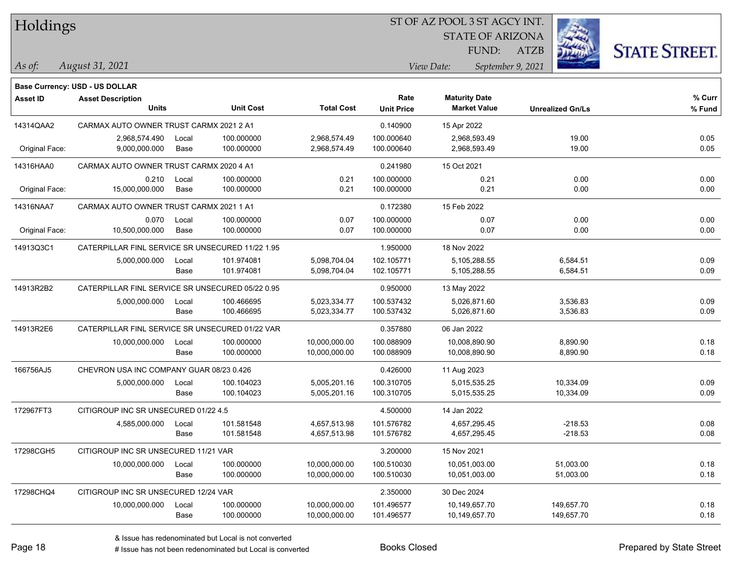# Holdings

ST OF AZ POOL 3 ST AGCY INT.
STATE OF ARIZONA
FUND: ATZB

*As of:* *August 31, 2021* *View Date:* *September 9, 2021*

**Base Currency: USD - US DOLLAR**

| Asset ID | Asset Description / Units | | Unit Cost | Total Cost | Rate / Unit Price | Maturity Date / Market Value | Unrealized Gn/Ls | % Curr / % Fund |
|---|---|---|---|---|---|---|---|---|
| 14314QAA2 | CARMAX AUTO OWNER TRUST CARMX 2021 2 A1 | | | | 0.140900 | 15 Apr 2022 | | |
| | 2,968,574.490 | Local | 100.000000 | 2,968,574.49 | 100.000640 | 2,968,593.49 | 19.00 | 0.05 |
| Original Face: | 9,000,000.000 | Base | 100.000000 | 2,968,574.49 | 100.000640 | 2,968,593.49 | 19.00 | 0.05 |
| 14316HAA0 | CARMAX AUTO OWNER TRUST CARMX 2020 4 A1 | | | | 0.241980 | 15 Oct 2021 | | |
| | 0.210 | Local | 100.000000 | 0.21 | 100.000000 | 0.21 | 0.00 | 0.00 |
| Original Face: | 15,000,000.000 | Base | 100.000000 | 0.21 | 100.000000 | 0.21 | 0.00 | 0.00 |
| 14316NAA7 | CARMAX AUTO OWNER TRUST CARMX 2021 1 A1 | | | | 0.172380 | 15 Feb 2022 | | |
| | 0.070 | Local | 100.000000 | 0.07 | 100.000000 | 0.07 | 0.00 | 0.00 |
| Original Face: | 10,500,000.000 | Base | 100.000000 | 0.07 | 100.000000 | 0.07 | 0.00 | 0.00 |
| 14913Q3C1 | CATERPILLAR FINL SERVICE SR UNSECURED 11/22 1.95 | | | | 1.950000 | 18 Nov 2022 | | |
| | 5,000,000.000 | Local | 101.974081 | 5,098,704.04 | 102.105771 | 5,105,288.55 | 6,584.51 | 0.09 |
| | | Base | 101.974081 | 5,098,704.04 | 102.105771 | 5,105,288.55 | 6,584.51 | 0.09 |
| 14913R2B2 | CATERPILLAR FINL SERVICE SR UNSECURED 05/22 0.95 | | | | 0.950000 | 13 May 2022 | | |
| | 5,000,000.000 | Local | 100.466695 | 5,023,334.77 | 100.537432 | 5,026,871.60 | 3,536.83 | 0.09 |
| | | Base | 100.466695 | 5,023,334.77 | 100.537432 | 5,026,871.60 | 3,536.83 | 0.09 |
| 14913R2E6 | CATERPILLAR FINL SERVICE SR UNSECURED 01/22 VAR | | | | 0.357880 | 06 Jan 2022 | | |
| | 10,000,000.000 | Local | 100.000000 | 10,000,000.00 | 100.088909 | 10,008,890.90 | 8,890.90 | 0.18 |
| | | Base | 100.000000 | 10,000,000.00 | 100.088909 | 10,008,890.90 | 8,890.90 | 0.18 |
| 166756AJ5 | CHEVRON USA INC COMPANY GUAR 08/23 0.426 | | | | 0.426000 | 11 Aug 2023 | | |
| | 5,000,000.000 | Local | 100.104023 | 5,005,201.16 | 100.310705 | 5,015,535.25 | 10,334.09 | 0.09 |
| | | Base | 100.104023 | 5,005,201.16 | 100.310705 | 5,015,535.25 | 10,334.09 | 0.09 |
| 172967FT3 | CITIGROUP INC SR UNSECURED 01/22 4.5 | | | | 4.500000 | 14 Jan 2022 | | |
| | 4,585,000.000 | Local | 101.581548 | 4,657,513.98 | 101.576782 | 4,657,295.45 | -218.53 | 0.08 |
| | | Base | 101.581548 | 4,657,513.98 | 101.576782 | 4,657,295.45 | -218.53 | 0.08 |
| 17298CGH5 | CITIGROUP INC SR UNSECURED 11/21 VAR | | | | 3.200000 | 15 Nov 2021 | | |
| | 10,000,000.000 | Local | 100.000000 | 10,000,000.00 | 100.510030 | 10,051,003.00 | 51,003.00 | 0.18 |
| | | Base | 100.000000 | 10,000,000.00 | 100.510030 | 10,051,003.00 | 51,003.00 | 0.18 |
| 17298CHQ4 | CITIGROUP INC SR UNSECURED 12/24 VAR | | | | 2.350000 | 30 Dec 2024 | | |
| | 10,000,000.000 | Local | 100.000000 | 10,000,000.00 | 101.496577 | 10,149,657.70 | 149,657.70 | 0.18 |
| | | Base | 100.000000 | 10,000,000.00 | 101.496577 | 10,149,657.70 | 149,657.70 | 0.18 |

& Issue has redenominated but Local is not converted
# Issue has not been redenominated but Local is converted

Books Closed

Prepared by State Street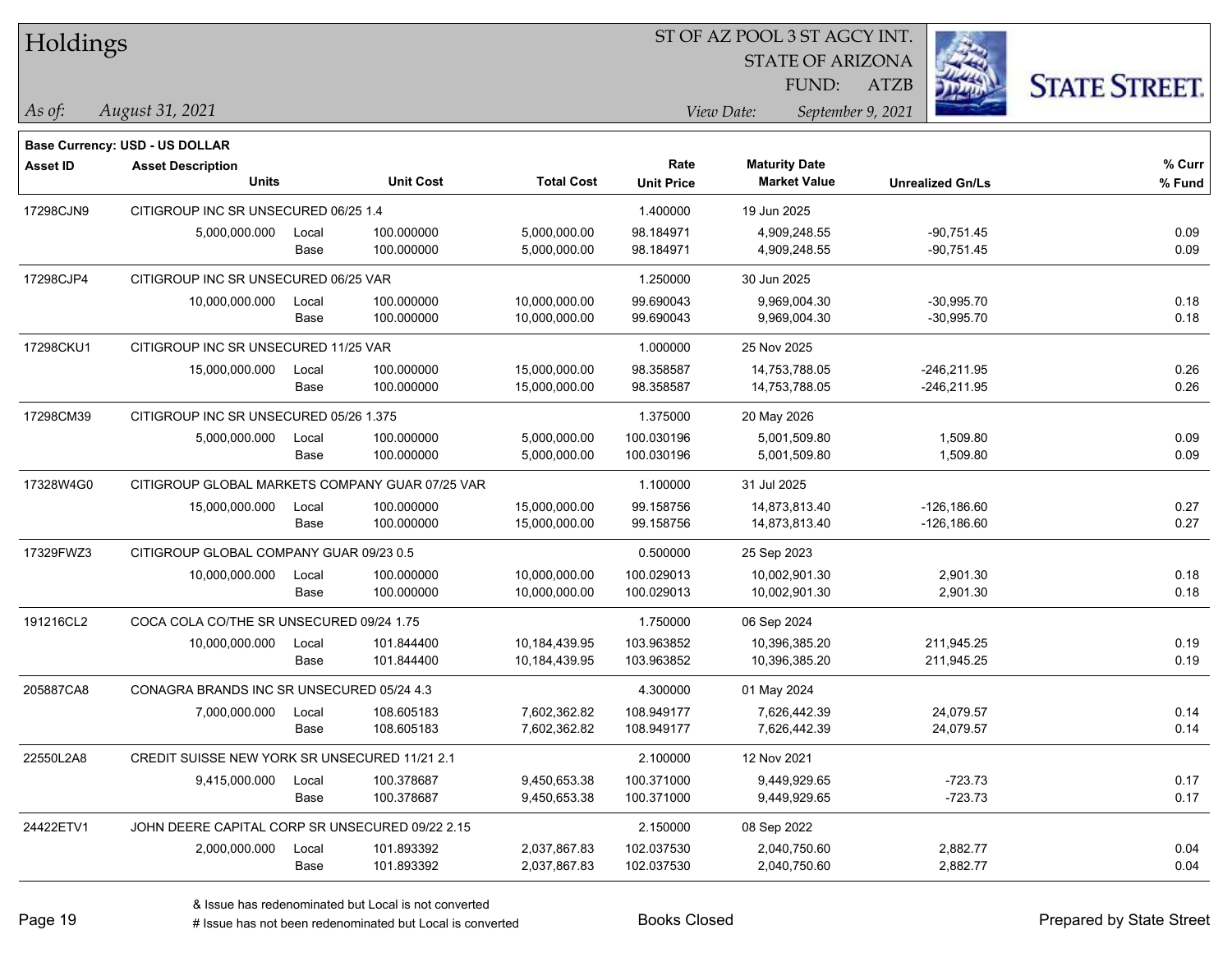# Holdings

ST OF AZ POOL 3 ST AGCY INT.
STATE OF ARIZONA
FUND: ATZB

*As of:* *August 31, 2021*

*View Date:* *September 9, 2021*

**Base Currency: USD - US DOLLAR**

| Asset ID | Asset Description / Units | | Unit Cost | Total Cost | Rate / Unit Price | Maturity Date / Market Value | Unrealized Gn/Ls | % Curr / % Fund |
|---|---|---|---|---|---|---|---|---|
| 17298CJN9 | CITIGROUP INC SR UNSECURED 06/25 1.4 | | | | 1.400000 | 19 Jun 2025 | | |
| | 5,000,000.000 | Local | 100.000000 | 5,000,000.00 | 98.184971 | 4,909,248.55 | -90,751.45 | 0.09 |
| | | Base | 100.000000 | 5,000,000.00 | 98.184971 | 4,909,248.55 | -90,751.45 | 0.09 |
| 17298CJP4 | CITIGROUP INC SR UNSECURED 06/25 VAR | | | | 1.250000 | 30 Jun 2025 | | |
| | 10,000,000.000 | Local | 100.000000 | 10,000,000.00 | 99.690043 | 9,969,004.30 | -30,995.70 | 0.18 |
| | | Base | 100.000000 | 10,000,000.00 | 99.690043 | 9,969,004.30 | -30,995.70 | 0.18 |
| 17298CKU1 | CITIGROUP INC SR UNSECURED 11/25 VAR | | | | 1.000000 | 25 Nov 2025 | | |
| | 15,000,000.000 | Local | 100.000000 | 15,000,000.00 | 98.358587 | 14,753,788.05 | -246,211.95 | 0.26 |
| | | Base | 100.000000 | 15,000,000.00 | 98.358587 | 14,753,788.05 | -246,211.95 | 0.26 |
| 17298CM39 | CITIGROUP INC SR UNSECURED 05/26 1.375 | | | | 1.375000 | 20 May 2026 | | |
| | 5,000,000.000 | Local | 100.000000 | 5,000,000.00 | 100.030196 | 5,001,509.80 | 1,509.80 | 0.09 |
| | | Base | 100.000000 | 5,000,000.00 | 100.030196 | 5,001,509.80 | 1,509.80 | 0.09 |
| 17328W4G0 | CITIGROUP GLOBAL MARKETS COMPANY GUAR 07/25 VAR | | | | 1.100000 | 31 Jul 2025 | | |
| | 15,000,000.000 | Local | 100.000000 | 15,000,000.00 | 99.158756 | 14,873,813.40 | -126,186.60 | 0.27 |
| | | Base | 100.000000 | 15,000,000.00 | 99.158756 | 14,873,813.40 | -126,186.60 | 0.27 |
| 17329FWZ3 | CITIGROUP GLOBAL COMPANY GUAR 09/23 0.5 | | | | 0.500000 | 25 Sep 2023 | | |
| | 10,000,000.000 | Local | 100.000000 | 10,000,000.00 | 100.029013 | 10,002,901.30 | 2,901.30 | 0.18 |
| | | Base | 100.000000 | 10,000,000.00 | 100.029013 | 10,002,901.30 | 2,901.30 | 0.18 |
| 191216CL2 | COCA COLA CO/THE SR UNSECURED 09/24 1.75 | | | | 1.750000 | 06 Sep 2024 | | |
| | 10,000,000.000 | Local | 101.844400 | 10,184,439.95 | 103.963852 | 10,396,385.20 | 211,945.25 | 0.19 |
| | | Base | 101.844400 | 10,184,439.95 | 103.963852 | 10,396,385.20 | 211,945.25 | 0.19 |
| 205887CA8 | CONAGRA BRANDS INC SR UNSECURED 05/24 4.3 | | | | 4.300000 | 01 May 2024 | | |
| | 7,000,000.000 | Local | 108.605183 | 7,602,362.82 | 108.949177 | 7,626,442.39 | 24,079.57 | 0.14 |
| | | Base | 108.605183 | 7,602,362.82 | 108.949177 | 7,626,442.39 | 24,079.57 | 0.14 |
| 22550L2A8 | CREDIT SUISSE NEW YORK SR UNSECURED 11/21 2.1 | | | | 2.100000 | 12 Nov 2021 | | |
| | 9,415,000.000 | Local | 100.378687 | 9,450,653.38 | 100.371000 | 9,449,929.65 | -723.73 | 0.17 |
| | | Base | 100.378687 | 9,450,653.38 | 100.371000 | 9,449,929.65 | -723.73 | 0.17 |
| 24422ETV1 | JOHN DEERE CAPITAL CORP SR UNSECURED 09/22 2.15 | | | | 2.150000 | 08 Sep 2022 | | |
| | 2,000,000.000 | Local | 101.893392 | 2,037,867.83 | 102.037530 | 2,040,750.60 | 2,882.77 | 0.04 |
| | | Base | 101.893392 | 2,037,867.83 | 102.037530 | 2,040,750.60 | 2,882.77 | 0.04 |

& Issue has redenominated but Local is not converted
# Issue has not been redenominated but Local is converted

Books Closed

Prepared by State Street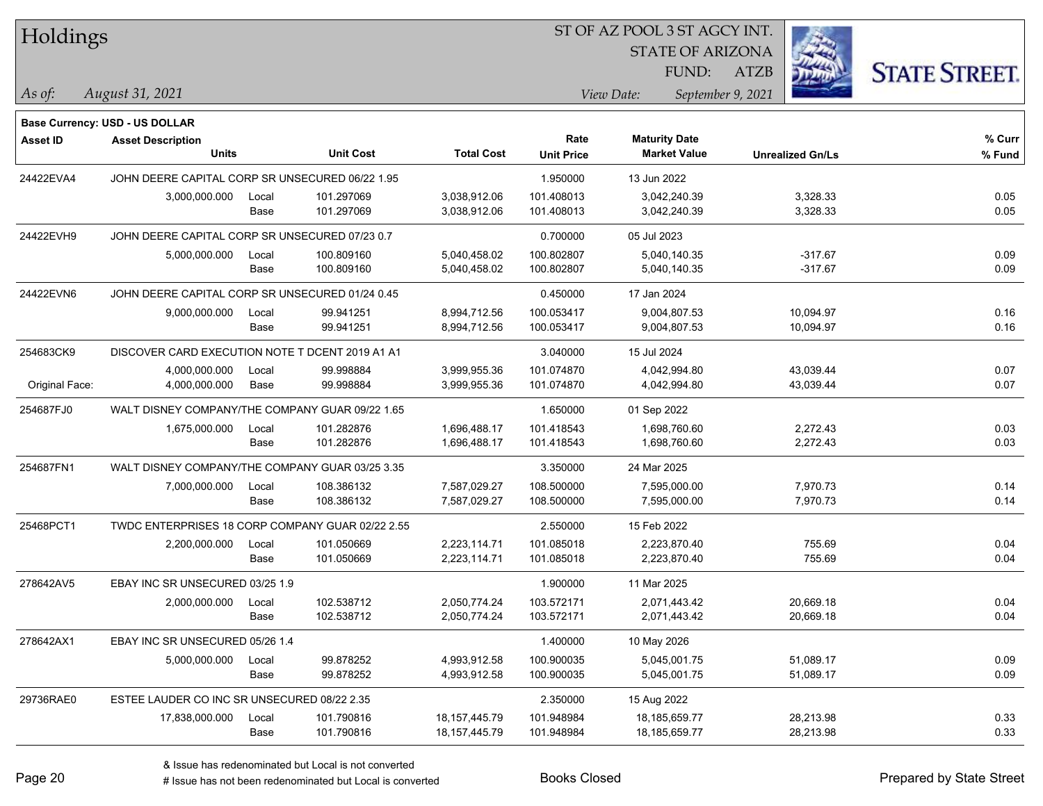**Base Currency: USD - US DOLLAR**

| Asset ID | Asset Description / Units | | Unit Cost | Total Cost | Rate / Unit Price | Maturity Date / Market Value | Unrealized Gn/Ls | % Curr / % Fund |
|---|---|---|---|---|---|---|---|---|
| 24422EVA4 | JOHN DEERE CAPITAL CORP SR UNSECURED 06/22 1.95 | | | | 1.950000 | 13 Jun 2022 | | |
| | 3,000,000.000 | Local | 101.297069 | 3,038,912.06 | 101.408013 | 3,042,240.39 | 3,328.33 | 0.05 |
| | | Base | 101.297069 | 3,038,912.06 | 101.408013 | 3,042,240.39 | 3,328.33 | 0.05 |
| 24422EVH9 | JOHN DEERE CAPITAL CORP SR UNSECURED 07/23 0.7 | | | | 0.700000 | 05 Jul 2023 | | |
| | 5,000,000.000 | Local | 100.809160 | 5,040,458.02 | 100.802807 | 5,040,140.35 | -317.67 | 0.09 |
| | | Base | 100.809160 | 5,040,458.02 | 100.802807 | 5,040,140.35 | -317.67 | 0.09 |
| 24422EVN6 | JOHN DEERE CAPITAL CORP SR UNSECURED 01/24 0.45 | | | | 0.450000 | 17 Jan 2024 | | |
| | 9,000,000.000 | Local | 99.941251 | 8,994,712.56 | 100.053417 | 9,004,807.53 | 10,094.97 | 0.16 |
| | | Base | 99.941251 | 8,994,712.56 | 100.053417 | 9,004,807.53 | 10,094.97 | 0.16 |
| 254683CK9 | DISCOVER CARD EXECUTION NOTE T DCENT 2019 A1 A1 | | | | 3.040000 | 15 Jul 2024 | | |
| | 4,000,000.000 | Local | 99.998884 | 3,999,955.36 | 101.074870 | 4,042,994.80 | 43,039.44 | 0.07 |
| Original Face: | 4,000,000.000 | Base | 99.998884 | 3,999,955.36 | 101.074870 | 4,042,994.80 | 43,039.44 | 0.07 |
| 254687FJ0 | WALT DISNEY COMPANY/THE COMPANY GUAR 09/22 1.65 | | | | 1.650000 | 01 Sep 2022 | | |
| | 1,675,000.000 | Local | 101.282876 | 1,696,488.17 | 101.418543 | 1,698,760.60 | 2,272.43 | 0.03 |
| | | Base | 101.282876 | 1,696,488.17 | 101.418543 | 1,698,760.60 | 2,272.43 | 0.03 |
| 254687FN1 | WALT DISNEY COMPANY/THE COMPANY GUAR 03/25 3.35 | | | | 3.350000 | 24 Mar 2025 | | |
| | 7,000,000.000 | Local | 108.386132 | 7,587,029.27 | 108.500000 | 7,595,000.00 | 7,970.73 | 0.14 |
| | | Base | 108.386132 | 7,587,029.27 | 108.500000 | 7,595,000.00 | 7,970.73 | 0.14 |
| 25468PCT1 | TWDC ENTERPRISES 18 CORP COMPANY GUAR 02/22 2.55 | | | | 2.550000 | 15 Feb 2022 | | |
| | 2,200,000.000 | Local | 101.050669 | 2,223,114.71 | 101.085018 | 2,223,870.40 | 755.69 | 0.04 |
| | | Base | 101.050669 | 2,223,114.71 | 101.085018 | 2,223,870.40 | 755.69 | 0.04 |
| 278642AV5 | EBAY INC SR UNSECURED 03/25 1.9 | | | | 1.900000 | 11 Mar 2025 | | |
| | 2,000,000.000 | Local | 102.538712 | 2,050,774.24 | 103.572171 | 2,071,443.42 | 20,669.18 | 0.04 |
| | | Base | 102.538712 | 2,050,774.24 | 103.572171 | 2,071,443.42 | 20,669.18 | 0.04 |
| 278642AX1 | EBAY INC SR UNSECURED 05/26 1.4 | | | | 1.400000 | 10 May 2026 | | |
| | 5,000,000.000 | Local | 99.878252 | 4,993,912.58 | 100.900035 | 5,045,001.75 | 51,089.17 | 0.09 |
| | | Base | 99.878252 | 4,993,912.58 | 100.900035 | 5,045,001.75 | 51,089.17 | 0.09 |
| 29736RAE0 | ESTEE LAUDER CO INC SR UNSECURED 08/22 2.35 | | | | 2.350000 | 15 Aug 2022 | | |
| | 17,838,000.000 | Local | 101.790816 | 18,157,445.79 | 101.948984 | 18,185,659.77 | 28,213.98 | 0.33 |
| | | Base | 101.790816 | 18,157,445.79 | 101.948984 | 18,185,659.77 | 28,213.98 | 0.33 |

& Issue has redenominated but Local is not converted

# Issue has not been redenominated but Local is converted

Books Closed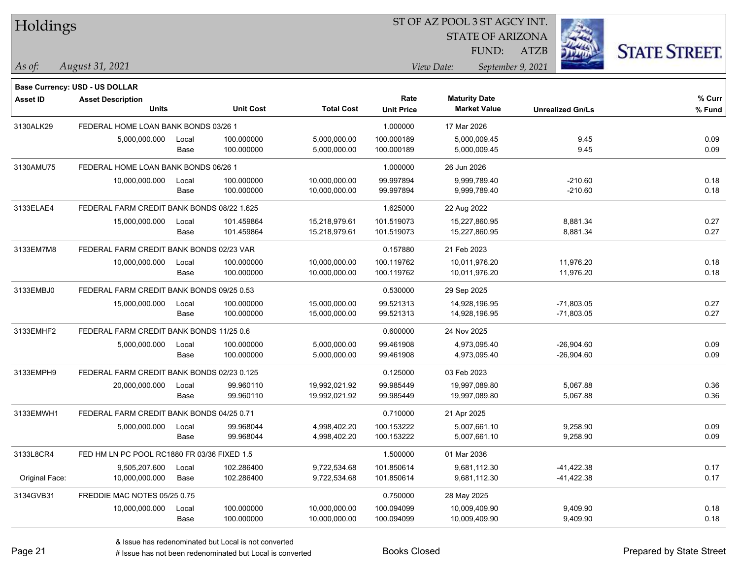# Holdings

ST OF AZ POOL 3 ST AGCY INT.
STATE OF ARIZONA
FUND: ATZB

*As of:* *August 31, 2021*

*View Date:* *September 9, 2021*

**Base Currency: USD - US DOLLAR**

| Asset ID | Asset Description / Units | | Unit Cost | Total Cost | Rate / Unit Price | Maturity Date / Market Value | Unrealized Gn/Ls | % Curr / % Fund |
|---|---|---|---|---|---|---|---|---|
| 3130ALK29 | FEDERAL HOME LOAN BANK BONDS 03/26 1 | | | | 1.000000 | 17 Mar 2026 | | |
| | 5,000,000.000 | Local | 100.000000 | 5,000,000.00 | 100.000189 | 5,000,009.45 | 9.45 | 0.09 |
| | | Base | 100.000000 | 5,000,000.00 | 100.000189 | 5,000,009.45 | 9.45 | 0.09 |
| 3130AMU75 | FEDERAL HOME LOAN BANK BONDS 06/26 1 | | | | 1.000000 | 26 Jun 2026 | | |
| | 10,000,000.000 | Local | 100.000000 | 10,000,000.00 | 99.997894 | 9,999,789.40 | -210.60 | 0.18 |
| | | Base | 100.000000 | 10,000,000.00 | 99.997894 | 9,999,789.40 | -210.60 | 0.18 |
| 3133ELAE4 | FEDERAL FARM CREDIT BANK BONDS 08/22 1.625 | | | | 1.625000 | 22 Aug 2022 | | |
| | 15,000,000.000 | Local | 101.459864 | 15,218,979.61 | 101.519073 | 15,227,860.95 | 8,881.34 | 0.27 |
| | | Base | 101.459864 | 15,218,979.61 | 101.519073 | 15,227,860.95 | 8,881.34 | 0.27 |
| 3133EM7M8 | FEDERAL FARM CREDIT BANK BONDS 02/23 VAR | | | | 0.157880 | 21 Feb 2023 | | |
| | 10,000,000.000 | Local | 100.000000 | 10,000,000.00 | 100.119762 | 10,011,976.20 | 11,976.20 | 0.18 |
| | | Base | 100.000000 | 10,000,000.00 | 100.119762 | 10,011,976.20 | 11,976.20 | 0.18 |
| 3133EMBJ0 | FEDERAL FARM CREDIT BANK BONDS 09/25 0.53 | | | | 0.530000 | 29 Sep 2025 | | |
| | 15,000,000.000 | Local | 100.000000 | 15,000,000.00 | 99.521313 | 14,928,196.95 | -71,803.05 | 0.27 |
| | | Base | 100.000000 | 15,000,000.00 | 99.521313 | 14,928,196.95 | -71,803.05 | 0.27 |
| 3133EMHF2 | FEDERAL FARM CREDIT BANK BONDS 11/25 0.6 | | | | 0.600000 | 24 Nov 2025 | | |
| | 5,000,000.000 | Local | 100.000000 | 5,000,000.00 | 99.461908 | 4,973,095.40 | -26,904.60 | 0.09 |
| | | Base | 100.000000 | 5,000,000.00 | 99.461908 | 4,973,095.40 | -26,904.60 | 0.09 |
| 3133EMPH9 | FEDERAL FARM CREDIT BANK BONDS 02/23 0.125 | | | | 0.125000 | 03 Feb 2023 | | |
| | 20,000,000.000 | Local | 99.960110 | 19,992,021.92 | 99.985449 | 19,997,089.80 | 5,067.88 | 0.36 |
| | | Base | 99.960110 | 19,992,021.92 | 99.985449 | 19,997,089.80 | 5,067.88 | 0.36 |
| 3133EMWH1 | FEDERAL FARM CREDIT BANK BONDS 04/25 0.71 | | | | 0.710000 | 21 Apr 2025 | | |
| | 5,000,000.000 | Local | 99.968044 | 4,998,402.20 | 100.153222 | 5,007,661.10 | 9,258.90 | 0.09 |
| | | Base | 99.968044 | 4,998,402.20 | 100.153222 | 5,007,661.10 | 9,258.90 | 0.09 |
| 3133L8CR4 | FED HM LN PC POOL RC1880 FR 03/36 FIXED 1.5 | | | | 1.500000 | 01 Mar 2036 | | |
| | 9,505,207.600 | Local | 102.286400 | 9,722,534.68 | 101.850614 | 9,681,112.30 | -41,422.38 | 0.17 |
| Original Face: | 10,000,000.000 | Base | 102.286400 | 9,722,534.68 | 101.850614 | 9,681,112.30 | -41,422.38 | 0.17 |
| 3134GVB31 | FREDDIE MAC NOTES 05/25 0.75 | | | | 0.750000 | 28 May 2025 | | |
| | 10,000,000.000 | Local | 100.000000 | 10,000,000.00 | 100.094099 | 10,009,409.90 | 9,409.90 | 0.18 |
| | | Base | 100.000000 | 10,000,000.00 | 100.094099 | 10,009,409.90 | 9,409.90 | 0.18 |

& Issue has redenominated but Local is not converted
# Issue has not been redenominated but Local is converted

Books Closed

Prepared by State Street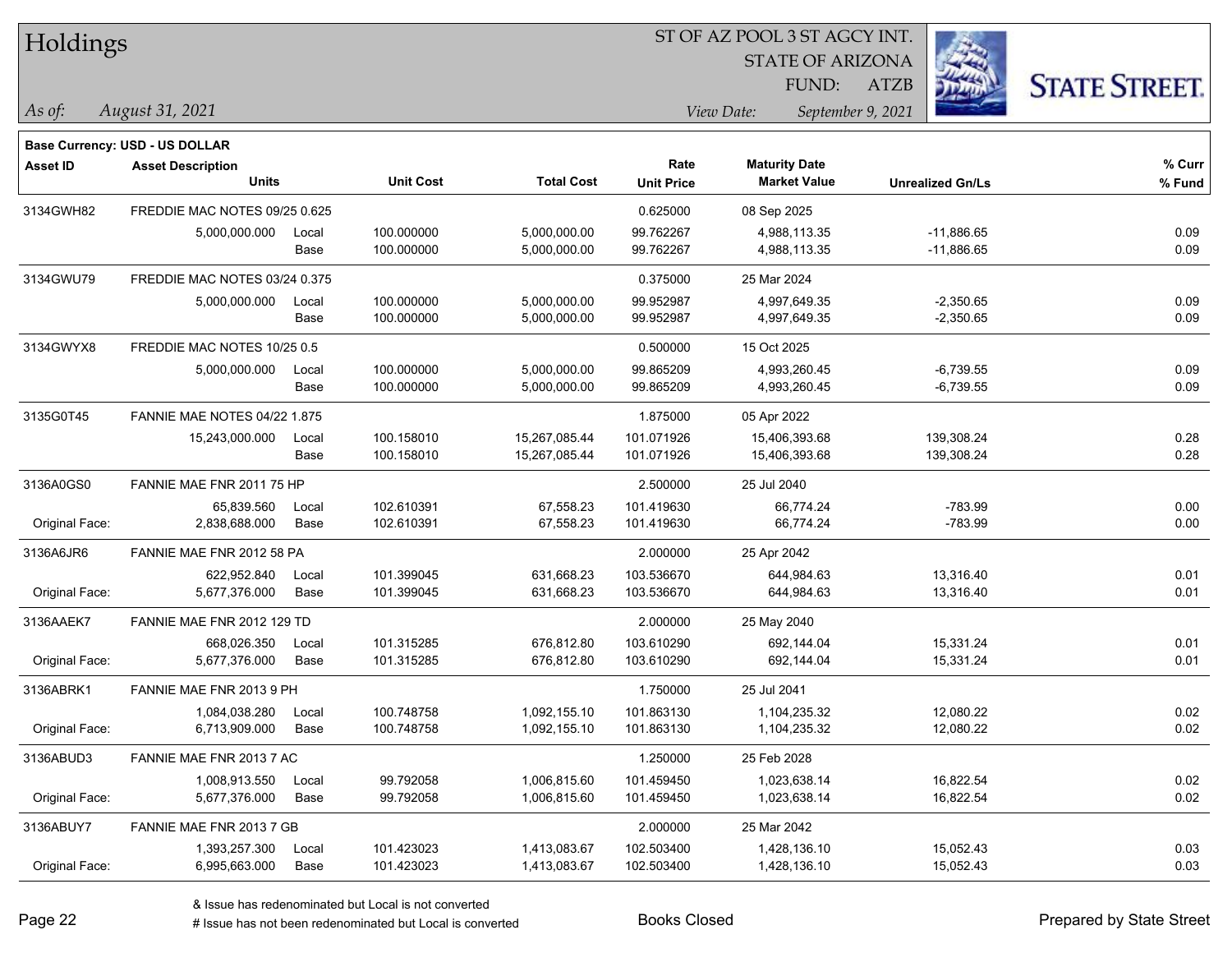# Holdings

ST OF AZ POOL 3 ST AGCY INT.
STATE OF ARIZONA
FUND: ATZB

*As of: August 31, 2021*
*View Date: September 9, 2021*

**Base Currency: USD - US DOLLAR**

| Asset ID | Asset Description / Units | | Unit Cost | Total Cost | Rate / Unit Price | Maturity Date / Market Value | Unrealized Gn/Ls | % Curr / % Fund |
|---|---|---|---|---|---|---|---|---|
| 3134GWH82 | FREDDIE MAC NOTES 09/25 0.625 | | | | 0.625000 | 08 Sep 2025 | | |
| | 5,000,000.000 | Local | 100.000000 | 5,000,000.00 | 99.762267 | 4,988,113.35 | -11,886.65 | 0.09 |
| | | Base | 100.000000 | 5,000,000.00 | 99.762267 | 4,988,113.35 | -11,886.65 | 0.09 |
| 3134GWU79 | FREDDIE MAC NOTES 03/24 0.375 | | | | 0.375000 | 25 Mar 2024 | | |
| | 5,000,000.000 | Local | 100.000000 | 5,000,000.00 | 99.952987 | 4,997,649.35 | -2,350.65 | 0.09 |
| | | Base | 100.000000 | 5,000,000.00 | 99.952987 | 4,997,649.35 | -2,350.65 | 0.09 |
| 3134GWYX8 | FREDDIE MAC NOTES 10/25 0.5 | | | | 0.500000 | 15 Oct 2025 | | |
| | 5,000,000.000 | Local | 100.000000 | 5,000,000.00 | 99.865209 | 4,993,260.45 | -6,739.55 | 0.09 |
| | | Base | 100.000000 | 5,000,000.00 | 99.865209 | 4,993,260.45 | -6,739.55 | 0.09 |
| 3135G0T45 | FANNIE MAE NOTES 04/22 1.875 | | | | 1.875000 | 05 Apr 2022 | | |
| | 15,243,000.000 | Local | 100.158010 | 15,267,085.44 | 101.071926 | 15,406,393.68 | 139,308.24 | 0.28 |
| | | Base | 100.158010 | 15,267,085.44 | 101.071926 | 15,406,393.68 | 139,308.24 | 0.28 |
| 3136A0GS0 | FANNIE MAE FNR 2011 75 HP | | | | 2.500000 | 25 Jul 2040 | | |
| | 65,839.560 | Local | 102.610391 | 67,558.23 | 101.419630 | 66,774.24 | -783.99 | 0.00 |
| Original Face: | 2,838,688.000 | Base | 102.610391 | 67,558.23 | 101.419630 | 66,774.24 | -783.99 | 0.00 |
| 3136A6JR6 | FANNIE MAE FNR 2012 58 PA | | | | 2.000000 | 25 Apr 2042 | | |
| | 622,952.840 | Local | 101.399045 | 631,668.23 | 103.536670 | 644,984.63 | 13,316.40 | 0.01 |
| Original Face: | 5,677,376.000 | Base | 101.399045 | 631,668.23 | 103.536670 | 644,984.63 | 13,316.40 | 0.01 |
| 3136AAEK7 | FANNIE MAE FNR 2012 129 TD | | | | 2.000000 | 25 May 2040 | | |
| | 668,026.350 | Local | 101.315285 | 676,812.80 | 103.610290 | 692,144.04 | 15,331.24 | 0.01 |
| Original Face: | 5,677,376.000 | Base | 101.315285 | 676,812.80 | 103.610290 | 692,144.04 | 15,331.24 | 0.01 |
| 3136ABRK1 | FANNIE MAE FNR 2013 9 PH | | | | 1.750000 | 25 Jul 2041 | | |
| | 1,084,038.280 | Local | 100.748758 | 1,092,155.10 | 101.863130 | 1,104,235.32 | 12,080.22 | 0.02 |
| Original Face: | 6,713,909.000 | Base | 100.748758 | 1,092,155.10 | 101.863130 | 1,104,235.32 | 12,080.22 | 0.02 |
| 3136ABUD3 | FANNIE MAE FNR 2013 7 AC | | | | 1.250000 | 25 Feb 2028 | | |
| | 1,008,913.550 | Local | 99.792058 | 1,006,815.60 | 101.459450 | 1,023,638.14 | 16,822.54 | 0.02 |
| Original Face: | 5,677,376.000 | Base | 99.792058 | 1,006,815.60 | 101.459450 | 1,023,638.14 | 16,822.54 | 0.02 |
| 3136ABUY7 | FANNIE MAE FNR 2013 7 GB | | | | 2.000000 | 25 Mar 2042 | | |
| | 1,393,257.300 | Local | 101.423023 | 1,413,083.67 | 102.503400 | 1,428,136.10 | 15,052.43 | 0.03 |
| Original Face: | 6,995,663.000 | Base | 101.423023 | 1,413,083.67 | 102.503400 | 1,428,136.10 | 15,052.43 | 0.03 |

& Issue has redenominated but Local is not converted
# Issue has not been redenominated but Local is converted

Books Closed

Prepared by State Street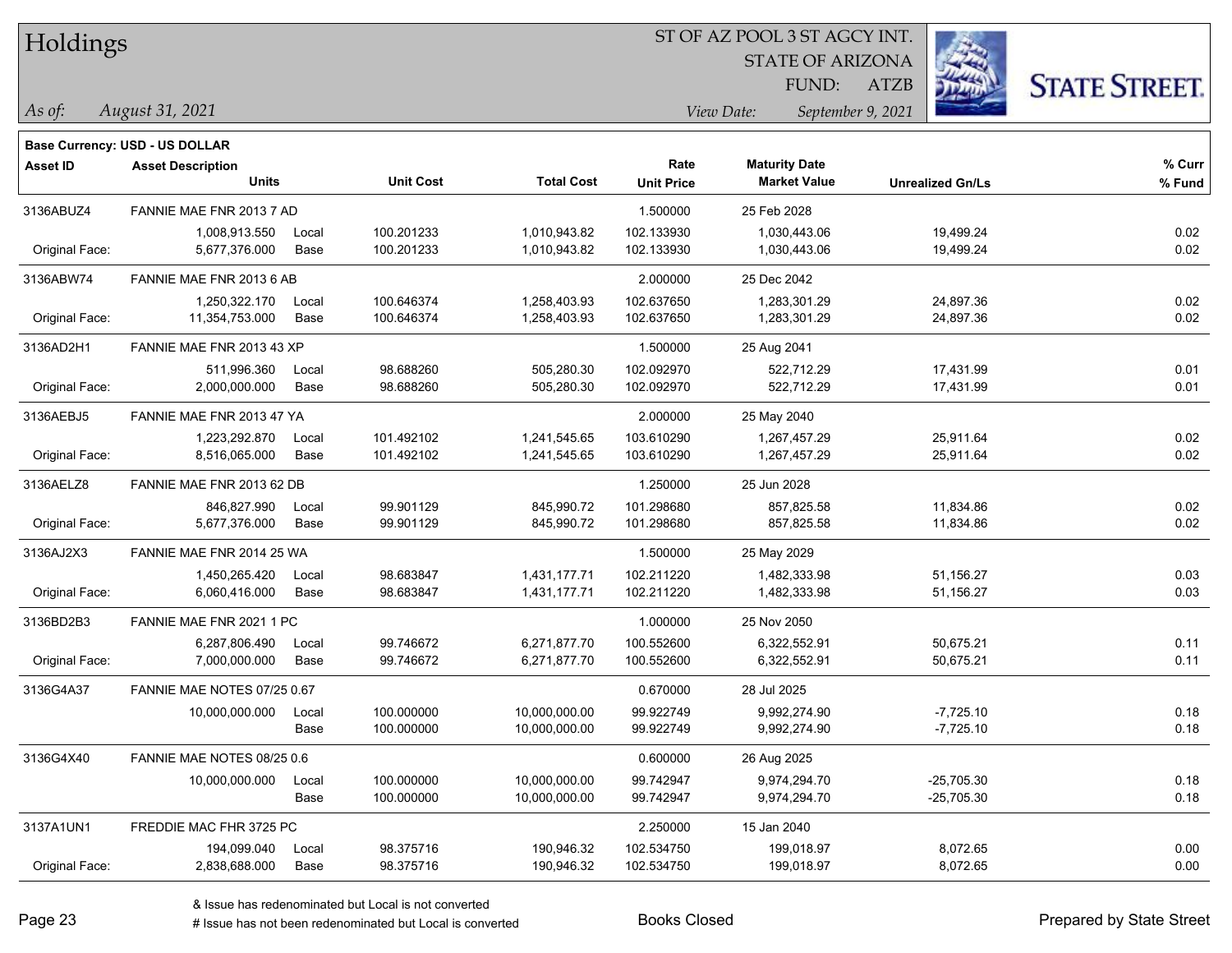# Holdings

ST OF AZ POOL 3 ST AGCY INT.
STATE OF ARIZONA
FUND: ATZB

*As of: August 31, 2021*
*View Date: September 9, 2021*

**Base Currency: USD - US DOLLAR**

| Asset ID | Asset Description / Units | | Unit Cost | Total Cost | Rate / Unit Price | Maturity Date / Market Value | Unrealized Gn/Ls | % Curr / % Fund |
|---|---|---|---|---|---|---|---|---|
| 3136ABUZ4 | FANNIE MAE FNR 2013 7 AD | | | | 1.500000 | 25 Feb 2028 | | |
| | 1,008,913.550 | Local | 100.201233 | 1,010,943.82 | 102.133930 | 1,030,443.06 | 19,499.24 | 0.02 |
| Original Face: | 5,677,376.000 | Base | 100.201233 | 1,010,943.82 | 102.133930 | 1,030,443.06 | 19,499.24 | 0.02 |
| 3136ABW74 | FANNIE MAE FNR 2013 6 AB | | | | 2.000000 | 25 Dec 2042 | | |
| | 1,250,322.170 | Local | 100.646374 | 1,258,403.93 | 102.637650 | 1,283,301.29 | 24,897.36 | 0.02 |
| Original Face: | 11,354,753.000 | Base | 100.646374 | 1,258,403.93 | 102.637650 | 1,283,301.29 | 24,897.36 | 0.02 |
| 3136AD2H1 | FANNIE MAE FNR 2013 43 XP | | | | 1.500000 | 25 Aug 2041 | | |
| | 511,996.360 | Local | 98.688260 | 505,280.30 | 102.092970 | 522,712.29 | 17,431.99 | 0.01 |
| Original Face: | 2,000,000.000 | Base | 98.688260 | 505,280.30 | 102.092970 | 522,712.29 | 17,431.99 | 0.01 |
| 3136AEBJ5 | FANNIE MAE FNR 2013 47 YA | | | | 2.000000 | 25 May 2040 | | |
| | 1,223,292.870 | Local | 101.492102 | 1,241,545.65 | 103.610290 | 1,267,457.29 | 25,911.64 | 0.02 |
| Original Face: | 8,516,065.000 | Base | 101.492102 | 1,241,545.65 | 103.610290 | 1,267,457.29 | 25,911.64 | 0.02 |
| 3136AELZ8 | FANNIE MAE FNR 2013 62 DB | | | | 1.250000 | 25 Jun 2028 | | |
| | 846,827.990 | Local | 99.901129 | 845,990.72 | 101.298680 | 857,825.58 | 11,834.86 | 0.02 |
| Original Face: | 5,677,376.000 | Base | 99.901129 | 845,990.72 | 101.298680 | 857,825.58 | 11,834.86 | 0.02 |
| 3136AJ2X3 | FANNIE MAE FNR 2014 25 WA | | | | 1.500000 | 25 May 2029 | | |
| | 1,450,265.420 | Local | 98.683847 | 1,431,177.71 | 102.211220 | 1,482,333.98 | 51,156.27 | 0.03 |
| Original Face: | 6,060,416.000 | Base | 98.683847 | 1,431,177.71 | 102.211220 | 1,482,333.98 | 51,156.27 | 0.03 |
| 3136BD2B3 | FANNIE MAE FNR 2021 1 PC | | | | 1.000000 | 25 Nov 2050 | | |
| | 6,287,806.490 | Local | 99.746672 | 6,271,877.70 | 100.552600 | 6,322,552.91 | 50,675.21 | 0.11 |
| Original Face: | 7,000,000.000 | Base | 99.746672 | 6,271,877.70 | 100.552600 | 6,322,552.91 | 50,675.21 | 0.11 |
| 3136G4A37 | FANNIE MAE NOTES 07/25 0.67 | | | | 0.670000 | 28 Jul 2025 | | |
| | 10,000,000.000 | Local | 100.000000 | 10,000,000.00 | 99.922749 | 9,992,274.90 | -7,725.10 | 0.18 |
| | | Base | 100.000000 | 10,000,000.00 | 99.922749 | 9,992,274.90 | -7,725.10 | 0.18 |
| 3136G4X40 | FANNIE MAE NOTES 08/25 0.6 | | | | 0.600000 | 26 Aug 2025 | | |
| | 10,000,000.000 | Local | 100.000000 | 10,000,000.00 | 99.742947 | 9,974,294.70 | -25,705.30 | 0.18 |
| | | Base | 100.000000 | 10,000,000.00 | 99.742947 | 9,974,294.70 | -25,705.30 | 0.18 |
| 3137A1UN1 | FREDDIE MAC FHR 3725 PC | | | | 2.250000 | 15 Jan 2040 | | |
| | 194,099.040 | Local | 98.375716 | 190,946.32 | 102.534750 | 199,018.97 | 8,072.65 | 0.00 |
| Original Face: | 2,838,688.000 | Base | 98.375716 | 190,946.32 | 102.534750 | 199,018.97 | 8,072.65 | 0.00 |

& Issue has redenominated but Local is not converted
# Issue has not been redenominated but Local is converted

Books Closed

Prepared by State Street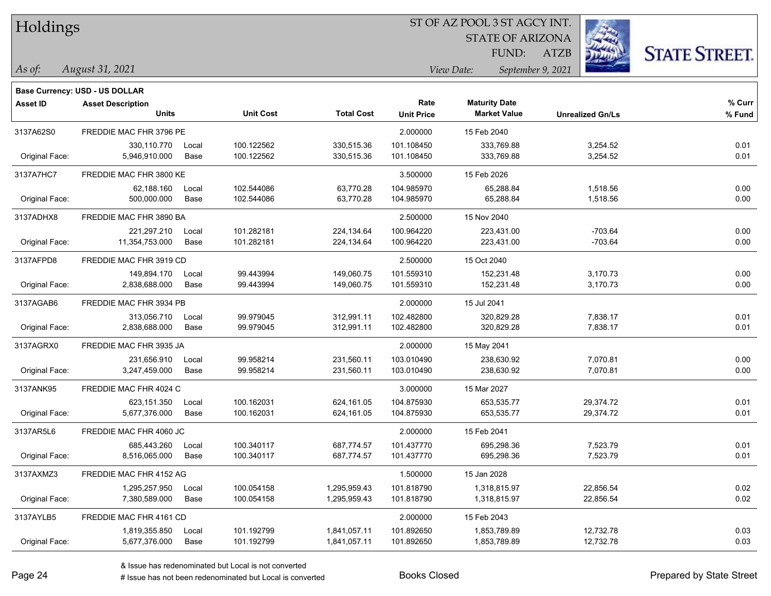# Holdings

ST OF AZ POOL 3 ST AGCY INT.
STATE OF ARIZONA
FUND: ATZB

*As of: August 31, 2021*

*View Date: September 9, 2021*

**Base Currency: USD - US DOLLAR**

| Asset ID | Asset Description / Units | | Unit Cost | Total Cost | Rate / Unit Price | Maturity Date / Market Value | Unrealized Gn/Ls | % Curr / % Fund |
|---|---|---|---|---|---|---|---|---|
| 3137A62S0 | FREDDIE MAC FHR 3796 PE | | | | 2.000000 | 15 Feb 2040 | | |
| | 330,110.770 | Local | 100.122562 | 330,515.36 | 101.108450 | 333,769.88 | 3,254.52 | 0.01 |
| Original Face: | 5,946,910.000 | Base | 100.122562 | 330,515.36 | 101.108450 | 333,769.88 | 3,254.52 | 0.01 |
| 3137A7HC7 | FREDDIE MAC FHR 3800 KE | | | | 3.500000 | 15 Feb 2026 | | |
| | 62,188.160 | Local | 102.544086 | 63,770.28 | 104.985970 | 65,288.84 | 1,518.56 | 0.00 |
| Original Face: | 500,000.000 | Base | 102.544086 | 63,770.28 | 104.985970 | 65,288.84 | 1,518.56 | 0.00 |
| 3137ADHX8 | FREDDIE MAC FHR 3890 BA | | | | 2.500000 | 15 Nov 2040 | | |
| | 221,297.210 | Local | 101.282181 | 224,134.64 | 100.964220 | 223,431.00 | -703.64 | 0.00 |
| Original Face: | 11,354,753.000 | Base | 101.282181 | 224,134.64 | 100.964220 | 223,431.00 | -703.64 | 0.00 |
| 3137AFPD8 | FREDDIE MAC FHR 3919 CD | | | | 2.500000 | 15 Oct 2040 | | |
| | 149,894.170 | Local | 99.443994 | 149,060.75 | 101.559310 | 152,231.48 | 3,170.73 | 0.00 |
| Original Face: | 2,838,688.000 | Base | 99.443994 | 149,060.75 | 101.559310 | 152,231.48 | 3,170.73 | 0.00 |
| 3137AGAB6 | FREDDIE MAC FHR 3934 PB | | | | 2.000000 | 15 Jul 2041 | | |
| | 313,056.710 | Local | 99.979045 | 312,991.11 | 102.482800 | 320,829.28 | 7,838.17 | 0.01 |
| Original Face: | 2,838,688.000 | Base | 99.979045 | 312,991.11 | 102.482800 | 320,829.28 | 7,838.17 | 0.01 |
| 3137AGRX0 | FREDDIE MAC FHR 3935 JA | | | | 2.000000 | 15 May 2041 | | |
| | 231,656.910 | Local | 99.958214 | 231,560.11 | 103.010490 | 238,630.92 | 7,070.81 | 0.00 |
| Original Face: | 3,247,459.000 | Base | 99.958214 | 231,560.11 | 103.010490 | 238,630.92 | 7,070.81 | 0.00 |
| 3137ANK95 | FREDDIE MAC FHR 4024 C | | | | 3.000000 | 15 Mar 2027 | | |
| | 623,151.350 | Local | 100.162031 | 624,161.05 | 104.875930 | 653,535.77 | 29,374.72 | 0.01 |
| Original Face: | 5,677,376.000 | Base | 100.162031 | 624,161.05 | 104.875930 | 653,535.77 | 29,374.72 | 0.01 |
| 3137AR5L6 | FREDDIE MAC FHR 4060 JC | | | | 2.000000 | 15 Feb 2041 | | |
| | 685,443.260 | Local | 100.340117 | 687,774.57 | 101.437770 | 695,298.36 | 7,523.79 | 0.01 |
| Original Face: | 8,516,065.000 | Base | 100.340117 | 687,774.57 | 101.437770 | 695,298.36 | 7,523.79 | 0.01 |
| 3137AXMZ3 | FREDDIE MAC FHR 4152 AG | | | | 1.500000 | 15 Jan 2028 | | |
| | 1,295,257.950 | Local | 100.054158 | 1,295,959.43 | 101.818790 | 1,318,815.97 | 22,856.54 | 0.02 |
| Original Face: | 7,380,589.000 | Base | 100.054158 | 1,295,959.43 | 101.818790 | 1,318,815.97 | 22,856.54 | 0.02 |
| 3137AYLB5 | FREDDIE MAC FHR 4161 CD | | | | 2.000000 | 15 Feb 2043 | | |
| | 1,819,355.850 | Local | 101.192799 | 1,841,057.11 | 101.892650 | 1,853,789.89 | 12,732.78 | 0.03 |
| Original Face: | 5,677,376.000 | Base | 101.192799 | 1,841,057.11 | 101.892650 | 1,853,789.89 | 12,732.78 | 0.03 |

& Issue has redenominated but Local is not converted
# Issue has not been redenominated but Local is converted

Books Closed

Prepared by State Street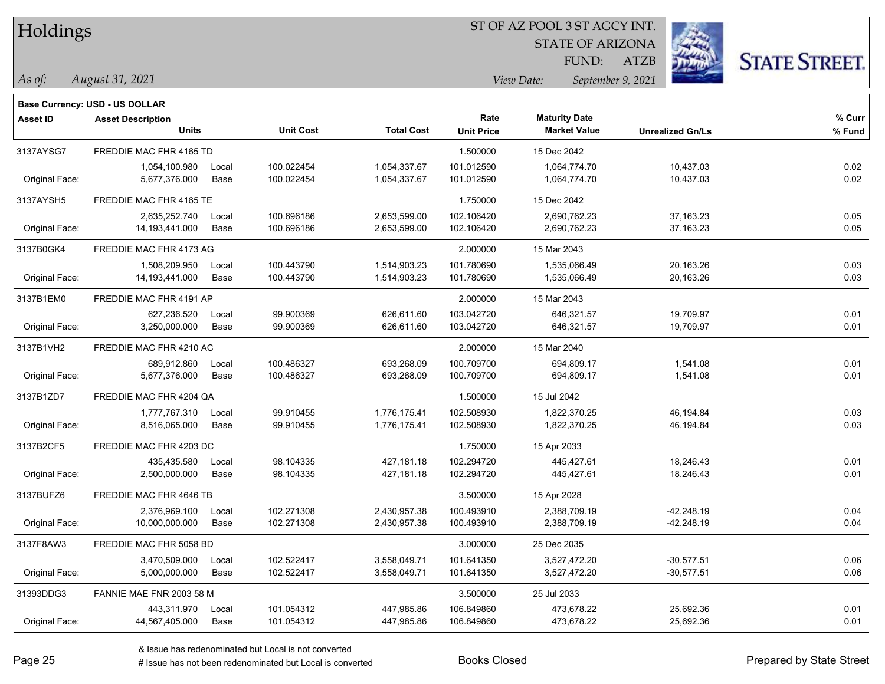# Holdings

ST OF AZ POOL 3 ST AGCY INT.
STATE OF ARIZONA
FUND: ATZB

*As of: August 31, 2021*

*View Date: September 9, 2021*

**Base Currency: USD - US DOLLAR**

| Asset ID | Asset Description / Units | | Unit Cost | Total Cost | Rate / Unit Price | Maturity Date / Market Value | Unrealized Gn/Ls | % Curr / % Fund |
|---|---|---|---|---|---|---|---|---|
| 3137AYSG7 | FREDDIE MAC FHR 4165 TD | | | | 1.500000 | 15 Dec 2042 | | |
| | 1,054,100.980 | Local | 100.022454 | 1,054,337.67 | 101.012590 | 1,064,774.70 | 10,437.03 | 0.02 |
| Original Face: | 5,677,376.000 | Base | 100.022454 | 1,054,337.67 | 101.012590 | 1,064,774.70 | 10,437.03 | 0.02 |
| 3137AYSH5 | FREDDIE MAC FHR 4165 TE | | | | 1.750000 | 15 Dec 2042 | | |
| | 2,635,252.740 | Local | 100.696186 | 2,653,599.00 | 102.106420 | 2,690,762.23 | 37,163.23 | 0.05 |
| Original Face: | 14,193,441.000 | Base | 100.696186 | 2,653,599.00 | 102.106420 | 2,690,762.23 | 37,163.23 | 0.05 |
| 3137B0GK4 | FREDDIE MAC FHR 4173 AG | | | | 2.000000 | 15 Mar 2043 | | |
| | 1,508,209.950 | Local | 100.443790 | 1,514,903.23 | 101.780690 | 1,535,066.49 | 20,163.26 | 0.03 |
| Original Face: | 14,193,441.000 | Base | 100.443790 | 1,514,903.23 | 101.780690 | 1,535,066.49 | 20,163.26 | 0.03 |
| 3137B1EM0 | FREDDIE MAC FHR 4191 AP | | | | 2.000000 | 15 Mar 2043 | | |
| | 627,236.520 | Local | 99.900369 | 626,611.60 | 103.042720 | 646,321.57 | 19,709.97 | 0.01 |
| Original Face: | 3,250,000.000 | Base | 99.900369 | 626,611.60 | 103.042720 | 646,321.57 | 19,709.97 | 0.01 |
| 3137B1VH2 | FREDDIE MAC FHR 4210 AC | | | | 2.000000 | 15 Mar 2040 | | |
| | 689,912.860 | Local | 100.486327 | 693,268.09 | 100.709700 | 694,809.17 | 1,541.08 | 0.01 |
| Original Face: | 5,677,376.000 | Base | 100.486327 | 693,268.09 | 100.709700 | 694,809.17 | 1,541.08 | 0.01 |
| 3137B1ZD7 | FREDDIE MAC FHR 4204 QA | | | | 1.500000 | 15 Jul 2042 | | |
| | 1,777,767.310 | Local | 99.910455 | 1,776,175.41 | 102.508930 | 1,822,370.25 | 46,194.84 | 0.03 |
| Original Face: | 8,516,065.000 | Base | 99.910455 | 1,776,175.41 | 102.508930 | 1,822,370.25 | 46,194.84 | 0.03 |
| 3137B2CF5 | FREDDIE MAC FHR 4203 DC | | | | 1.750000 | 15 Apr 2033 | | |
| | 435,435.580 | Local | 98.104335 | 427,181.18 | 102.294720 | 445,427.61 | 18,246.43 | 0.01 |
| Original Face: | 2,500,000.000 | Base | 98.104335 | 427,181.18 | 102.294720 | 445,427.61 | 18,246.43 | 0.01 |
| 3137BUFZ6 | FREDDIE MAC FHR 4646 TB | | | | 3.500000 | 15 Apr 2028 | | |
| | 2,376,969.100 | Local | 102.271308 | 2,430,957.38 | 100.493910 | 2,388,709.19 | -42,248.19 | 0.04 |
| Original Face: | 10,000,000.000 | Base | 102.271308 | 2,430,957.38 | 100.493910 | 2,388,709.19 | -42,248.19 | 0.04 |
| 3137F8AW3 | FREDDIE MAC FHR 5058 BD | | | | 3.000000 | 25 Dec 2035 | | |
| | 3,470,509.000 | Local | 102.522417 | 3,558,049.71 | 101.641350 | 3,527,472.20 | -30,577.51 | 0.06 |
| Original Face: | 5,000,000.000 | Base | 102.522417 | 3,558,049.71 | 101.641350 | 3,527,472.20 | -30,577.51 | 0.06 |
| 31393DDG3 | FANNIE MAE FNR 2003 58 M | | | | 3.500000 | 25 Jul 2033 | | |
| | 443,311.970 | Local | 101.054312 | 447,985.86 | 106.849860 | 473,678.22 | 25,692.36 | 0.01 |
| Original Face: | 44,567,405.000 | Base | 101.054312 | 447,985.86 | 106.849860 | 473,678.22 | 25,692.36 | 0.01 |

& Issue has redenominated but Local is not converted
# Issue has not been redenominated but Local is converted

Books Closed

Prepared by State Street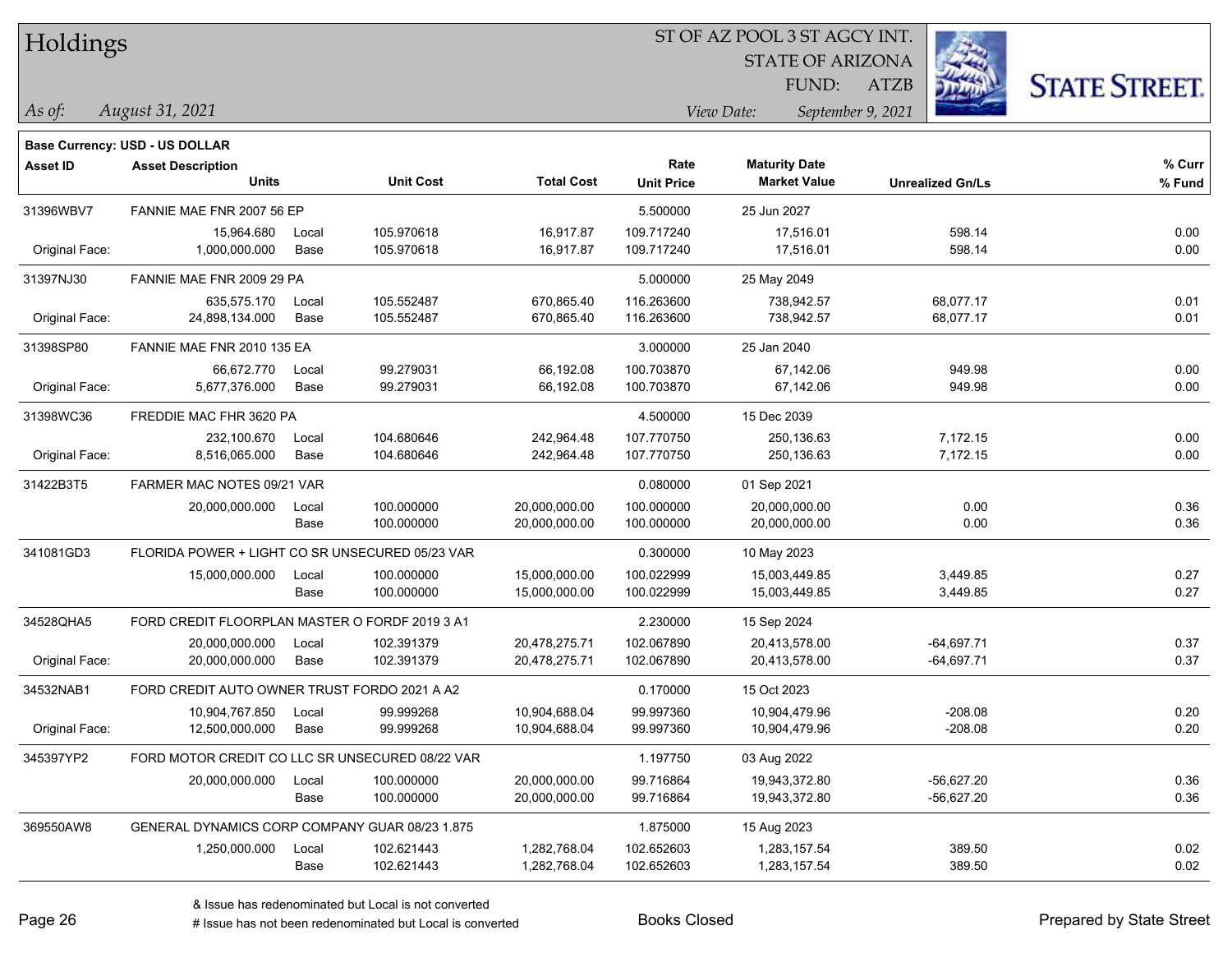# Holdings

ST OF AZ POOL 3 ST AGCY INT.
STATE OF ARIZONA
FUND: ATZB

*As of: August 31, 2021*

*View Date: September 9, 2021*

STATE STREET.

**Base Currency: USD - US DOLLAR**

| Asset ID | Asset Description / Units | | Unit Cost | Total Cost | Rate / Unit Price | Maturity Date / Market Value | Unrealized Gn/Ls | % Curr / % Fund |
|---|---|---|---|---|---|---|---|---|
| 31396WBV7 | FANNIE MAE FNR 2007 56 EP | | | | 5.500000 | 25 Jun 2027 | | |
| | 15,964.680 | Local | 105.970618 | 16,917.87 | 109.717240 | 17,516.01 | 598.14 | 0.00 |
| Original Face: | 1,000,000.000 | Base | 105.970618 | 16,917.87 | 109.717240 | 17,516.01 | 598.14 | 0.00 |
| 31397NJ30 | FANNIE MAE FNR 2009 29 PA | | | | 5.000000 | 25 May 2049 | | |
| | 635,575.170 | Local | 105.552487 | 670,865.40 | 116.263600 | 738,942.57 | 68,077.17 | 0.01 |
| Original Face: | 24,898,134.000 | Base | 105.552487 | 670,865.40 | 116.263600 | 738,942.57 | 68,077.17 | 0.01 |
| 31398SP80 | FANNIE MAE FNR 2010 135 EA | | | | 3.000000 | 25 Jan 2040 | | |
| | 66,672.770 | Local | 99.279031 | 66,192.08 | 100.703870 | 67,142.06 | 949.98 | 0.00 |
| Original Face: | 5,677,376.000 | Base | 99.279031 | 66,192.08 | 100.703870 | 67,142.06 | 949.98 | 0.00 |
| 31398WC36 | FREDDIE MAC FHR 3620 PA | | | | 4.500000 | 15 Dec 2039 | | |
| | 232,100.670 | Local | 104.680646 | 242,964.48 | 107.770750 | 250,136.63 | 7,172.15 | 0.00 |
| Original Face: | 8,516,065.000 | Base | 104.680646 | 242,964.48 | 107.770750 | 250,136.63 | 7,172.15 | 0.00 |
| 31422B3T5 | FARMER MAC NOTES 09/21 VAR | | | | 0.080000 | 01 Sep 2021 | | |
| | 20,000,000.000 | Local | 100.000000 | 20,000,000.00 | 100.000000 | 20,000,000.00 | 0.00 | 0.36 |
| | | Base | 100.000000 | 20,000,000.00 | 100.000000 | 20,000,000.00 | 0.00 | 0.36 |
| 341081GD3 | FLORIDA POWER + LIGHT CO SR UNSECURED 05/23 VAR | | | | 0.300000 | 10 May 2023 | | |
| | 15,000,000.000 | Local | 100.000000 | 15,000,000.00 | 100.022999 | 15,003,449.85 | 3,449.85 | 0.27 |
| | | Base | 100.000000 | 15,000,000.00 | 100.022999 | 15,003,449.85 | 3,449.85 | 0.27 |
| 34528QHA5 | FORD CREDIT FLOORPLAN MASTER O FORDF 2019 3 A1 | | | | 2.230000 | 15 Sep 2024 | | |
| | 20,000,000.000 | Local | 102.391379 | 20,478,275.71 | 102.067890 | 20,413,578.00 | -64,697.71 | 0.37 |
| Original Face: | 20,000,000.000 | Base | 102.391379 | 20,478,275.71 | 102.067890 | 20,413,578.00 | -64,697.71 | 0.37 |
| 34532NAB1 | FORD CREDIT AUTO OWNER TRUST FORDO 2021 A A2 | | | | 0.170000 | 15 Oct 2023 | | |
| | 10,904,767.850 | Local | 99.999268 | 10,904,688.04 | 99.997360 | 10,904,479.96 | -208.08 | 0.20 |
| Original Face: | 12,500,000.000 | Base | 99.999268 | 10,904,688.04 | 99.997360 | 10,904,479.96 | -208.08 | 0.20 |
| 345397YP2 | FORD MOTOR CREDIT CO LLC SR UNSECURED 08/22 VAR | | | | 1.197750 | 03 Aug 2022 | | |
| | 20,000,000.000 | Local | 100.000000 | 20,000,000.00 | 99.716864 | 19,943,372.80 | -56,627.20 | 0.36 |
| | | Base | 100.000000 | 20,000,000.00 | 99.716864 | 19,943,372.80 | -56,627.20 | 0.36 |
| 369550AW8 | GENERAL DYNAMICS CORP COMPANY GUAR 08/23 1.875 | | | | 1.875000 | 15 Aug 2023 | | |
| | 1,250,000.000 | Local | 102.621443 | 1,282,768.04 | 102.652603 | 1,283,157.54 | 389.50 | 0.02 |
| | | Base | 102.621443 | 1,282,768.04 | 102.652603 | 1,283,157.54 | 389.50 | 0.02 |

& Issue has redenominated but Local is not converted
# Issue has not been redenominated but Local is converted

Books Closed

Prepared by State Street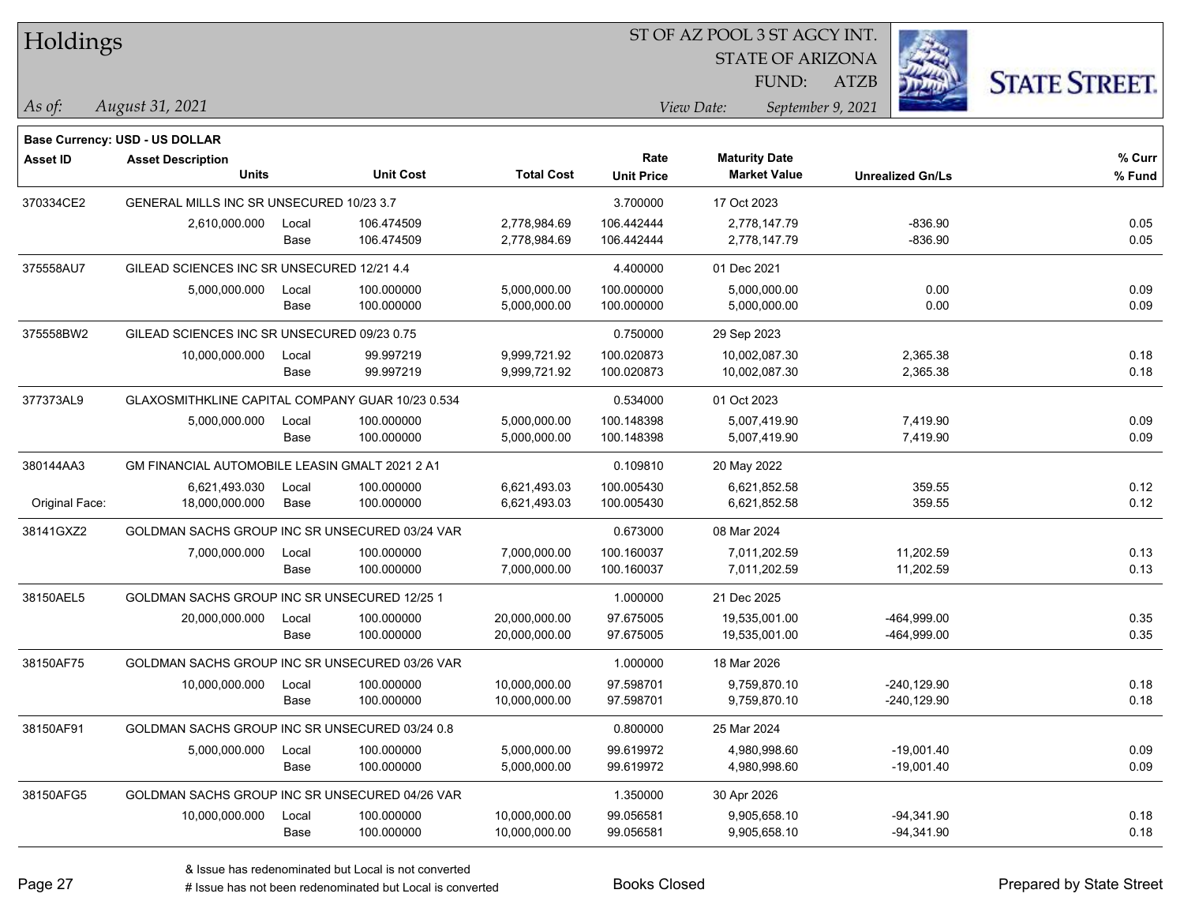# Holdings

ST OF AZ POOL 3 ST AGCY INT.
STATE OF ARIZONA
FUND: ATZB

*As of: August 31, 2021*

*View Date: September 9, 2021*

**Base Currency: USD - US DOLLAR**

| Asset ID | Asset Description / Units | | Unit Cost | Total Cost | Rate / Unit Price | Maturity Date / Market Value | Unrealized Gn/Ls | % Curr / % Fund |
|---|---|---|---|---|---|---|---|---|
| 370334CE2 | GENERAL MILLS INC SR UNSECURED 10/23 3.7 | | | | 3.700000 | 17 Oct 2023 | | |
| | 2,610,000.000 | Local | 106.474509 | 2,778,984.69 | 106.442444 | 2,778,147.79 | -836.90 | 0.05 |
| | | Base | 106.474509 | 2,778,984.69 | 106.442444 | 2,778,147.79 | -836.90 | 0.05 |
| 375558AU7 | GILEAD SCIENCES INC SR UNSECURED 12/21 4.4 | | | | 4.400000 | 01 Dec 2021 | | |
| | 5,000,000.000 | Local | 100.000000 | 5,000,000.00 | 100.000000 | 5,000,000.00 | 0.00 | 0.09 |
| | | Base | 100.000000 | 5,000,000.00 | 100.000000 | 5,000,000.00 | 0.00 | 0.09 |
| 375558BW2 | GILEAD SCIENCES INC SR UNSECURED 09/23 0.75 | | | | 0.750000 | 29 Sep 2023 | | |
| | 10,000,000.000 | Local | 99.997219 | 9,999,721.92 | 100.020873 | 10,002,087.30 | 2,365.38 | 0.18 |
| | | Base | 99.997219 | 9,999,721.92 | 100.020873 | 10,002,087.30 | 2,365.38 | 0.18 |
| 377373AL9 | GLAXOSMITHKLINE CAPITAL COMPANY GUAR 10/23 0.534 | | | | 0.534000 | 01 Oct 2023 | | |
| | 5,000,000.000 | Local | 100.000000 | 5,000,000.00 | 100.148398 | 5,007,419.90 | 7,419.90 | 0.09 |
| | | Base | 100.000000 | 5,000,000.00 | 100.148398 | 5,007,419.90 | 7,419.90 | 0.09 |
| 380144AA3 | GM FINANCIAL AUTOMOBILE LEASIN GMALT 2021 2 A1 | | | | 0.109810 | 20 May 2022 | | |
| | 6,621,493.030 | Local | 100.000000 | 6,621,493.03 | 100.005430 | 6,621,852.58 | 359.55 | 0.12 |
| Original Face: | 18,000,000.000 | Base | 100.000000 | 6,621,493.03 | 100.005430 | 6,621,852.58 | 359.55 | 0.12 |
| 38141GXZ2 | GOLDMAN SACHS GROUP INC SR UNSECURED 03/24 VAR | | | | 0.673000 | 08 Mar 2024 | | |
| | 7,000,000.000 | Local | 100.000000 | 7,000,000.00 | 100.160037 | 7,011,202.59 | 11,202.59 | 0.13 |
| | | Base | 100.000000 | 7,000,000.00 | 100.160037 | 7,011,202.59 | 11,202.59 | 0.13 |
| 38150AEL5 | GOLDMAN SACHS GROUP INC SR UNSECURED 12/25 1 | | | | 1.000000 | 21 Dec 2025 | | |
| | 20,000,000.000 | Local | 100.000000 | 20,000,000.00 | 97.675005 | 19,535,001.00 | -464,999.00 | 0.35 |
| | | Base | 100.000000 | 20,000,000.00 | 97.675005 | 19,535,001.00 | -464,999.00 | 0.35 |
| 38150AF75 | GOLDMAN SACHS GROUP INC SR UNSECURED 03/26 VAR | | | | 1.000000 | 18 Mar 2026 | | |
| | 10,000,000.000 | Local | 100.000000 | 10,000,000.00 | 97.598701 | 9,759,870.10 | -240,129.90 | 0.18 |
| | | Base | 100.000000 | 10,000,000.00 | 97.598701 | 9,759,870.10 | -240,129.90 | 0.18 |
| 38150AF91 | GOLDMAN SACHS GROUP INC SR UNSECURED 03/24 0.8 | | | | 0.800000 | 25 Mar 2024 | | |
| | 5,000,000.000 | Local | 100.000000 | 5,000,000.00 | 99.619972 | 4,980,998.60 | -19,001.40 | 0.09 |
| | | Base | 100.000000 | 5,000,000.00 | 99.619972 | 4,980,998.60 | -19,001.40 | 0.09 |
| 38150AFG5 | GOLDMAN SACHS GROUP INC SR UNSECURED 04/26 VAR | | | | 1.350000 | 30 Apr 2026 | | |
| | 10,000,000.000 | Local | 100.000000 | 10,000,000.00 | 99.056581 | 9,905,658.10 | -94,341.90 | 0.18 |
| | | Base | 100.000000 | 10,000,000.00 | 99.056581 | 9,905,658.10 | -94,341.90 | 0.18 |

& Issue has redenominated but Local is not converted
# Issue has not been redenominated but Local is converted

Books Closed

Prepared by State Street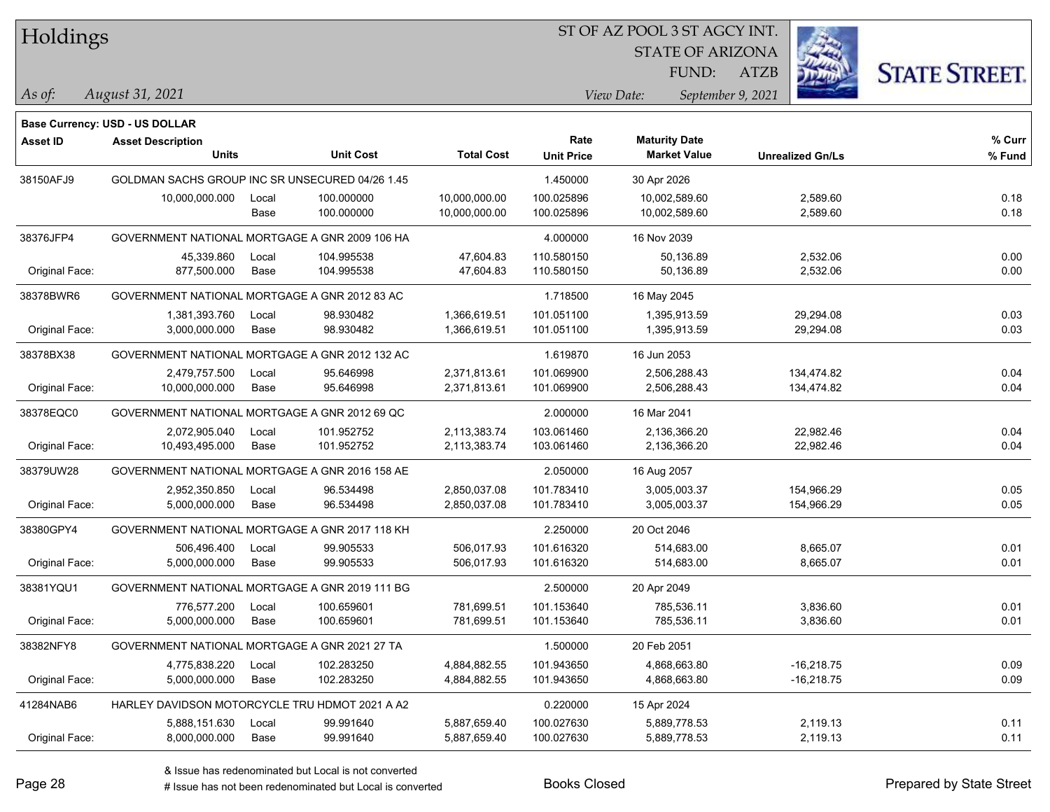# Holdings

ST OF AZ POOL 3 ST AGCY INT.
STATE OF ARIZONA
FUND: ATZB

*As of:* *August 31, 2021*

*View Date:* *September 9, 2021*

**Base Currency: USD - US DOLLAR**

| Asset ID | Asset Description / Units | | Unit Cost | Total Cost | Rate / Unit Price | Maturity Date / Market Value | Unrealized Gn/Ls | % Curr / % Fund |
|---|---|---|---|---|---|---|---|---|
| 38150AFJ9 | GOLDMAN SACHS GROUP INC SR UNSECURED 04/26 1.45 | | | | 1.450000 | 30 Apr 2026 | | |
| | 10,000,000.000 | Local | 100.000000 | 10,000,000.00 | 100.025896 | 10,002,589.60 | 2,589.60 | 0.18 |
| | | Base | 100.000000 | 10,000,000.00 | 100.025896 | 10,002,589.60 | 2,589.60 | 0.18 |
| 38376JFP4 | GOVERNMENT NATIONAL MORTGAGE A GNR 2009 106 HA | | | | 4.000000 | 16 Nov 2039 | | |
| | 45,339.860 | Local | 104.995538 | 47,604.83 | 110.580150 | 50,136.89 | 2,532.06 | 0.00 |
| Original Face: | 877,500.000 | Base | 104.995538 | 47,604.83 | 110.580150 | 50,136.89 | 2,532.06 | 0.00 |
| 38378BWR6 | GOVERNMENT NATIONAL MORTGAGE A GNR 2012 83 AC | | | | 1.718500 | 16 May 2045 | | |
| | 1,381,393.760 | Local | 98.930482 | 1,366,619.51 | 101.051100 | 1,395,913.59 | 29,294.08 | 0.03 |
| Original Face: | 3,000,000.000 | Base | 98.930482 | 1,366,619.51 | 101.051100 | 1,395,913.59 | 29,294.08 | 0.03 |
| 38378BX38 | GOVERNMENT NATIONAL MORTGAGE A GNR 2012 132 AC | | | | 1.619870 | 16 Jun 2053 | | |
| | 2,479,757.500 | Local | 95.646998 | 2,371,813.61 | 101.069900 | 2,506,288.43 | 134,474.82 | 0.04 |
| Original Face: | 10,000,000.000 | Base | 95.646998 | 2,371,813.61 | 101.069900 | 2,506,288.43 | 134,474.82 | 0.04 |
| 38378EQC0 | GOVERNMENT NATIONAL MORTGAGE A GNR 2012 69 QC | | | | 2.000000 | 16 Mar 2041 | | |
| | 2,072,905.040 | Local | 101.952752 | 2,113,383.74 | 103.061460 | 2,136,366.20 | 22,982.46 | 0.04 |
| Original Face: | 10,493,495.000 | Base | 101.952752 | 2,113,383.74 | 103.061460 | 2,136,366.20 | 22,982.46 | 0.04 |
| 38379UW28 | GOVERNMENT NATIONAL MORTGAGE A GNR 2016 158 AE | | | | 2.050000 | 16 Aug 2057 | | |
| | 2,952,350.850 | Local | 96.534498 | 2,850,037.08 | 101.783410 | 3,005,003.37 | 154,966.29 | 0.05 |
| Original Face: | 5,000,000.000 | Base | 96.534498 | 2,850,037.08 | 101.783410 | 3,005,003.37 | 154,966.29 | 0.05 |
| 38380GPY4 | GOVERNMENT NATIONAL MORTGAGE A GNR 2017 118 KH | | | | 2.250000 | 20 Oct 2046 | | |
| | 506,496.400 | Local | 99.905533 | 506,017.93 | 101.616320 | 514,683.00 | 8,665.07 | 0.01 |
| Original Face: | 5,000,000.000 | Base | 99.905533 | 506,017.93 | 101.616320 | 514,683.00 | 8,665.07 | 0.01 |
| 38381YQU1 | GOVERNMENT NATIONAL MORTGAGE A GNR 2019 111 BG | | | | 2.500000 | 20 Apr 2049 | | |
| | 776,577.200 | Local | 100.659601 | 781,699.51 | 101.153640 | 785,536.11 | 3,836.60 | 0.01 |
| Original Face: | 5,000,000.000 | Base | 100.659601 | 781,699.51 | 101.153640 | 785,536.11 | 3,836.60 | 0.01 |
| 38382NFY8 | GOVERNMENT NATIONAL MORTGAGE A GNR 2021 27 TA | | | | 1.500000 | 20 Feb 2051 | | |
| | 4,775,838.220 | Local | 102.283250 | 4,884,882.55 | 101.943650 | 4,868,663.80 | -16,218.75 | 0.09 |
| Original Face: | 5,000,000.000 | Base | 102.283250 | 4,884,882.55 | 101.943650 | 4,868,663.80 | -16,218.75 | 0.09 |
| 41284NAB6 | HARLEY DAVIDSON MOTORCYCLE TRU HDMOT 2021 A A2 | | | | 0.220000 | 15 Apr 2024 | | |
| | 5,888,151.630 | Local | 99.991640 | 5,887,659.40 | 100.027630 | 5,889,778.53 | 2,119.13 | 0.11 |
| Original Face: | 8,000,000.000 | Base | 99.991640 | 5,887,659.40 | 100.027630 | 5,889,778.53 | 2,119.13 | 0.11 |

& Issue has redenominated but Local is not converted
# Issue has not been redenominated but Local is converted

Books Closed

Prepared by State Street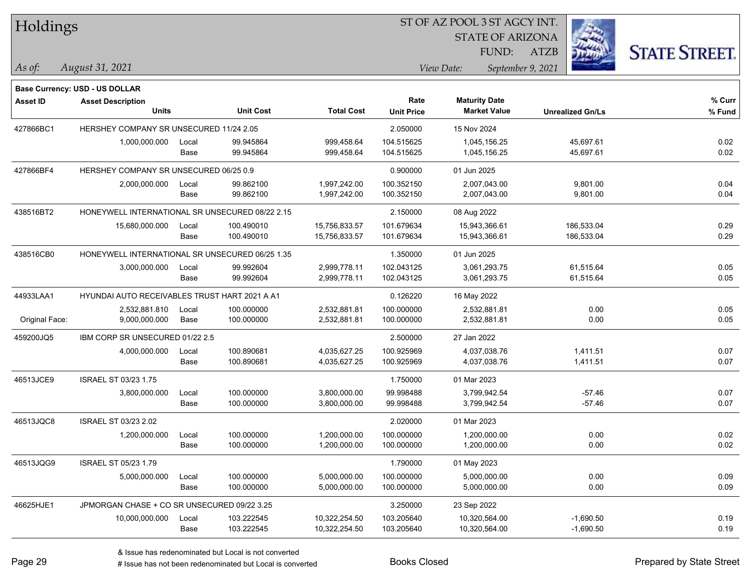# Holdings

ST OF AZ POOL 3 ST AGCY INT.
STATE OF ARIZONA
FUND: ATZB

*As of:* *August 31, 2021*
*View Date:* *September 9, 2021*

**Base Currency: USD - US DOLLAR**

| Asset ID | Asset Description / Units | | Unit Cost | Total Cost | Rate / Unit Price | Maturity Date / Market Value | Unrealized Gn/Ls | % Curr / % Fund |
|---|---|---|---|---|---|---|---|---|
| 427866BC1 | HERSHEY COMPANY SR UNSECURED 11/24 2.05 | | | | 2.050000 | 15 Nov 2024 | | |
| | 1,000,000.000 | Local | 99.945864 | 999,458.64 | 104.515625 | 1,045,156.25 | 45,697.61 | 0.02 |
| | | Base | 99.945864 | 999,458.64 | 104.515625 | 1,045,156.25 | 45,697.61 | 0.02 |
| 427866BF4 | HERSHEY COMPANY SR UNSECURED 06/25 0.9 | | | | 0.900000 | 01 Jun 2025 | | |
| | 2,000,000.000 | Local | 99.862100 | 1,997,242.00 | 100.352150 | 2,007,043.00 | 9,801.00 | 0.04 |
| | | Base | 99.862100 | 1,997,242.00 | 100.352150 | 2,007,043.00 | 9,801.00 | 0.04 |
| 438516BT2 | HONEYWELL INTERNATIONAL SR UNSECURED 08/22 2.15 | | | | 2.150000 | 08 Aug 2022 | | |
| | 15,680,000.000 | Local | 100.490010 | 15,756,833.57 | 101.679634 | 15,943,366.61 | 186,533.04 | 0.29 |
| | | Base | 100.490010 | 15,756,833.57 | 101.679634 | 15,943,366.61 | 186,533.04 | 0.29 |
| 438516CB0 | HONEYWELL INTERNATIONAL SR UNSECURED 06/25 1.35 | | | | 1.350000 | 01 Jun 2025 | | |
| | 3,000,000.000 | Local | 99.992604 | 2,999,778.11 | 102.043125 | 3,061,293.75 | 61,515.64 | 0.05 |
| | | Base | 99.992604 | 2,999,778.11 | 102.043125 | 3,061,293.75 | 61,515.64 | 0.05 |
| 44933LAA1 | HYUNDAI AUTO RECEIVABLES TRUST HART 2021 A A1 | | | | 0.126220 | 16 May 2022 | | |
| | 2,532,881.810 | Local | 100.000000 | 2,532,881.81 | 100.000000 | 2,532,881.81 | 0.00 | 0.05 |
| Original Face: | 9,000,000.000 | Base | 100.000000 | 2,532,881.81 | 100.000000 | 2,532,881.81 | 0.00 | 0.05 |
| 459200JQ5 | IBM CORP SR UNSECURED 01/22 2.5 | | | | 2.500000 | 27 Jan 2022 | | |
| | 4,000,000.000 | Local | 100.890681 | 4,035,627.25 | 100.925969 | 4,037,038.76 | 1,411.51 | 0.07 |
| | | Base | 100.890681 | 4,035,627.25 | 100.925969 | 4,037,038.76 | 1,411.51 | 0.07 |
| 46513JCE9 | ISRAEL ST 03/23 1.75 | | | | 1.750000 | 01 Mar 2023 | | |
| | 3,800,000.000 | Local | 100.000000 | 3,800,000.00 | 99.998488 | 3,799,942.54 | -57.46 | 0.07 |
| | | Base | 100.000000 | 3,800,000.00 | 99.998488 | 3,799,942.54 | -57.46 | 0.07 |
| 46513JQC8 | ISRAEL ST 03/23 2.02 | | | | 2.020000 | 01 Mar 2023 | | |
| | 1,200,000.000 | Local | 100.000000 | 1,200,000.00 | 100.000000 | 1,200,000.00 | 0.00 | 0.02 |
| | | Base | 100.000000 | 1,200,000.00 | 100.000000 | 1,200,000.00 | 0.00 | 0.02 |
| 46513JQG9 | ISRAEL ST 05/23 1.79 | | | | 1.790000 | 01 May 2023 | | |
| | 5,000,000.000 | Local | 100.000000 | 5,000,000.00 | 100.000000 | 5,000,000.00 | 0.00 | 0.09 |
| | | Base | 100.000000 | 5,000,000.00 | 100.000000 | 5,000,000.00 | 0.00 | 0.09 |
| 46625HJE1 | JPMORGAN CHASE + CO SR UNSECURED 09/22 3.25 | | | | 3.250000 | 23 Sep 2022 | | |
| | 10,000,000.000 | Local | 103.222545 | 10,322,254.50 | 103.205640 | 10,320,564.00 | -1,690.50 | 0.19 |
| | | Base | 103.222545 | 10,322,254.50 | 103.205640 | 10,320,564.00 | -1,690.50 | 0.19 |

& Issue has redenominated but Local is not converted
# Issue has not been redenominated but Local is converted

Books Closed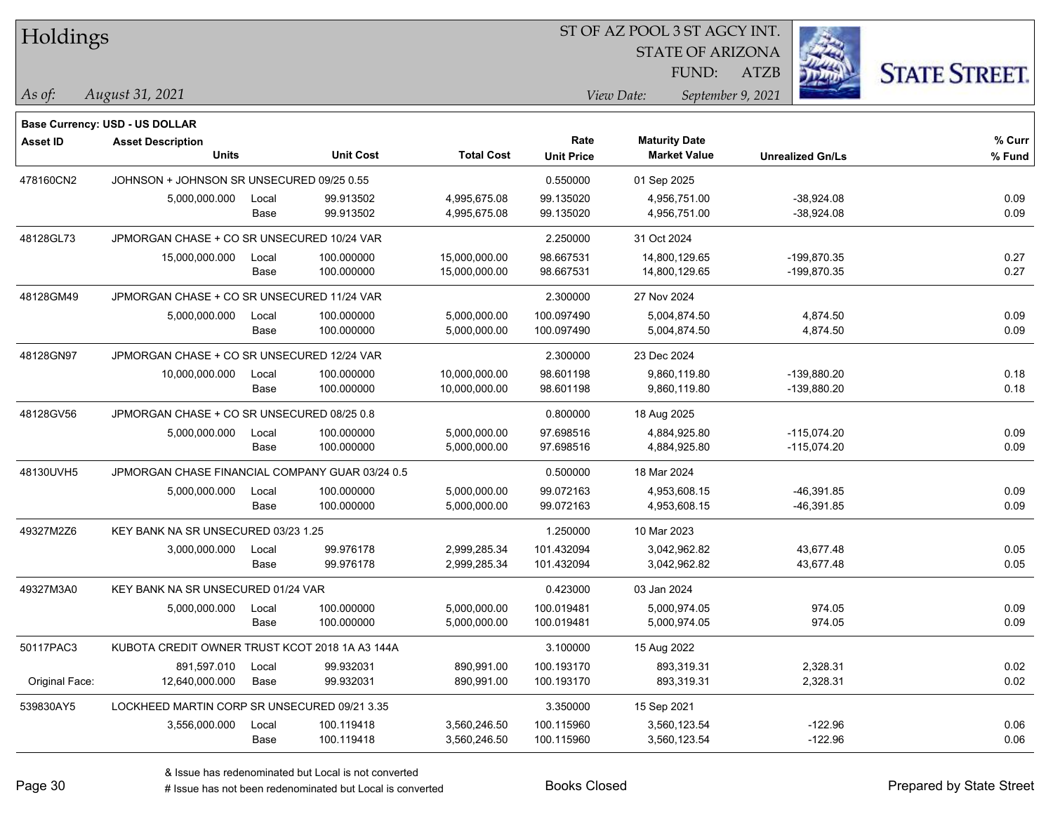# Holdings

ST OF AZ POOL 3 ST AGCY INT.
STATE OF ARIZONA
FUND: ATZB

*As of: August 31, 2021*

*View Date: September 9, 2021*

**Base Currency: USD - US DOLLAR**

| Asset ID | Asset Description / Units | | Unit Cost | Total Cost | Rate / Unit Price | Maturity Date / Market Value | Unrealized Gn/Ls | % Curr / % Fund |
|---|---|---|---|---|---|---|---|---|
| 478160CN2 | JOHNSON + JOHNSON SR UNSECURED 09/25 0.55 | | | | 0.550000 | 01 Sep 2025 | | |
| | 5,000,000.000 | Local | 99.913502 | 4,995,675.08 | 99.135020 | 4,956,751.00 | -38,924.08 | 0.09 |
| | | Base | 99.913502 | 4,995,675.08 | 99.135020 | 4,956,751.00 | -38,924.08 | 0.09 |
| 48128GL73 | JPMORGAN CHASE + CO SR UNSECURED 10/24 VAR | | | | 2.250000 | 31 Oct 2024 | | |
| | 15,000,000.000 | Local | 100.000000 | 15,000,000.00 | 98.667531 | 14,800,129.65 | -199,870.35 | 0.27 |
| | | Base | 100.000000 | 15,000,000.00 | 98.667531 | 14,800,129.65 | -199,870.35 | 0.27 |
| 48128GM49 | JPMORGAN CHASE + CO SR UNSECURED 11/24 VAR | | | | 2.300000 | 27 Nov 2024 | | |
| | 5,000,000.000 | Local | 100.000000 | 5,000,000.00 | 100.097490 | 5,004,874.50 | 4,874.50 | 0.09 |
| | | Base | 100.000000 | 5,000,000.00 | 100.097490 | 5,004,874.50 | 4,874.50 | 0.09 |
| 48128GN97 | JPMORGAN CHASE + CO SR UNSECURED 12/24 VAR | | | | 2.300000 | 23 Dec 2024 | | |
| | 10,000,000.000 | Local | 100.000000 | 10,000,000.00 | 98.601198 | 9,860,119.80 | -139,880.20 | 0.18 |
| | | Base | 100.000000 | 10,000,000.00 | 98.601198 | 9,860,119.80 | -139,880.20 | 0.18 |
| 48128GV56 | JPMORGAN CHASE + CO SR UNSECURED 08/25 0.8 | | | | 0.800000 | 18 Aug 2025 | | |
| | 5,000,000.000 | Local | 100.000000 | 5,000,000.00 | 97.698516 | 4,884,925.80 | -115,074.20 | 0.09 |
| | | Base | 100.000000 | 5,000,000.00 | 97.698516 | 4,884,925.80 | -115,074.20 | 0.09 |
| 48130UVH5 | JPMORGAN CHASE FINANCIAL COMPANY GUAR 03/24 0.5 | | | | 0.500000 | 18 Mar 2024 | | |
| | 5,000,000.000 | Local | 100.000000 | 5,000,000.00 | 99.072163 | 4,953,608.15 | -46,391.85 | 0.09 |
| | | Base | 100.000000 | 5,000,000.00 | 99.072163 | 4,953,608.15 | -46,391.85 | 0.09 |
| 49327M2Z6 | KEY BANK NA SR UNSECURED 03/23 1.25 | | | | 1.250000 | 10 Mar 2023 | | |
| | 3,000,000.000 | Local | 99.976178 | 2,999,285.34 | 101.432094 | 3,042,962.82 | 43,677.48 | 0.05 |
| | | Base | 99.976178 | 2,999,285.34 | 101.432094 | 3,042,962.82 | 43,677.48 | 0.05 |
| 49327M3A0 | KEY BANK NA SR UNSECURED 01/24 VAR | | | | 0.423000 | 03 Jan 2024 | | |
| | 5,000,000.000 | Local | 100.000000 | 5,000,000.00 | 100.019481 | 5,000,974.05 | 974.05 | 0.09 |
| | | Base | 100.000000 | 5,000,000.00 | 100.019481 | 5,000,974.05 | 974.05 | 0.09 |
| 50117PAC3 | KUBOTA CREDIT OWNER TRUST KCOT 2018 1A A3 144A | | | | 3.100000 | 15 Aug 2022 | | |
| | 891,597.010 | Local | 99.932031 | 890,991.00 | 100.193170 | 893,319.31 | 2,328.31 | 0.02 |
| Original Face: | 12,640,000.000 | Base | 99.932031 | 890,991.00 | 100.193170 | 893,319.31 | 2,328.31 | 0.02 |
| 539830AY5 | LOCKHEED MARTIN CORP SR UNSECURED 09/21 3.35 | | | | 3.350000 | 15 Sep 2021 | | |
| | 3,556,000.000 | Local | 100.119418 | 3,560,246.50 | 100.115960 | 3,560,123.54 | -122.96 | 0.06 |
| | | Base | 100.119418 | 3,560,246.50 | 100.115960 | 3,560,123.54 | -122.96 | 0.06 |

& Issue has redenominated but Local is not converted
# Issue has not been redenominated but Local is converted

Books Closed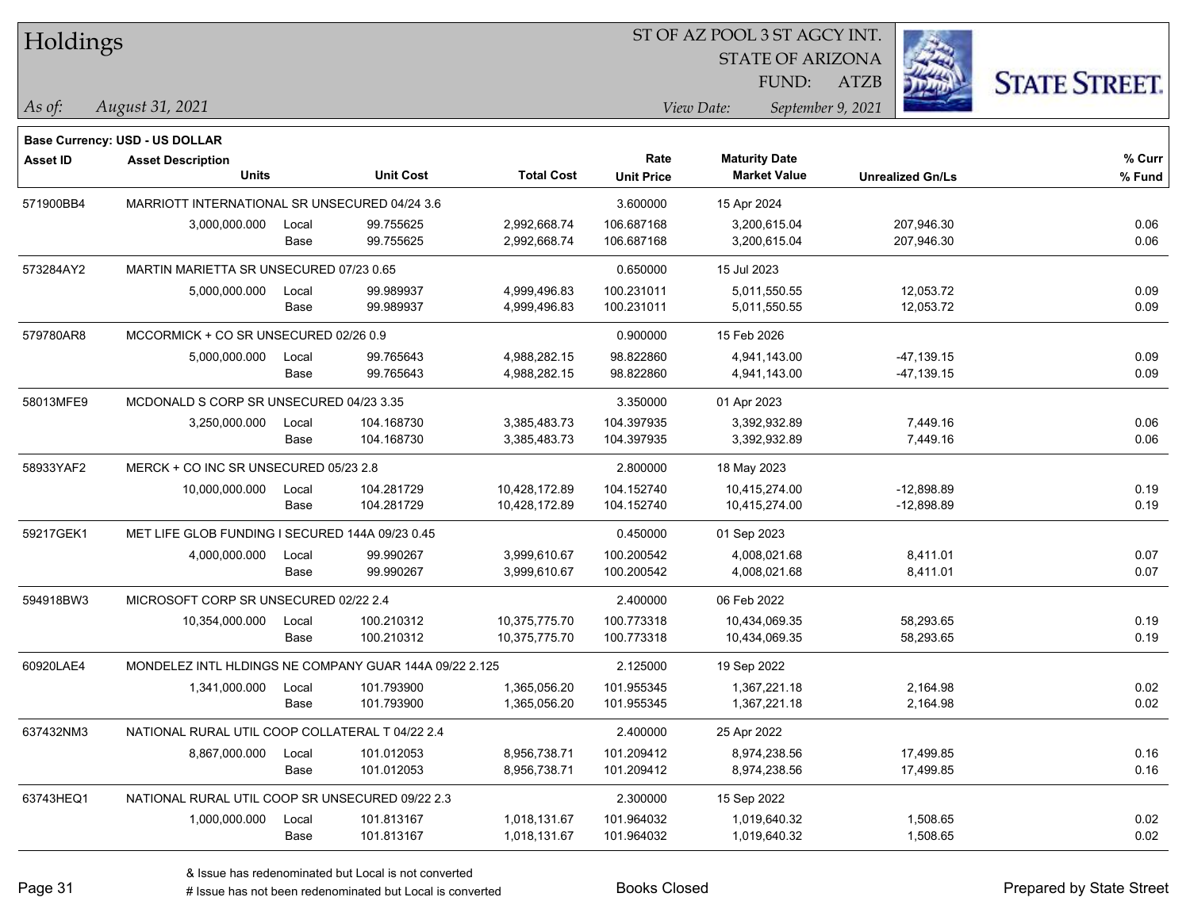# Holdings

ST OF AZ POOL 3 ST AGCY INT.
STATE OF ARIZONA
FUND: ATZB

*As of:* *August 31, 2021*

*View Date:* *September 9, 2021*

**Base Currency: USD - US DOLLAR**

| Asset ID | Asset Description / Units | | Unit Cost | Total Cost | Rate / Unit Price | Maturity Date / Market Value | Unrealized Gn/Ls | % Curr / % Fund |
|---|---|---|---|---|---|---|---|---|
| 571900BB4 | MARRIOTT INTERNATIONAL SR UNSECURED 04/24 3.6 | | | | 3.600000 | 15 Apr 2024 | | |
| | 3,000,000.000 | Local | 99.755625 | 2,992,668.74 | 106.687168 | 3,200,615.04 | 207,946.30 | 0.06 |
| | | Base | 99.755625 | 2,992,668.74 | 106.687168 | 3,200,615.04 | 207,946.30 | 0.06 |
| 573284AY2 | MARTIN MARIETTA SR UNSECURED 07/23 0.65 | | | | 0.650000 | 15 Jul 2023 | | |
| | 5,000,000.000 | Local | 99.989937 | 4,999,496.83 | 100.231011 | 5,011,550.55 | 12,053.72 | 0.09 |
| | | Base | 99.989937 | 4,999,496.83 | 100.231011 | 5,011,550.55 | 12,053.72 | 0.09 |
| 579780AR8 | MCCORMICK + CO SR UNSECURED 02/26 0.9 | | | | 0.900000 | 15 Feb 2026 | | |
| | 5,000,000.000 | Local | 99.765643 | 4,988,282.15 | 98.822860 | 4,941,143.00 | -47,139.15 | 0.09 |
| | | Base | 99.765643 | 4,988,282.15 | 98.822860 | 4,941,143.00 | -47,139.15 | 0.09 |
| 58013MFE9 | MCDONALD S CORP SR UNSECURED 04/23 3.35 | | | | 3.350000 | 01 Apr 2023 | | |
| | 3,250,000.000 | Local | 104.168730 | 3,385,483.73 | 104.397935 | 3,392,932.89 | 7,449.16 | 0.06 |
| | | Base | 104.168730 | 3,385,483.73 | 104.397935 | 3,392,932.89 | 7,449.16 | 0.06 |
| 58933YAF2 | MERCK + CO INC SR UNSECURED 05/23 2.8 | | | | 2.800000 | 18 May 2023 | | |
| | 10,000,000.000 | Local | 104.281729 | 10,428,172.89 | 104.152740 | 10,415,274.00 | -12,898.89 | 0.19 |
| | | Base | 104.281729 | 10,428,172.89 | 104.152740 | 10,415,274.00 | -12,898.89 | 0.19 |
| 59217GEK1 | MET LIFE GLOB FUNDING I SECURED 144A 09/23 0.45 | | | | 0.450000 | 01 Sep 2023 | | |
| | 4,000,000.000 | Local | 99.990267 | 3,999,610.67 | 100.200542 | 4,008,021.68 | 8,411.01 | 0.07 |
| | | Base | 99.990267 | 3,999,610.67 | 100.200542 | 4,008,021.68 | 8,411.01 | 0.07 |
| 594918BW3 | MICROSOFT CORP SR UNSECURED 02/22 2.4 | | | | 2.400000 | 06 Feb 2022 | | |
| | 10,354,000.000 | Local | 100.210312 | 10,375,775.70 | 100.773318 | 10,434,069.35 | 58,293.65 | 0.19 |
| | | Base | 100.210312 | 10,375,775.70 | 100.773318 | 10,434,069.35 | 58,293.65 | 0.19 |
| 60920LAE4 | MONDELEZ INTL HLDINGS NE COMPANY GUAR 144A 09/22 2.125 | | | | 2.125000 | 19 Sep 2022 | | |
| | 1,341,000.000 | Local | 101.793900 | 1,365,056.20 | 101.955345 | 1,367,221.18 | 2,164.98 | 0.02 |
| | | Base | 101.793900 | 1,365,056.20 | 101.955345 | 1,367,221.18 | 2,164.98 | 0.02 |
| 637432NM3 | NATIONAL RURAL UTIL COOP COLLATERAL T 04/22 2.4 | | | | 2.400000 | 25 Apr 2022 | | |
| | 8,867,000.000 | Local | 101.012053 | 8,956,738.71 | 101.209412 | 8,974,238.56 | 17,499.85 | 0.16 |
| | | Base | 101.012053 | 8,956,738.71 | 101.209412 | 8,974,238.56 | 17,499.85 | 0.16 |
| 63743HEQ1 | NATIONAL RURAL UTIL COOP SR UNSECURED 09/22 2.3 | | | | 2.300000 | 15 Sep 2022 | | |
| | 1,000,000.000 | Local | 101.813167 | 1,018,131.67 | 101.964032 | 1,019,640.32 | 1,508.65 | 0.02 |
| | | Base | 101.813167 | 1,018,131.67 | 101.964032 | 1,019,640.32 | 1,508.65 | 0.02 |

& Issue has redenominated but Local is not converted
# Issue has not been redenominated but Local is converted

Books Closed

Prepared by State Street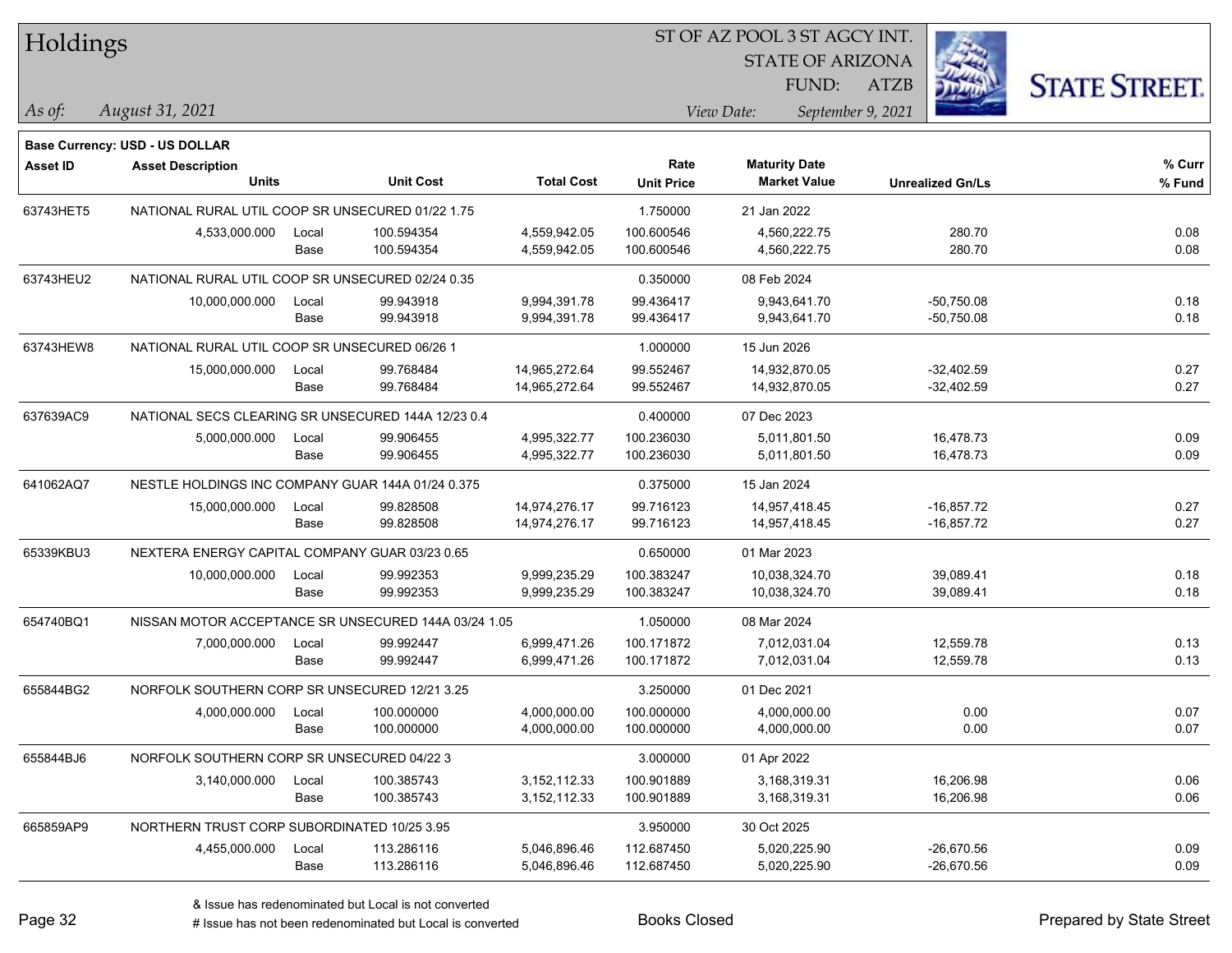# Holdings

ST OF AZ POOL 3 ST AGCY INT.
STATE OF ARIZONA
FUND: ATZB

*As of:* *August 31, 2021*
*View Date:* *September 9, 2021*

**Base Currency: USD - US DOLLAR**

| Asset ID | Asset Description / Units | | Unit Cost | Total Cost | Rate / Unit Price | Maturity Date / Market Value | Unrealized Gn/Ls | % Curr / % Fund |
|---|---|---|---|---|---|---|---|---|
| 63743HET5 | NATIONAL RURAL UTIL COOP SR UNSECURED 01/22 1.75 | | | | 1.750000 | 21 Jan 2022 | | |
| | 4,533,000.000 | Local | 100.594354 | 4,559,942.05 | 100.600546 | 4,560,222.75 | 280.70 | 0.08 |
| | | Base | 100.594354 | 4,559,942.05 | 100.600546 | 4,560,222.75 | 280.70 | 0.08 |
| 63743HEU2 | NATIONAL RURAL UTIL COOP SR UNSECURED 02/24 0.35 | | | | 0.350000 | 08 Feb 2024 | | |
| | 10,000,000.000 | Local | 99.943918 | 9,994,391.78 | 99.436417 | 9,943,641.70 | -50,750.08 | 0.18 |
| | | Base | 99.943918 | 9,994,391.78 | 99.436417 | 9,943,641.70 | -50,750.08 | 0.18 |
| 63743HEW8 | NATIONAL RURAL UTIL COOP SR UNSECURED 06/26 1 | | | | 1.000000 | 15 Jun 2026 | | |
| | 15,000,000.000 | Local | 99.768484 | 14,965,272.64 | 99.552467 | 14,932,870.05 | -32,402.59 | 0.27 |
| | | Base | 99.768484 | 14,965,272.64 | 99.552467 | 14,932,870.05 | -32,402.59 | 0.27 |
| 637639AC9 | NATIONAL SECS CLEARING SR UNSECURED 144A 12/23 0.4 | | | | 0.400000 | 07 Dec 2023 | | |
| | 5,000,000.000 | Local | 99.906455 | 4,995,322.77 | 100.236030 | 5,011,801.50 | 16,478.73 | 0.09 |
| | | Base | 99.906455 | 4,995,322.77 | 100.236030 | 5,011,801.50 | 16,478.73 | 0.09 |
| 641062AQ7 | NESTLE HOLDINGS INC COMPANY GUAR 144A 01/24 0.375 | | | | 0.375000 | 15 Jan 2024 | | |
| | 15,000,000.000 | Local | 99.828508 | 14,974,276.17 | 99.716123 | 14,957,418.45 | -16,857.72 | 0.27 |
| | | Base | 99.828508 | 14,974,276.17 | 99.716123 | 14,957,418.45 | -16,857.72 | 0.27 |
| 65339KBU3 | NEXTERA ENERGY CAPITAL COMPANY GUAR 03/23 0.65 | | | | 0.650000 | 01 Mar 2023 | | |
| | 10,000,000.000 | Local | 99.992353 | 9,999,235.29 | 100.383247 | 10,038,324.70 | 39,089.41 | 0.18 |
| | | Base | 99.992353 | 9,999,235.29 | 100.383247 | 10,038,324.70 | 39,089.41 | 0.18 |
| 654740BQ1 | NISSAN MOTOR ACCEPTANCE SR UNSECURED 144A 03/24 1.05 | | | | 1.050000 | 08 Mar 2024 | | |
| | 7,000,000.000 | Local | 99.992447 | 6,999,471.26 | 100.171872 | 7,012,031.04 | 12,559.78 | 0.13 |
| | | Base | 99.992447 | 6,999,471.26 | 100.171872 | 7,012,031.04 | 12,559.78 | 0.13 |
| 655844BG2 | NORFOLK SOUTHERN CORP SR UNSECURED 12/21 3.25 | | | | 3.250000 | 01 Dec 2021 | | |
| | 4,000,000.000 | Local | 100.000000 | 4,000,000.00 | 100.000000 | 4,000,000.00 | 0.00 | 0.07 |
| | | Base | 100.000000 | 4,000,000.00 | 100.000000 | 4,000,000.00 | 0.00 | 0.07 |
| 655844BJ6 | NORFOLK SOUTHERN CORP SR UNSECURED 04/22 3 | | | | 3.000000 | 01 Apr 2022 | | |
| | 3,140,000.000 | Local | 100.385743 | 3,152,112.33 | 100.901889 | 3,168,319.31 | 16,206.98 | 0.06 |
| | | Base | 100.385743 | 3,152,112.33 | 100.901889 | 3,168,319.31 | 16,206.98 | 0.06 |
| 665859AP9 | NORTHERN TRUST CORP SUBORDINATED 10/25 3.95 | | | | 3.950000 | 30 Oct 2025 | | |
| | 4,455,000.000 | Local | 113.286116 | 5,046,896.46 | 112.687450 | 5,020,225.90 | -26,670.56 | 0.09 |
| | | Base | 113.286116 | 5,046,896.46 | 112.687450 | 5,020,225.90 | -26,670.56 | 0.09 |

& Issue has redenominated but Local is not converted
# Issue has not been redenominated but Local is converted

Books Closed

Prepared by State Street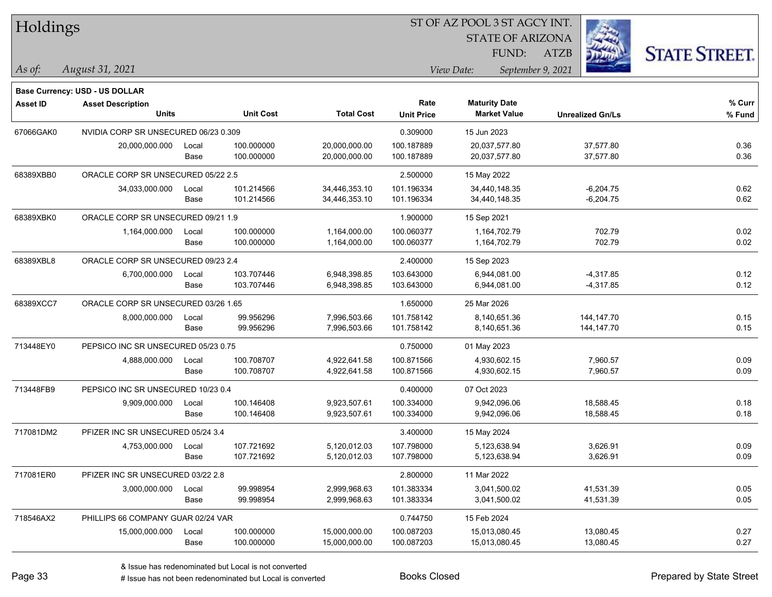# Holdings

ST OF AZ POOL 3 ST AGCY INT.
STATE OF ARIZONA
FUND: ATZB

*As of:* *August 31, 2021*
*View Date:* *September 9, 2021*

STATE STREET.

**Base Currency: USD - US DOLLAR**

| Asset ID | Asset Description / Units | | Unit Cost | Total Cost | Rate / Unit Price | Maturity Date / Market Value | Unrealized Gn/Ls | % Curr / % Fund |
|---|---|---|---|---|---|---|---|---|
| 67066GAK0 | NVIDIA CORP SR UNSECURED 06/23 0.309 | | | | 0.309000 | 15 Jun 2023 | | |
| | 20,000,000.000 | Local | 100.000000 | 20,000,000.00 | 100.187889 | 20,037,577.80 | 37,577.80 | 0.36 |
| | | Base | 100.000000 | 20,000,000.00 | 100.187889 | 20,037,577.80 | 37,577.80 | 0.36 |
| 68389XBB0 | ORACLE CORP SR UNSECURED 05/22 2.5 | | | | 2.500000 | 15 May 2022 | | |
| | 34,033,000.000 | Local | 101.214566 | 34,446,353.10 | 101.196334 | 34,440,148.35 | -6,204.75 | 0.62 |
| | | Base | 101.214566 | 34,446,353.10 | 101.196334 | 34,440,148.35 | -6,204.75 | 0.62 |
| 68389XBK0 | ORACLE CORP SR UNSECURED 09/21 1.9 | | | | 1.900000 | 15 Sep 2021 | | |
| | 1,164,000.000 | Local | 100.000000 | 1,164,000.00 | 100.060377 | 1,164,702.79 | 702.79 | 0.02 |
| | | Base | 100.000000 | 1,164,000.00 | 100.060377 | 1,164,702.79 | 702.79 | 0.02 |
| 68389XBL8 | ORACLE CORP SR UNSECURED 09/23 2.4 | | | | 2.400000 | 15 Sep 2023 | | |
| | 6,700,000.000 | Local | 103.707446 | 6,948,398.85 | 103.643000 | 6,944,081.00 | -4,317.85 | 0.12 |
| | | Base | 103.707446 | 6,948,398.85 | 103.643000 | 6,944,081.00 | -4,317.85 | 0.12 |
| 68389XCC7 | ORACLE CORP SR UNSECURED 03/26 1.65 | | | | 1.650000 | 25 Mar 2026 | | |
| | 8,000,000.000 | Local | 99.956296 | 7,996,503.66 | 101.758142 | 8,140,651.36 | 144,147.70 | 0.15 |
| | | Base | 99.956296 | 7,996,503.66 | 101.758142 | 8,140,651.36 | 144,147.70 | 0.15 |
| 713448EY0 | PEPSICO INC SR UNSECURED 05/23 0.75 | | | | 0.750000 | 01 May 2023 | | |
| | 4,888,000.000 | Local | 100.708707 | 4,922,641.58 | 100.871566 | 4,930,602.15 | 7,960.57 | 0.09 |
| | | Base | 100.708707 | 4,922,641.58 | 100.871566 | 4,930,602.15 | 7,960.57 | 0.09 |
| 713448FB9 | PEPSICO INC SR UNSECURED 10/23 0.4 | | | | 0.400000 | 07 Oct 2023 | | |
| | 9,909,000.000 | Local | 100.146408 | 9,923,507.61 | 100.334000 | 9,942,096.06 | 18,588.45 | 0.18 |
| | | Base | 100.146408 | 9,923,507.61 | 100.334000 | 9,942,096.06 | 18,588.45 | 0.18 |
| 717081DM2 | PFIZER INC SR UNSECURED 05/24 3.4 | | | | 3.400000 | 15 May 2024 | | |
| | 4,753,000.000 | Local | 107.721692 | 5,120,012.03 | 107.798000 | 5,123,638.94 | 3,626.91 | 0.09 |
| | | Base | 107.721692 | 5,120,012.03 | 107.798000 | 5,123,638.94 | 3,626.91 | 0.09 |
| 717081ER0 | PFIZER INC SR UNSECURED 03/22 2.8 | | | | 2.800000 | 11 Mar 2022 | | |
| | 3,000,000.000 | Local | 99.998954 | 2,999,968.63 | 101.383334 | 3,041,500.02 | 41,531.39 | 0.05 |
| | | Base | 99.998954 | 2,999,968.63 | 101.383334 | 3,041,500.02 | 41,531.39 | 0.05 |
| 718546AX2 | PHILLIPS 66 COMPANY GUAR 02/24 VAR | | | | 0.744750 | 15 Feb 2024 | | |
| | 15,000,000.000 | Local | 100.000000 | 15,000,000.00 | 100.087203 | 15,013,080.45 | 13,080.45 | 0.27 |
| | | Base | 100.000000 | 15,000,000.00 | 100.087203 | 15,013,080.45 | 13,080.45 | 0.27 |

& Issue has redenominated but Local is not converted
# Issue has not been redenominated but Local is converted

Books Closed

Prepared by State Street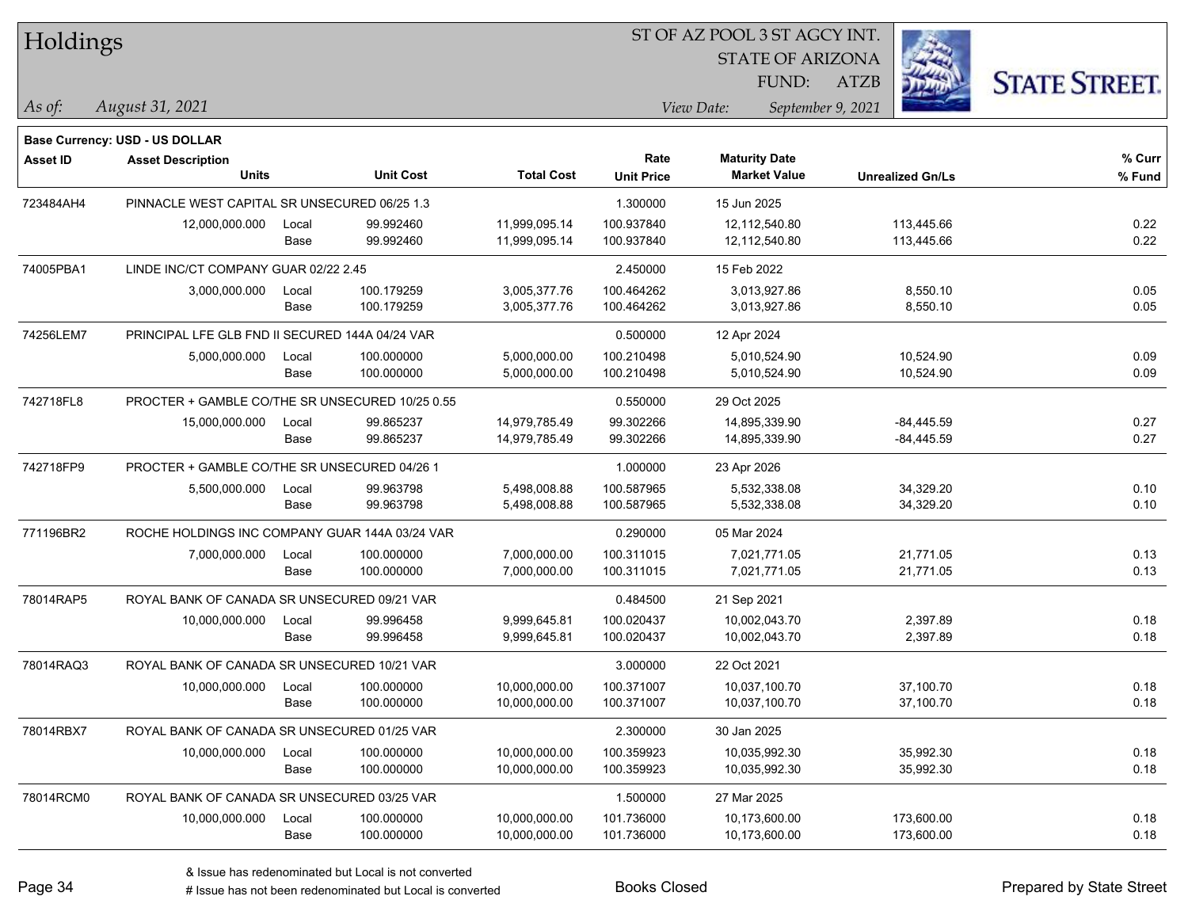# Holdings

ST OF AZ POOL 3 ST AGCY INT.
STATE OF ARIZONA
FUND: ATZB

*As of:* *August 31, 2021*

*View Date:* *September 9, 2021*

**Base Currency: USD - US DOLLAR**

| Asset ID | Asset Description / Units | | Unit Cost | Total Cost | Rate / Unit Price | Maturity Date / Market Value | Unrealized Gn/Ls | % Curr / % Fund |
|---|---|---|---|---|---|---|---|---|
| 723484AH4 | PINNACLE WEST CAPITAL SR UNSECURED 06/25 1.3 | | | | 1.300000 | 15 Jun 2025 | | |
| | 12,000,000.000 | Local | 99.992460 | 11,999,095.14 | 100.937840 | 12,112,540.80 | 113,445.66 | 0.22 |
| | | Base | 99.992460 | 11,999,095.14 | 100.937840 | 12,112,540.80 | 113,445.66 | 0.22 |
| 74005PBA1 | LINDE INC/CT COMPANY GUAR 02/22 2.45 | | | | 2.450000 | 15 Feb 2022 | | |
| | 3,000,000.000 | Local | 100.179259 | 3,005,377.76 | 100.464262 | 3,013,927.86 | 8,550.10 | 0.05 |
| | | Base | 100.179259 | 3,005,377.76 | 100.464262 | 3,013,927.86 | 8,550.10 | 0.05 |
| 74256LEM7 | PRINCIPAL LFE GLB FND II SECURED 144A 04/24 VAR | | | | 0.500000 | 12 Apr 2024 | | |
| | 5,000,000.000 | Local | 100.000000 | 5,000,000.00 | 100.210498 | 5,010,524.90 | 10,524.90 | 0.09 |
| | | Base | 100.000000 | 5,000,000.00 | 100.210498 | 5,010,524.90 | 10,524.90 | 0.09 |
| 742718FL8 | PROCTER + GAMBLE CO/THE SR UNSECURED 10/25 0.55 | | | | 0.550000 | 29 Oct 2025 | | |
| | 15,000,000.000 | Local | 99.865237 | 14,979,785.49 | 99.302266 | 14,895,339.90 | -84,445.59 | 0.27 |
| | | Base | 99.865237 | 14,979,785.49 | 99.302266 | 14,895,339.90 | -84,445.59 | 0.27 |
| 742718FP9 | PROCTER + GAMBLE CO/THE SR UNSECURED 04/26 1 | | | | 1.000000 | 23 Apr 2026 | | |
| | 5,500,000.000 | Local | 99.963798 | 5,498,008.88 | 100.587965 | 5,532,338.08 | 34,329.20 | 0.10 |
| | | Base | 99.963798 | 5,498,008.88 | 100.587965 | 5,532,338.08 | 34,329.20 | 0.10 |
| 771196BR2 | ROCHE HOLDINGS INC COMPANY GUAR 144A 03/24 VAR | | | | 0.290000 | 05 Mar 2024 | | |
| | 7,000,000.000 | Local | 100.000000 | 7,000,000.00 | 100.311015 | 7,021,771.05 | 21,771.05 | 0.13 |
| | | Base | 100.000000 | 7,000,000.00 | 100.311015 | 7,021,771.05 | 21,771.05 | 0.13 |
| 78014RAP5 | ROYAL BANK OF CANADA SR UNSECURED 09/21 VAR | | | | 0.484500 | 21 Sep 2021 | | |
| | 10,000,000.000 | Local | 99.996458 | 9,999,645.81 | 100.020437 | 10,002,043.70 | 2,397.89 | 0.18 |
| | | Base | 99.996458 | 9,999,645.81 | 100.020437 | 10,002,043.70 | 2,397.89 | 0.18 |
| 78014RAQ3 | ROYAL BANK OF CANADA SR UNSECURED 10/21 VAR | | | | 3.000000 | 22 Oct 2021 | | |
| | 10,000,000.000 | Local | 100.000000 | 10,000,000.00 | 100.371007 | 10,037,100.70 | 37,100.70 | 0.18 |
| | | Base | 100.000000 | 10,000,000.00 | 100.371007 | 10,037,100.70 | 37,100.70 | 0.18 |
| 78014RBX7 | ROYAL BANK OF CANADA SR UNSECURED 01/25 VAR | | | | 2.300000 | 30 Jan 2025 | | |
| | 10,000,000.000 | Local | 100.000000 | 10,000,000.00 | 100.359923 | 10,035,992.30 | 35,992.30 | 0.18 |
| | | Base | 100.000000 | 10,000,000.00 | 100.359923 | 10,035,992.30 | 35,992.30 | 0.18 |
| 78014RCM0 | ROYAL BANK OF CANADA SR UNSECURED 03/25 VAR | | | | 1.500000 | 27 Mar 2025 | | |
| | 10,000,000.000 | Local | 100.000000 | 10,000,000.00 | 101.736000 | 10,173,600.00 | 173,600.00 | 0.18 |
| | | Base | 100.000000 | 10,000,000.00 | 101.736000 | 10,173,600.00 | 173,600.00 | 0.18 |

& Issue has redenominated but Local is not converted
# Issue has not been redenominated but Local is converted

Books Closed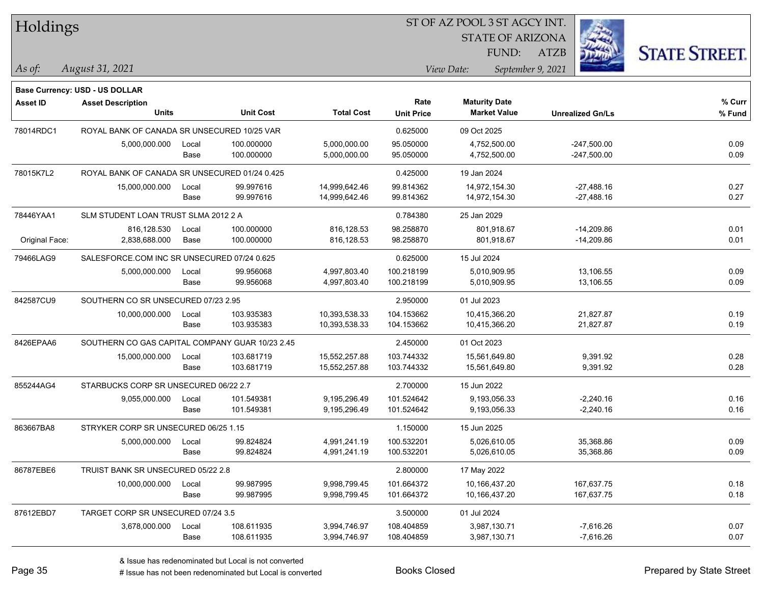# Holdings

ST OF AZ POOL 3 ST AGCY INT.
STATE OF ARIZONA
FUND: ATZB

*As of:* *August 31, 2021*
*View Date:* *September 9, 2021*

**Base Currency: USD - US DOLLAR**

| Asset ID | Asset Description / Units | | Unit Cost | Total Cost | Rate / Unit Price | Maturity Date / Market Value | Unrealized Gn/Ls | % Curr / % Fund |
|---|---|---|---|---|---|---|---|---|
| 78014RDC1 | ROYAL BANK OF CANADA SR UNSECURED 10/25 VAR | | | | 0.625000 | 09 Oct 2025 | | |
| | 5,000,000.000 | Local | 100.000000 | 5,000,000.00 | 95.050000 | 4,752,500.00 | -247,500.00 | 0.09 |
| | | Base | 100.000000 | 5,000,000.00 | 95.050000 | 4,752,500.00 | -247,500.00 | 0.09 |
| 78015K7L2 | ROYAL BANK OF CANADA SR UNSECURED 01/24 0.425 | | | | 0.425000 | 19 Jan 2024 | | |
| | 15,000,000.000 | Local | 99.997616 | 14,999,642.46 | 99.814362 | 14,972,154.30 | -27,488.16 | 0.27 |
| | | Base | 99.997616 | 14,999,642.46 | 99.814362 | 14,972,154.30 | -27,488.16 | 0.27 |
| 78446YAA1 | SLM STUDENT LOAN TRUST SLMA 2012 2 A | | | | 0.784380 | 25 Jan 2029 | | |
| | 816,128.530 | Local | 100.000000 | 816,128.53 | 98.258870 | 801,918.67 | -14,209.86 | 0.01 |
| Original Face: | 2,838,688.000 | Base | 100.000000 | 816,128.53 | 98.258870 | 801,918.67 | -14,209.86 | 0.01 |
| 79466LAG9 | SALESFORCE.COM INC SR UNSECURED 07/24 0.625 | | | | 0.625000 | 15 Jul 2024 | | |
| | 5,000,000.000 | Local | 99.956068 | 4,997,803.40 | 100.218199 | 5,010,909.95 | 13,106.55 | 0.09 |
| | | Base | 99.956068 | 4,997,803.40 | 100.218199 | 5,010,909.95 | 13,106.55 | 0.09 |
| 842587CU9 | SOUTHERN CO SR UNSECURED 07/23 2.95 | | | | 2.950000 | 01 Jul 2023 | | |
| | 10,000,000.000 | Local | 103.935383 | 10,393,538.33 | 104.153662 | 10,415,366.20 | 21,827.87 | 0.19 |
| | | Base | 103.935383 | 10,393,538.33 | 104.153662 | 10,415,366.20 | 21,827.87 | 0.19 |
| 8426EPAA6 | SOUTHERN CO GAS CAPITAL COMPANY GUAR 10/23 2.45 | | | | 2.450000 | 01 Oct 2023 | | |
| | 15,000,000.000 | Local | 103.681719 | 15,552,257.88 | 103.744332 | 15,561,649.80 | 9,391.92 | 0.28 |
| | | Base | 103.681719 | 15,552,257.88 | 103.744332 | 15,561,649.80 | 9,391.92 | 0.28 |
| 855244AG4 | STARBUCKS CORP SR UNSECURED 06/22 2.7 | | | | 2.700000 | 15 Jun 2022 | | |
| | 9,055,000.000 | Local | 101.549381 | 9,195,296.49 | 101.524642 | 9,193,056.33 | -2,240.16 | 0.16 |
| | | Base | 101.549381 | 9,195,296.49 | 101.524642 | 9,193,056.33 | -2,240.16 | 0.16 |
| 863667BA8 | STRYKER CORP SR UNSECURED 06/25 1.15 | | | | 1.150000 | 15 Jun 2025 | | |
| | 5,000,000.000 | Local | 99.824824 | 4,991,241.19 | 100.532201 | 5,026,610.05 | 35,368.86 | 0.09 |
| | | Base | 99.824824 | 4,991,241.19 | 100.532201 | 5,026,610.05 | 35,368.86 | 0.09 |
| 86787EBE6 | TRUIST BANK SR UNSECURED 05/22 2.8 | | | | 2.800000 | 17 May 2022 | | |
| | 10,000,000.000 | Local | 99.987995 | 9,998,799.45 | 101.664372 | 10,166,437.20 | 167,637.75 | 0.18 |
| | | Base | 99.987995 | 9,998,799.45 | 101.664372 | 10,166,437.20 | 167,637.75 | 0.18 |
| 87612EBD7 | TARGET CORP SR UNSECURED 07/24 3.5 | | | | 3.500000 | 01 Jul 2024 | | |
| | 3,678,000.000 | Local | 108.611935 | 3,994,746.97 | 108.404859 | 3,987,130.71 | -7,616.26 | 0.07 |
| | | Base | 108.611935 | 3,994,746.97 | 108.404859 | 3,987,130.71 | -7,616.26 | 0.07 |

& Issue has redenominated but Local is not converted
# Issue has not been redenominated but Local is converted

Books Closed

Prepared by State Street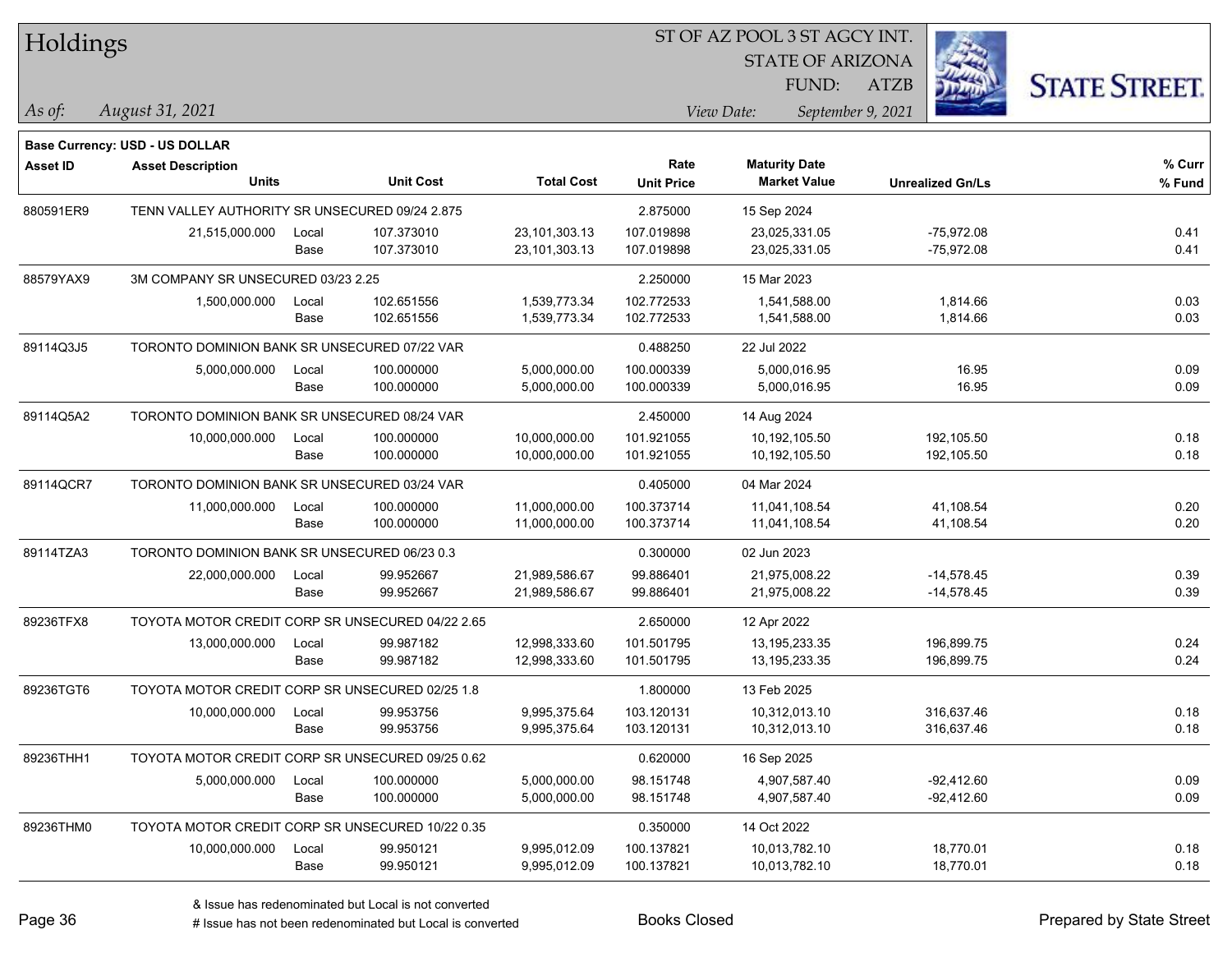# Holdings

ST OF AZ POOL 3 ST AGCY INT.
STATE OF ARIZONA
FUND: ATZB

*As of:* *August 31, 2021*

*View Date:* *September 9, 2021*

**Base Currency: USD - US DOLLAR**

| Asset ID | Asset Description / Units | | Unit Cost | Total Cost | Rate / Unit Price | Maturity Date / Market Value | Unrealized Gn/Ls | % Curr / % Fund |
|---|---|---|---|---|---|---|---|---|
| 880591ER9 | TENN VALLEY AUTHORITY SR UNSECURED 09/24 2.875 | | | | 2.875000 | 15 Sep 2024 | | |
| | 21,515,000.000 | Local | 107.373010 | 23,101,303.13 | 107.019898 | 23,025,331.05 | -75,972.08 | 0.41 |
| | | Base | 107.373010 | 23,101,303.13 | 107.019898 | 23,025,331.05 | -75,972.08 | 0.41 |
| 88579YAX9 | 3M COMPANY SR UNSECURED 03/23 2.25 | | | | 2.250000 | 15 Mar 2023 | | |
| | 1,500,000.000 | Local | 102.651556 | 1,539,773.34 | 102.772533 | 1,541,588.00 | 1,814.66 | 0.03 |
| | | Base | 102.651556 | 1,539,773.34 | 102.772533 | 1,541,588.00 | 1,814.66 | 0.03 |
| 89114Q3J5 | TORONTO DOMINION BANK SR UNSECURED 07/22 VAR | | | | 0.488250 | 22 Jul 2022 | | |
| | 5,000,000.000 | Local | 100.000000 | 5,000,000.00 | 100.000339 | 5,000,016.95 | 16.95 | 0.09 |
| | | Base | 100.000000 | 5,000,000.00 | 100.000339 | 5,000,016.95 | 16.95 | 0.09 |
| 89114Q5A2 | TORONTO DOMINION BANK SR UNSECURED 08/24 VAR | | | | 2.450000 | 14 Aug 2024 | | |
| | 10,000,000.000 | Local | 100.000000 | 10,000,000.00 | 101.921055 | 10,192,105.50 | 192,105.50 | 0.18 |
| | | Base | 100.000000 | 10,000,000.00 | 101.921055 | 10,192,105.50 | 192,105.50 | 0.18 |
| 89114QCR7 | TORONTO DOMINION BANK SR UNSECURED 03/24 VAR | | | | 0.405000 | 04 Mar 2024 | | |
| | 11,000,000.000 | Local | 100.000000 | 11,000,000.00 | 100.373714 | 11,041,108.54 | 41,108.54 | 0.20 |
| | | Base | 100.000000 | 11,000,000.00 | 100.373714 | 11,041,108.54 | 41,108.54 | 0.20 |
| 89114TZA3 | TORONTO DOMINION BANK SR UNSECURED 06/23 0.3 | | | | 0.300000 | 02 Jun 2023 | | |
| | 22,000,000.000 | Local | 99.952667 | 21,989,586.67 | 99.886401 | 21,975,008.22 | -14,578.45 | 0.39 |
| | | Base | 99.952667 | 21,989,586.67 | 99.886401 | 21,975,008.22 | -14,578.45 | 0.39 |
| 89236TFX8 | TOYOTA MOTOR CREDIT CORP SR UNSECURED 04/22 2.65 | | | | 2.650000 | 12 Apr 2022 | | |
| | 13,000,000.000 | Local | 99.987182 | 12,998,333.60 | 101.501795 | 13,195,233.35 | 196,899.75 | 0.24 |
| | | Base | 99.987182 | 12,998,333.60 | 101.501795 | 13,195,233.35 | 196,899.75 | 0.24 |
| 89236TGT6 | TOYOTA MOTOR CREDIT CORP SR UNSECURED 02/25 1.8 | | | | 1.800000 | 13 Feb 2025 | | |
| | 10,000,000.000 | Local | 99.953756 | 9,995,375.64 | 103.120131 | 10,312,013.10 | 316,637.46 | 0.18 |
| | | Base | 99.953756 | 9,995,375.64 | 103.120131 | 10,312,013.10 | 316,637.46 | 0.18 |
| 89236THH1 | TOYOTA MOTOR CREDIT CORP SR UNSECURED 09/25 0.62 | | | | 0.620000 | 16 Sep 2025 | | |
| | 5,000,000.000 | Local | 100.000000 | 5,000,000.00 | 98.151748 | 4,907,587.40 | -92,412.60 | 0.09 |
| | | Base | 100.000000 | 5,000,000.00 | 98.151748 | 4,907,587.40 | -92,412.60 | 0.09 |
| 89236THM0 | TOYOTA MOTOR CREDIT CORP SR UNSECURED 10/22 0.35 | | | | 0.350000 | 14 Oct 2022 | | |
| | 10,000,000.000 | Local | 99.950121 | 9,995,012.09 | 100.137821 | 10,013,782.10 | 18,770.01 | 0.18 |
| | | Base | 99.950121 | 9,995,012.09 | 100.137821 | 10,013,782.10 | 18,770.01 | 0.18 |

& Issue has redenominated but Local is not converted
# Issue has not been redenominated but Local is converted

Books Closed

Prepared by State Street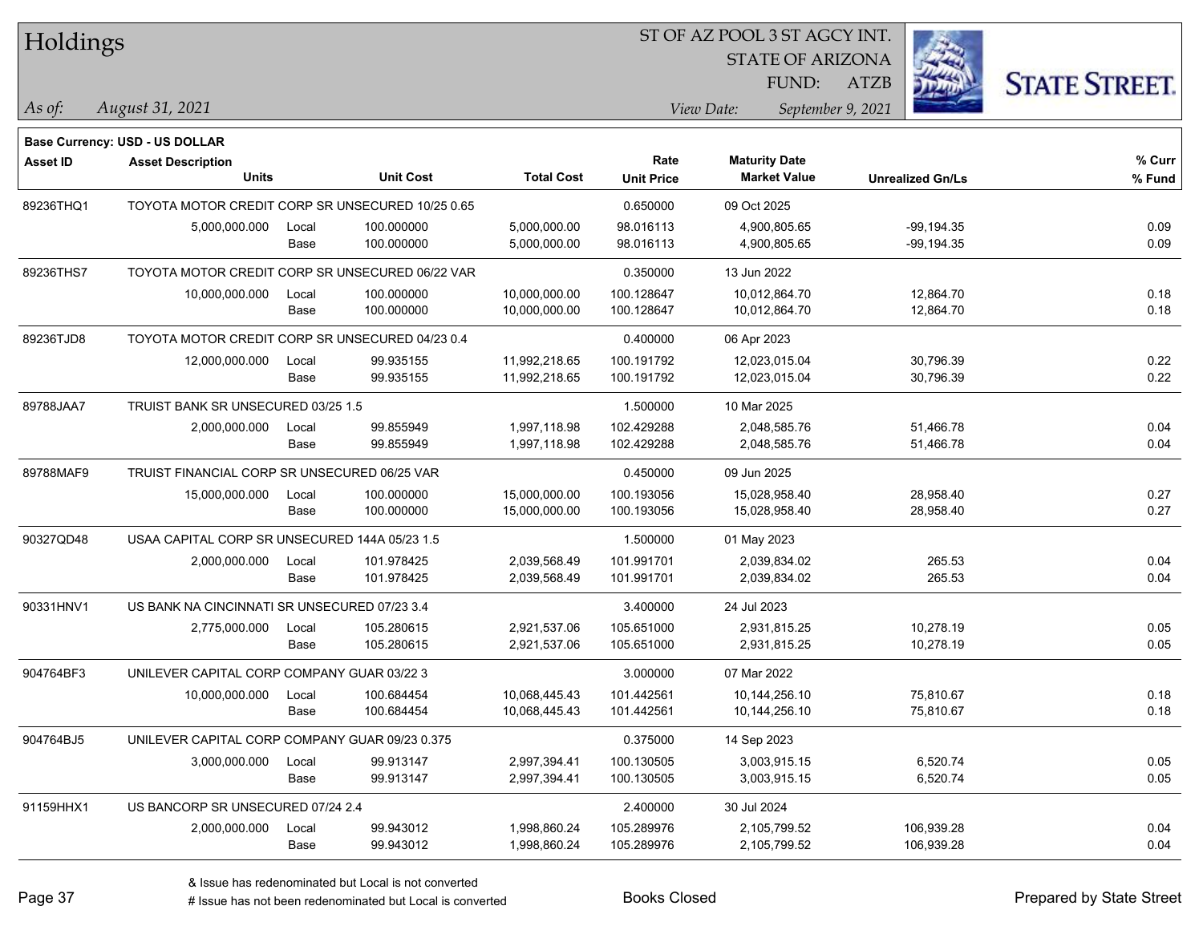**Base Currency: USD - US DOLLAR**

| Asset ID | Asset Description / Units | | Unit Cost | Total Cost | Rate / Unit Price | Maturity Date / Market Value | Unrealized Gn/Ls | % Curr / % Fund |
|---|---|---|---|---|---|---|---|---|
| 89236THQ1 | TOYOTA MOTOR CREDIT CORP SR UNSECURED 10/25 0.65 | | | | 0.650000 | 09 Oct 2025 | | |
| | 5,000,000.000 | Local | 100.000000 | 5,000,000.00 | 98.016113 | 4,900,805.65 | -99,194.35 | 0.09 |
| | | Base | 100.000000 | 5,000,000.00 | 98.016113 | 4,900,805.65 | -99,194.35 | 0.09 |
| 89236THS7 | TOYOTA MOTOR CREDIT CORP SR UNSECURED 06/22 VAR | | | | 0.350000 | 13 Jun 2022 | | |
| | 10,000,000.000 | Local | 100.000000 | 10,000,000.00 | 100.128647 | 10,012,864.70 | 12,864.70 | 0.18 |
| | | Base | 100.000000 | 10,000,000.00 | 100.128647 | 10,012,864.70 | 12,864.70 | 0.18 |
| 89236TJD8 | TOYOTA MOTOR CREDIT CORP SR UNSECURED 04/23 0.4 | | | | 0.400000 | 06 Apr 2023 | | |
| | 12,000,000.000 | Local | 99.935155 | 11,992,218.65 | 100.191792 | 12,023,015.04 | 30,796.39 | 0.22 |
| | | Base | 99.935155 | 11,992,218.65 | 100.191792 | 12,023,015.04 | 30,796.39 | 0.22 |
| 89788JAA7 | TRUIST BANK SR UNSECURED 03/25 1.5 | | | | 1.500000 | 10 Mar 2025 | | |
| | 2,000,000.000 | Local | 99.855949 | 1,997,118.98 | 102.429288 | 2,048,585.76 | 51,466.78 | 0.04 |
| | | Base | 99.855949 | 1,997,118.98 | 102.429288 | 2,048,585.76 | 51,466.78 | 0.04 |
| 89788MAF9 | TRUIST FINANCIAL CORP SR UNSECURED 06/25 VAR | | | | 0.450000 | 09 Jun 2025 | | |
| | 15,000,000.000 | Local | 100.000000 | 15,000,000.00 | 100.193056 | 15,028,958.40 | 28,958.40 | 0.27 |
| | | Base | 100.000000 | 15,000,000.00 | 100.193056 | 15,028,958.40 | 28,958.40 | 0.27 |
| 90327QD48 | USAA CAPITAL CORP SR UNSECURED 144A 05/23 1.5 | | | | 1.500000 | 01 May 2023 | | |
| | 2,000,000.000 | Local | 101.978425 | 2,039,568.49 | 101.991701 | 2,039,834.02 | 265.53 | 0.04 |
| | | Base | 101.978425 | 2,039,568.49 | 101.991701 | 2,039,834.02 | 265.53 | 0.04 |
| 90331HNV1 | US BANK NA CINCINNATI SR UNSECURED 07/23 3.4 | | | | 3.400000 | 24 Jul 2023 | | |
| | 2,775,000.000 | Local | 105.280615 | 2,921,537.06 | 105.651000 | 2,931,815.25 | 10,278.19 | 0.05 |
| | | Base | 105.280615 | 2,921,537.06 | 105.651000 | 2,931,815.25 | 10,278.19 | 0.05 |
| 904764BF3 | UNILEVER CAPITAL CORP COMPANY GUAR 03/22 3 | | | | 3.000000 | 07 Mar 2022 | | |
| | 10,000,000.000 | Local | 100.684454 | 10,068,445.43 | 101.442561 | 10,144,256.10 | 75,810.67 | 0.18 |
| | | Base | 100.684454 | 10,068,445.43 | 101.442561 | 10,144,256.10 | 75,810.67 | 0.18 |
| 904764BJ5 | UNILEVER CAPITAL CORP COMPANY GUAR 09/23 0.375 | | | | 0.375000 | 14 Sep 2023 | | |
| | 3,000,000.000 | Local | 99.913147 | 2,997,394.41 | 100.130505 | 3,003,915.15 | 6,520.74 | 0.05 |
| | | Base | 99.913147 | 2,997,394.41 | 100.130505 | 3,003,915.15 | 6,520.74 | 0.05 |
| 91159HHX1 | US BANCORP SR UNSECURED 07/24 2.4 | | | | 2.400000 | 30 Jul 2024 | | |
| | 2,000,000.000 | Local | 99.943012 | 1,998,860.24 | 105.289976 | 2,105,799.52 | 106,939.28 | 0.04 |
| | | Base | 99.943012 | 1,998,860.24 | 105.289976 | 2,105,799.52 | 106,939.28 | 0.04 |

& Issue has redenominated but Local is not converted
# Issue has not been redenominated but Local is converted

Books Closed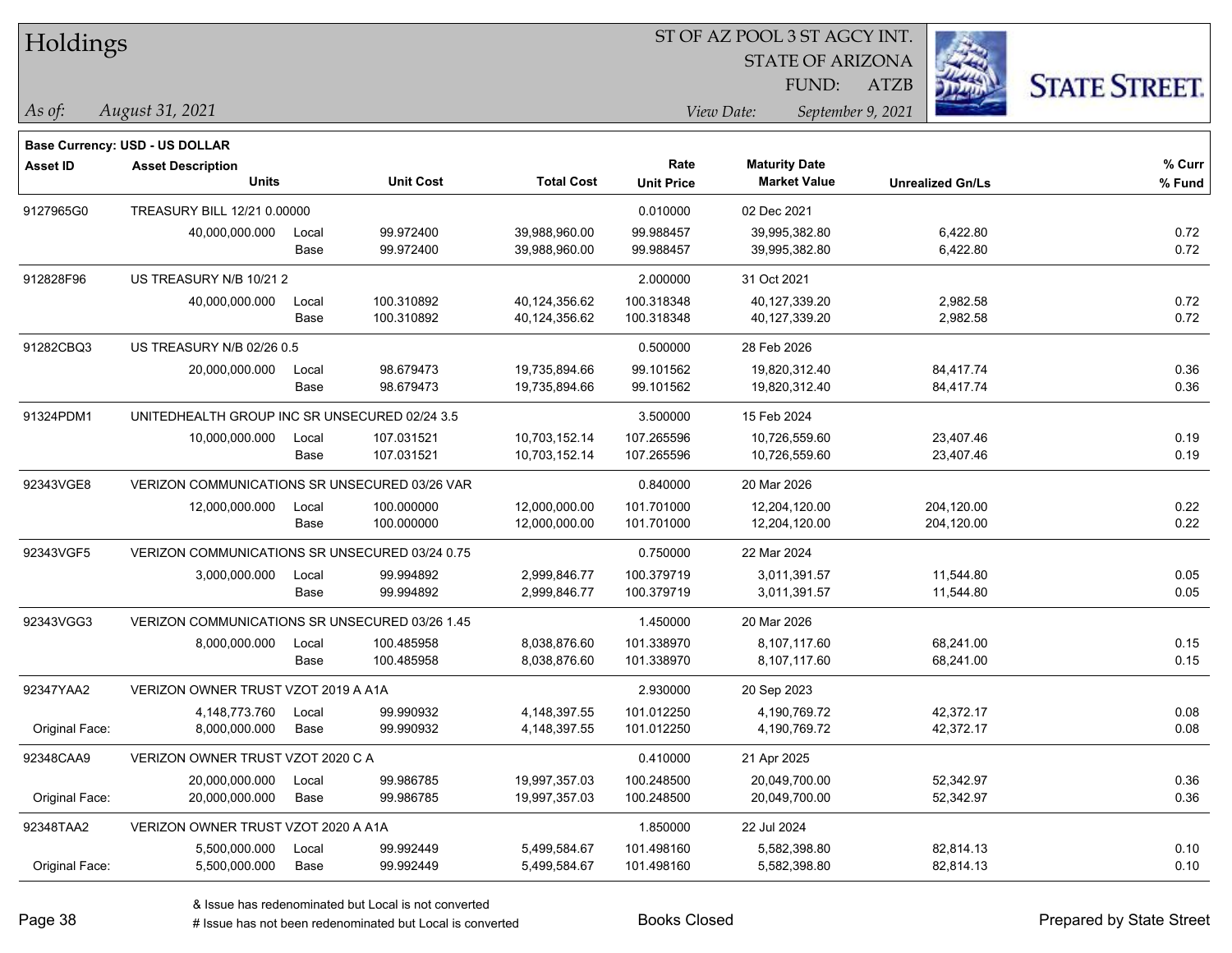# Holdings

ST OF AZ POOL 3 ST AGCY INT.
STATE OF ARIZONA
FUND: ATZB

*As of:* *August 31, 2021*

*View Date:* *September 9, 2021*

**Base Currency: USD - US DOLLAR**

| Asset ID | Asset Description / Units | | Unit Cost | Total Cost | Rate / Unit Price | Maturity Date / Market Value | Unrealized Gn/Ls | % Curr / % Fund |
|---|---|---|---|---|---|---|---|---|
| 9127965G0 | TREASURY BILL 12/21 0.00000 | | | | 0.010000 | 02 Dec 2021 | | |
| | 40,000,000.000 | Local | 99.972400 | 39,988,960.00 | 99.988457 | 39,995,382.80 | 6,422.80 | 0.72 |
| | | Base | 99.972400 | 39,988,960.00 | 99.988457 | 39,995,382.80 | 6,422.80 | 0.72 |
| 912828F96 | US TREASURY N/B 10/21 2 | | | | 2.000000 | 31 Oct 2021 | | |
| | 40,000,000.000 | Local | 100.310892 | 40,124,356.62 | 100.318348 | 40,127,339.20 | 2,982.58 | 0.72 |
| | | Base | 100.310892 | 40,124,356.62 | 100.318348 | 40,127,339.20 | 2,982.58 | 0.72 |
| 91282CBQ3 | US TREASURY N/B 02/26 0.5 | | | | 0.500000 | 28 Feb 2026 | | |
| | 20,000,000.000 | Local | 98.679473 | 19,735,894.66 | 99.101562 | 19,820,312.40 | 84,417.74 | 0.36 |
| | | Base | 98.679473 | 19,735,894.66 | 99.101562 | 19,820,312.40 | 84,417.74 | 0.36 |
| 91324PDM1 | UNITEDHEALTH GROUP INC SR UNSECURED 02/24 3.5 | | | | 3.500000 | 15 Feb 2024 | | |
| | 10,000,000.000 | Local | 107.031521 | 10,703,152.14 | 107.265596 | 10,726,559.60 | 23,407.46 | 0.19 |
| | | Base | 107.031521 | 10,703,152.14 | 107.265596 | 10,726,559.60 | 23,407.46 | 0.19 |
| 92343VGE8 | VERIZON COMMUNICATIONS SR UNSECURED 03/26 VAR | | | | 0.840000 | 20 Mar 2026 | | |
| | 12,000,000.000 | Local | 100.000000 | 12,000,000.00 | 101.701000 | 12,204,120.00 | 204,120.00 | 0.22 |
| | | Base | 100.000000 | 12,000,000.00 | 101.701000 | 12,204,120.00 | 204,120.00 | 0.22 |
| 92343VGF5 | VERIZON COMMUNICATIONS SR UNSECURED 03/24 0.75 | | | | 0.750000 | 22 Mar 2024 | | |
| | 3,000,000.000 | Local | 99.994892 | 2,999,846.77 | 100.379719 | 3,011,391.57 | 11,544.80 | 0.05 |
| | | Base | 99.994892 | 2,999,846.77 | 100.379719 | 3,011,391.57 | 11,544.80 | 0.05 |
| 92343VGG3 | VERIZON COMMUNICATIONS SR UNSECURED 03/26 1.45 | | | | 1.450000 | 20 Mar 2026 | | |
| | 8,000,000.000 | Local | 100.485958 | 8,038,876.60 | 101.338970 | 8,107,117.60 | 68,241.00 | 0.15 |
| | | Base | 100.485958 | 8,038,876.60 | 101.338970 | 8,107,117.60 | 68,241.00 | 0.15 |
| 92347YAA2 | VERIZON OWNER TRUST VZOT 2019 A A1A | | | | 2.930000 | 20 Sep 2023 | | |
| | 4,148,773.760 | Local | 99.990932 | 4,148,397.55 | 101.012250 | 4,190,769.72 | 42,372.17 | 0.08 |
| Original Face: | 8,000,000.000 | Base | 99.990932 | 4,148,397.55 | 101.012250 | 4,190,769.72 | 42,372.17 | 0.08 |
| 92348CAA9 | VERIZON OWNER TRUST VZOT 2020 C A | | | | 0.410000 | 21 Apr 2025 | | |
| | 20,000,000.000 | Local | 99.986785 | 19,997,357.03 | 100.248500 | 20,049,700.00 | 52,342.97 | 0.36 |
| Original Face: | 20,000,000.000 | Base | 99.986785 | 19,997,357.03 | 100.248500 | 20,049,700.00 | 52,342.97 | 0.36 |
| 92348TAA2 | VERIZON OWNER TRUST VZOT 2020 A A1A | | | | 1.850000 | 22 Jul 2024 | | |
| | 5,500,000.000 | Local | 99.992449 | 5,499,584.67 | 101.498160 | 5,582,398.80 | 82,814.13 | 0.10 |
| Original Face: | 5,500,000.000 | Base | 99.992449 | 5,499,584.67 | 101.498160 | 5,582,398.80 | 82,814.13 | 0.10 |

& Issue has redenominated but Local is not converted
# Issue has not been redenominated but Local is converted

Books Closed

Prepared by State Street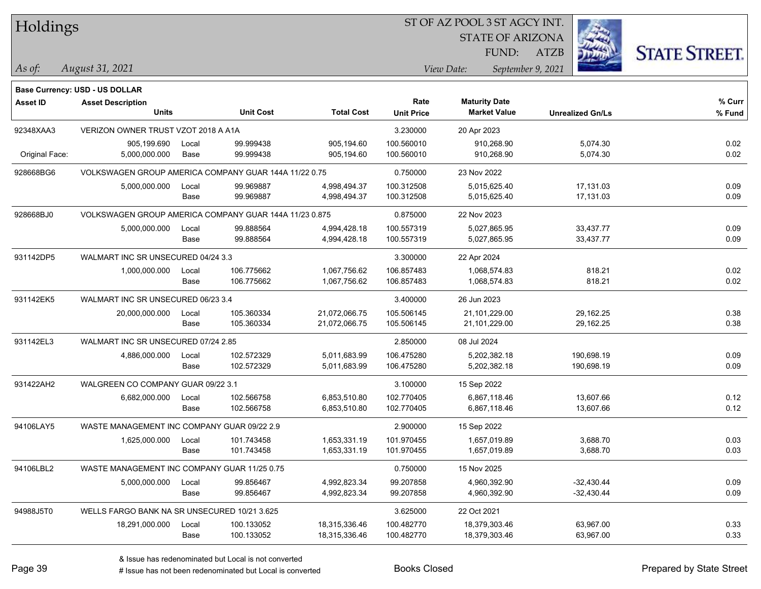# Holdings

ST OF AZ POOL 3 ST AGCY INT.
STATE OF ARIZONA
FUND: ATZB

*As of:* *August 31, 2021*
*View Date:* *September 9, 2021*

**Base Currency: USD - US DOLLAR**

| Asset ID | Asset Description / Units | | Unit Cost | Total Cost | Rate / Unit Price | Maturity Date / Market Value | Unrealized Gn/Ls | % Curr / % Fund |
|---|---|---|---|---|---|---|---|---|
| 92348XAA3 | VERIZON OWNER TRUST VZOT 2018 A A1A | | | | 3.230000 | 20 Apr 2023 | | |
| | 905,199.690 | Local | 99.999438 | 905,194.60 | 100.560010 | 910,268.90 | 5,074.30 | 0.02 |
| Original Face: | 5,000,000.000 | Base | 99.999438 | 905,194.60 | 100.560010 | 910,268.90 | 5,074.30 | 0.02 |
| 928668BG6 | VOLKSWAGEN GROUP AMERICA COMPANY GUAR 144A 11/22 0.75 | | | | 0.750000 | 23 Nov 2022 | | |
| | 5,000,000.000 | Local | 99.969887 | 4,998,494.37 | 100.312508 | 5,015,625.40 | 17,131.03 | 0.09 |
| | | Base | 99.969887 | 4,998,494.37 | 100.312508 | 5,015,625.40 | 17,131.03 | 0.09 |
| 928668BJ0 | VOLKSWAGEN GROUP AMERICA COMPANY GUAR 144A 11/23 0.875 | | | | 0.875000 | 22 Nov 2023 | | |
| | 5,000,000.000 | Local | 99.888564 | 4,994,428.18 | 100.557319 | 5,027,865.95 | 33,437.77 | 0.09 |
| | | Base | 99.888564 | 4,994,428.18 | 100.557319 | 5,027,865.95 | 33,437.77 | 0.09 |
| 931142DP5 | WALMART INC SR UNSECURED 04/24 3.3 | | | | 3.300000 | 22 Apr 2024 | | |
| | 1,000,000.000 | Local | 106.775662 | 1,067,756.62 | 106.857483 | 1,068,574.83 | 818.21 | 0.02 |
| | | Base | 106.775662 | 1,067,756.62 | 106.857483 | 1,068,574.83 | 818.21 | 0.02 |
| 931142EK5 | WALMART INC SR UNSECURED 06/23 3.4 | | | | 3.400000 | 26 Jun 2023 | | |
| | 20,000,000.000 | Local | 105.360334 | 21,072,066.75 | 105.506145 | 21,101,229.00 | 29,162.25 | 0.38 |
| | | Base | 105.360334 | 21,072,066.75 | 105.506145 | 21,101,229.00 | 29,162.25 | 0.38 |
| 931142EL3 | WALMART INC SR UNSECURED 07/24 2.85 | | | | 2.850000 | 08 Jul 2024 | | |
| | 4,886,000.000 | Local | 102.572329 | 5,011,683.99 | 106.475280 | 5,202,382.18 | 190,698.19 | 0.09 |
| | | Base | 102.572329 | 5,011,683.99 | 106.475280 | 5,202,382.18 | 190,698.19 | 0.09 |
| 931422AH2 | WALGREEN CO COMPANY GUAR 09/22 3.1 | | | | 3.100000 | 15 Sep 2022 | | |
| | 6,682,000.000 | Local | 102.566758 | 6,853,510.80 | 102.770405 | 6,867,118.46 | 13,607.66 | 0.12 |
| | | Base | 102.566758 | 6,853,510.80 | 102.770405 | 6,867,118.46 | 13,607.66 | 0.12 |
| 94106LAY5 | WASTE MANAGEMENT INC COMPANY GUAR 09/22 2.9 | | | | 2.900000 | 15 Sep 2022 | | |
| | 1,625,000.000 | Local | 101.743458 | 1,653,331.19 | 101.970455 | 1,657,019.89 | 3,688.70 | 0.03 |
| | | Base | 101.743458 | 1,653,331.19 | 101.970455 | 1,657,019.89 | 3,688.70 | 0.03 |
| 94106LBL2 | WASTE MANAGEMENT INC COMPANY GUAR 11/25 0.75 | | | | 0.750000 | 15 Nov 2025 | | |
| | 5,000,000.000 | Local | 99.856467 | 4,992,823.34 | 99.207858 | 4,960,392.90 | -32,430.44 | 0.09 |
| | | Base | 99.856467 | 4,992,823.34 | 99.207858 | 4,960,392.90 | -32,430.44 | 0.09 |
| 94988J5T0 | WELLS FARGO BANK NA SR UNSECURED 10/21 3.625 | | | | 3.625000 | 22 Oct 2021 | | |
| | 18,291,000.000 | Local | 100.133052 | 18,315,336.46 | 100.482770 | 18,379,303.46 | 63,967.00 | 0.33 |
| | | Base | 100.133052 | 18,315,336.46 | 100.482770 | 18,379,303.46 | 63,967.00 | 0.33 |

& Issue has redenominated but Local is not converted
# Issue has not been redenominated but Local is converted

Books Closed

Prepared by State Street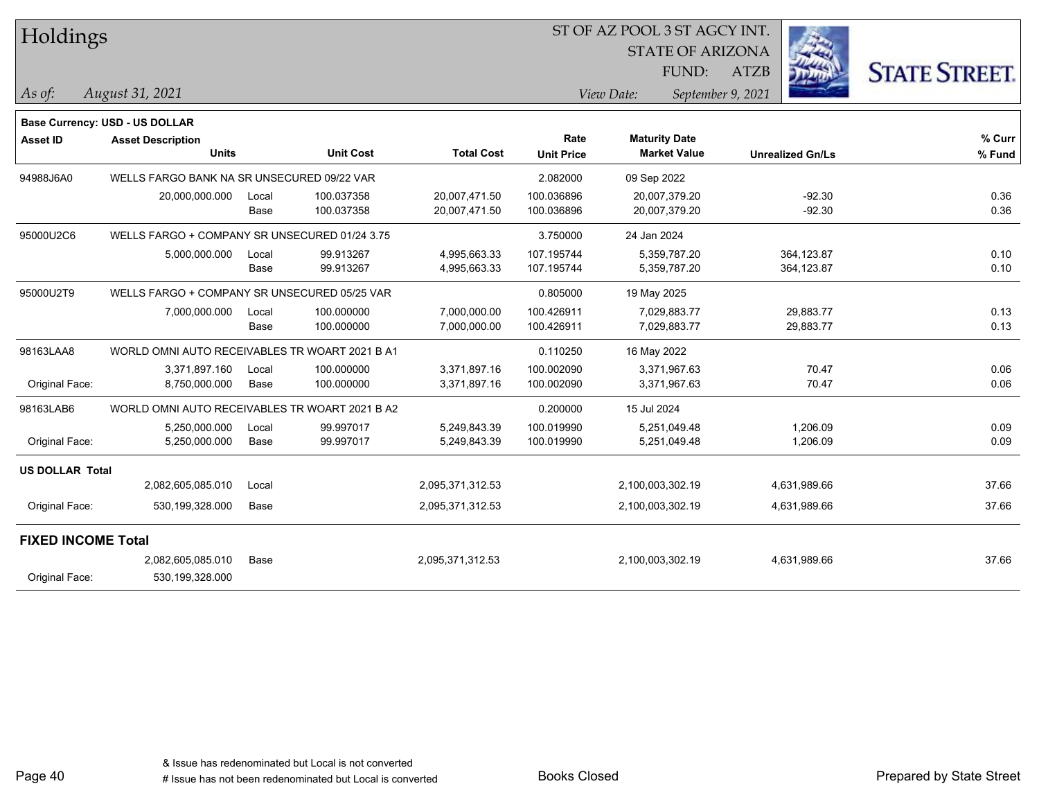# Holdings

ST OF AZ POOL 3 ST AGCY INT.
STATE OF ARIZONA
FUND: ATZB

*As of: August 31, 2021*

*View Date: September 9, 2021*

**Base Currency: USD - US DOLLAR**

| Asset ID | Asset Description / Units | | Unit Cost | Total Cost | Rate / Unit Price | Maturity Date / Market Value | Unrealized Gn/Ls | % Curr / % Fund |
|---|---|---|---|---|---|---|---|---|
| 94988J6A0 | WELLS FARGO BANK NA SR UNSECURED 09/22 VAR | | | | 2.082000 | 09 Sep 2022 | | |
| | 20,000,000.000 | Local | 100.037358 | 20,007,471.50 | 100.036896 | 20,007,379.20 | -92.30 | 0.36 |
| | | Base | 100.037358 | 20,007,471.50 | 100.036896 | 20,007,379.20 | -92.30 | 0.36 |
| 95000U2C6 | WELLS FARGO + COMPANY SR UNSECURED 01/24 3.75 | | | | 3.750000 | 24 Jan 2024 | | |
| | 5,000,000.000 | Local | 99.913267 | 4,995,663.33 | 107.195744 | 5,359,787.20 | 364,123.87 | 0.10 |
| | | Base | 99.913267 | 4,995,663.33 | 107.195744 | 5,359,787.20 | 364,123.87 | 0.10 |
| 95000U2T9 | WELLS FARGO + COMPANY SR UNSECURED 05/25 VAR | | | | 0.805000 | 19 May 2025 | | |
| | 7,000,000.000 | Local | 100.000000 | 7,000,000.00 | 100.426911 | 7,029,883.77 | 29,883.77 | 0.13 |
| | | Base | 100.000000 | 7,000,000.00 | 100.426911 | 7,029,883.77 | 29,883.77 | 0.13 |
| 98163LAA8 | WORLD OMNI AUTO RECEIVABLES TR WOART 2021 B A1 | | | | 0.110250 | 16 May 2022 | | |
| | 3,371,897.160 | Local | 100.000000 | 3,371,897.16 | 100.002090 | 3,371,967.63 | 70.47 | 0.06 |
| Original Face: | 8,750,000.000 | Base | 100.000000 | 3,371,897.16 | 100.002090 | 3,371,967.63 | 70.47 | 0.06 |
| 98163LAB6 | WORLD OMNI AUTO RECEIVABLES TR WOART 2021 B A2 | | | | 0.200000 | 15 Jul 2024 | | |
| | 5,250,000.000 | Local | 99.997017 | 5,249,843.39 | 100.019990 | 5,251,049.48 | 1,206.09 | 0.09 |
| Original Face: | 5,250,000.000 | Base | 99.997017 | 5,249,843.39 | 100.019990 | 5,251,049.48 | 1,206.09 | 0.09 |
| **US DOLLAR Total** | | | | | | | | |
| | 2,082,605,085.010 | Local | | 2,095,371,312.53 | | 2,100,003,302.19 | 4,631,989.66 | 37.66 |
| Original Face: | 530,199,328.000 | Base | | 2,095,371,312.53 | | 2,100,003,302.19 | 4,631,989.66 | 37.66 |
| **FIXED INCOME Total** | | | | | | | | |
| | 2,082,605,085.010 | Base | | 2,095,371,312.53 | | 2,100,003,302.19 | 4,631,989.66 | 37.66 |
| Original Face: | 530,199,328.000 | | | | | | | |

& Issue has redenominated but Local is not converted
# Issue has not been redenominated but Local is converted

Books Closed

Prepared by State Street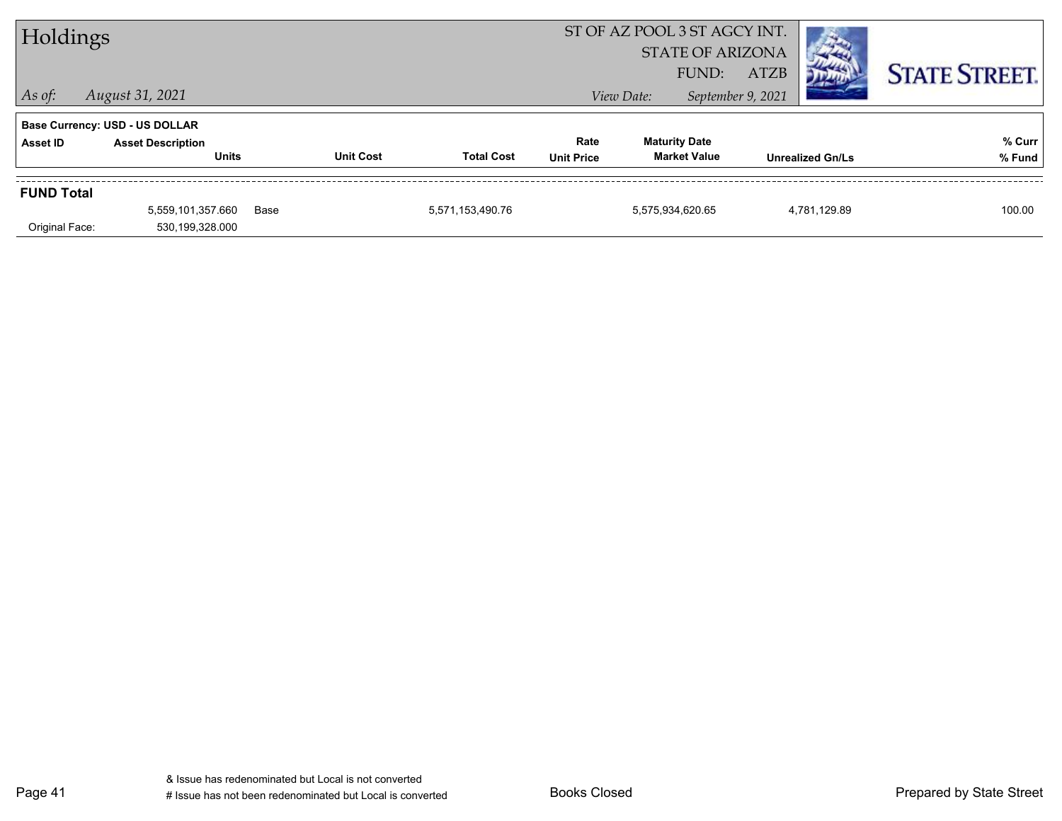# Holdings

ST OF AZ POOL 3 ST AGCY INT.
STATE OF ARIZONA
FUND: ATZB

*As of: August 31, 2021*

*View Date: September 9, 2021*

STATE STREET.

**Base Currency: USD - US DOLLAR**

| Asset ID | Asset Description / Units | | Unit Cost | Total Cost | Rate / Unit Price | Maturity Date / Market Value | Unrealized Gn/Ls | % Curr / % Fund |
|---|---|---|---|---|---|---|---|---|
| **FUND Total** | | | | | | | | |
| | 5,559,101,357.660 | Base | | 5,571,153,490.76 | | 5,575,934,620.65 | 4,781,129.89 | 100.00 |
| Original Face: | 530,199,328.000 | | | | | | | |

& Issue has redenominated but Local is not converted
# Issue has not been redenominated but Local is converted

Books Closed

Prepared by State Street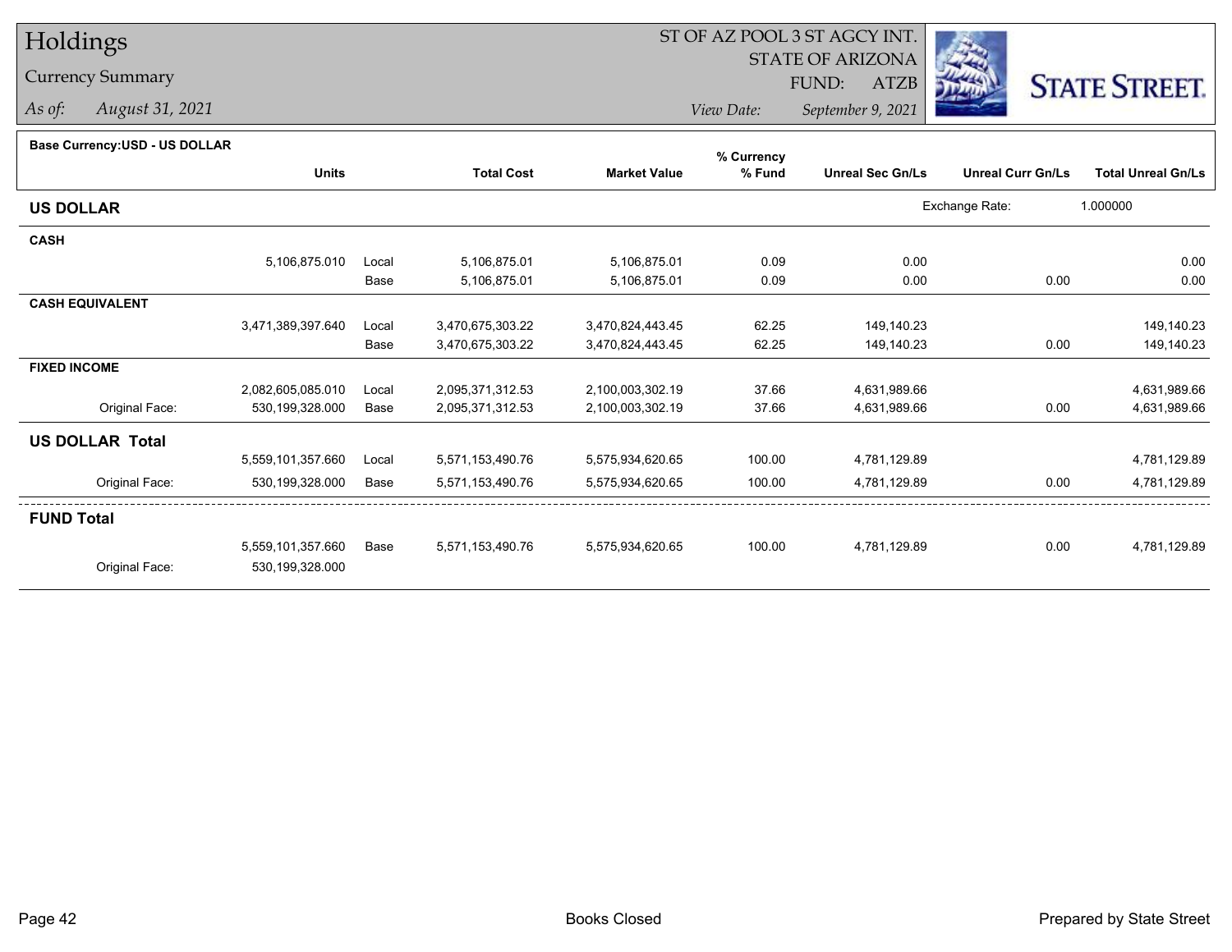# Holdings

## Currency Summary

*As of:* *August 31, 2021*

ST OF AZ POOL 3 ST AGCY INT.
STATE OF ARIZONA
FUND: ATZB
*View Date:* *September 9, 2021*

STATE STREET.

**Base Currency:USD - US DOLLAR**

| | Units | | Total Cost | Market Value | % Currency % Fund | Unreal Sec Gn/Ls | Unreal Curr Gn/Ls | Total Unreal Gn/Ls |
|---|---|---|---|---|---|---|---|---|
| **US DOLLAR** | | | | | | | Exchange Rate: | 1.000000 |
| **CASH** | | | | | | | | |
| | 5,106,875.010 | Local | 5,106,875.01 | 5,106,875.01 | 0.09 | 0.00 | | 0.00 |
| | | Base | 5,106,875.01 | 5,106,875.01 | 0.09 | 0.00 | 0.00 | 0.00 |
| **CASH EQUIVALENT** | | | | | | | | |
| | 3,471,389,397.640 | Local | 3,470,675,303.22 | 3,470,824,443.45 | 62.25 | 149,140.23 | | 149,140.23 |
| | | Base | 3,470,675,303.22 | 3,470,824,443.45 | 62.25 | 149,140.23 | 0.00 | 149,140.23 |
| **FIXED INCOME** | | | | | | | | |
| | 2,082,605,085.010 | Local | 2,095,371,312.53 | 2,100,003,302.19 | 37.66 | 4,631,989.66 | | 4,631,989.66 |
| Original Face: | 530,199,328.000 | Base | 2,095,371,312.53 | 2,100,003,302.19 | 37.66 | 4,631,989.66 | 0.00 | 4,631,989.66 |
| **US DOLLAR Total** | | | | | | | | |
| | 5,559,101,357.660 | Local | 5,571,153,490.76 | 5,575,934,620.65 | 100.00 | 4,781,129.89 | | 4,781,129.89 |
| Original Face: | 530,199,328.000 | Base | 5,571,153,490.76 | 5,575,934,620.65 | 100.00 | 4,781,129.89 | 0.00 | 4,781,129.89 |
| **FUND Total** | | | | | | | | |
| | 5,559,101,357.660 | Base | 5,571,153,490.76 | 5,575,934,620.65 | 100.00 | 4,781,129.89 | 0.00 | 4,781,129.89 |
| Original Face: | 530,199,328.000 | | | | | | | |

Books Closed

Prepared by State Street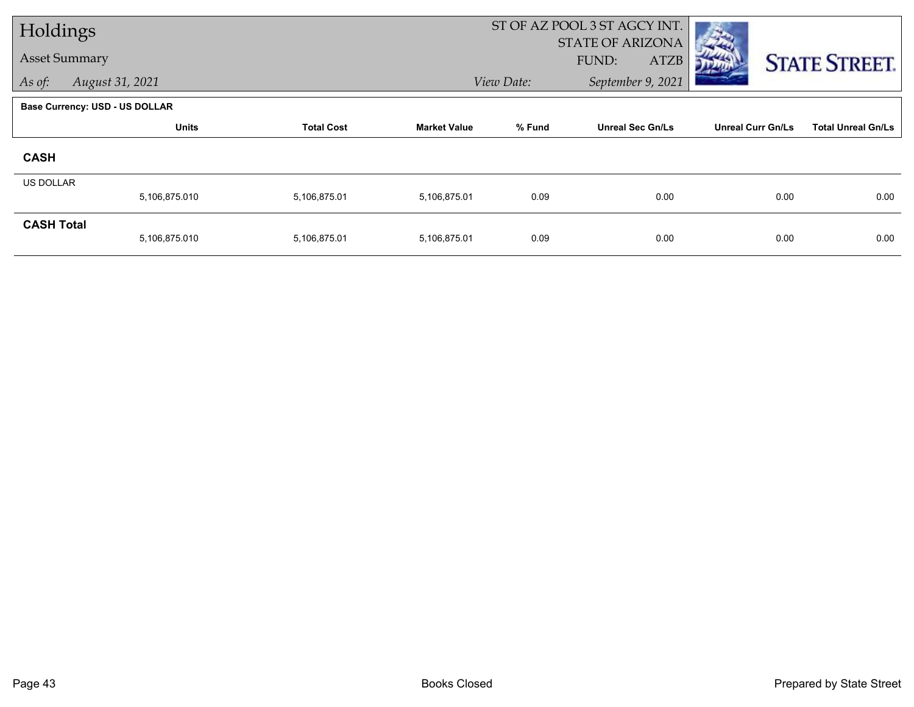# Holdings

Asset Summary

*As of:* *August 31, 2021*

ST OF AZ POOL 3 ST AGCY INT.
STATE OF ARIZONA
FUND: ATZB

*View Date:* *September 9, 2021*

**Base Currency: USD - US DOLLAR**

| | Units | Total Cost | Market Value | % Fund | Unreal Sec Gn/Ls | Unreal Curr Gn/Ls | Total Unreal Gn/Ls |
|---|---|---|---|---|---|---|---|
| **CASH** | | | | | | | |
| US DOLLAR | 5,106,875.010 | 5,106,875.01 | 5,106,875.01 | 0.09 | 0.00 | 0.00 | 0.00 |
| **CASH Total** | 5,106,875.010 | 5,106,875.01 | 5,106,875.01 | 0.09 | 0.00 | 0.00 | 0.00 |

Books Closed

Prepared by State Street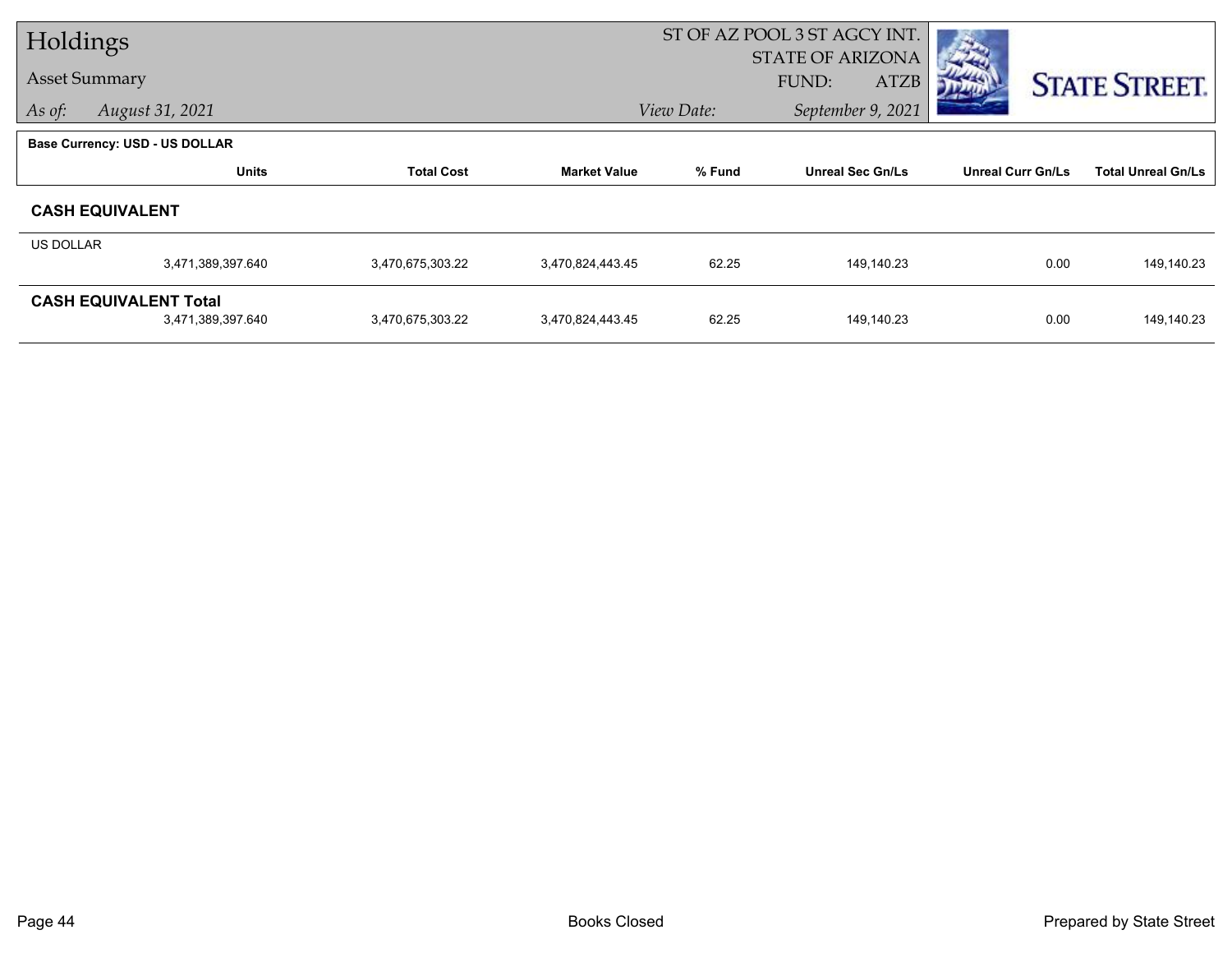# Holdings

Asset Summary

*As of: August 31, 2021*

ST OF AZ POOL 3 ST AGCY INT.
STATE OF ARIZONA
FUND: ATZB

*View Date: September 9, 2021*

**Base Currency: USD - US DOLLAR**

| | Units | Total Cost | Market Value | % Fund | Unreal Sec Gn/Ls | Unreal Curr Gn/Ls | Total Unreal Gn/Ls |
|---|---|---|---|---|---|---|---|
| **CASH EQUIVALENT** | | | | | | | |
| US DOLLAR | 3,471,389,397.640 | 3,470,675,303.22 | 3,470,824,443.45 | 62.25 | 149,140.23 | 0.00 | 149,140.23 |
| **CASH EQUIVALENT Total** | 3,471,389,397.640 | 3,470,675,303.22 | 3,470,824,443.45 | 62.25 | 149,140.23 | 0.00 | 149,140.23 |

Books Closed

Prepared by State Street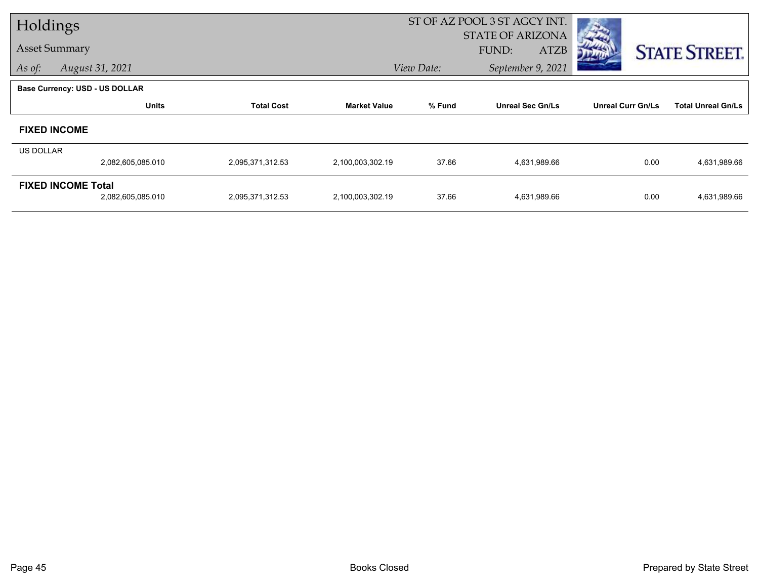# Holdings

## Asset Summary

*As of:* *August 31, 2021*

ST OF AZ POOL 3 ST AGCY INT.
STATE OF ARIZONA
FUND: ATZB

*View Date:* *September 9, 2021*

STATE STREET.

**Base Currency: USD - US DOLLAR**

| | Units | Total Cost | Market Value | % Fund | Unreal Sec Gn/Ls | Unreal Curr Gn/Ls | Total Unreal Gn/Ls |
|---|---|---|---|---|---|---|---|
| **FIXED INCOME** | | | | | | | |
| US DOLLAR | 2,082,605,085.010 | 2,095,371,312.53 | 2,100,003,302.19 | 37.66 | 4,631,989.66 | 0.00 | 4,631,989.66 |
| **FIXED INCOME Total** | 2,082,605,085.010 | 2,095,371,312.53 | 2,100,003,302.19 | 37.66 | 4,631,989.66 | 0.00 | 4,631,989.66 |

Books Closed

Prepared by State Street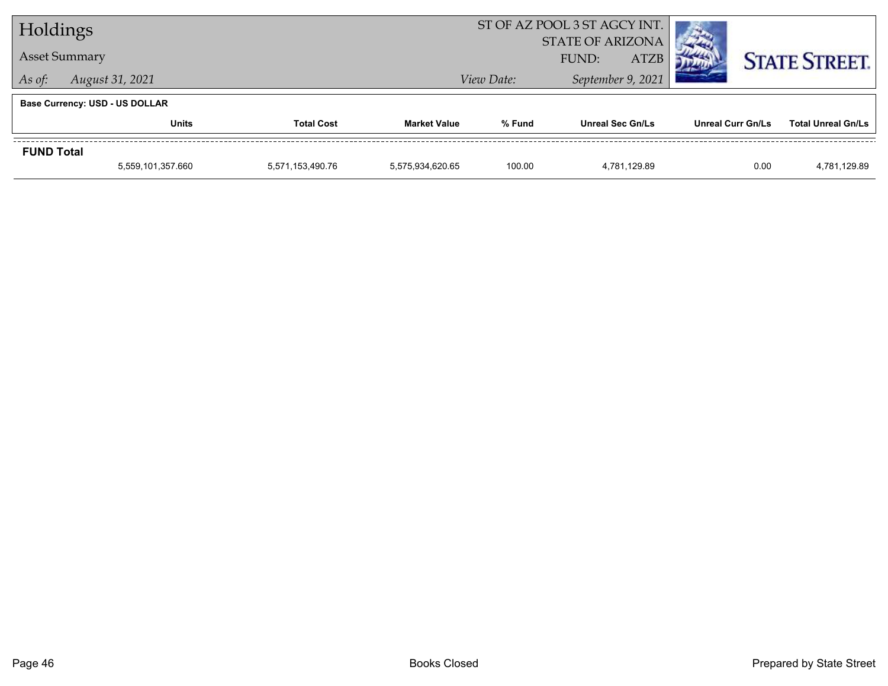# Holdings

Asset Summary

*As of: August 31, 2021*

ST OF AZ POOL 3 ST AGCY INT.
STATE OF ARIZONA
FUND: ATZB

*View Date: September 9, 2021*

STATE STREET.

**Base Currency: USD - US DOLLAR**

| | Units | Total Cost | Market Value | % Fund | Unreal Sec Gn/Ls | Unreal Curr Gn/Ls | Total Unreal Gn/Ls |
|---|---|---|---|---|---|---|---|
| **FUND Total** | | | | | | | |
| | 5,559,101,357.660 | 5,571,153,490.76 | 5,575,934,620.65 | 100.00 | 4,781,129.89 | 0.00 | 4,781,129.89 |

Books Closed

Prepared by State Street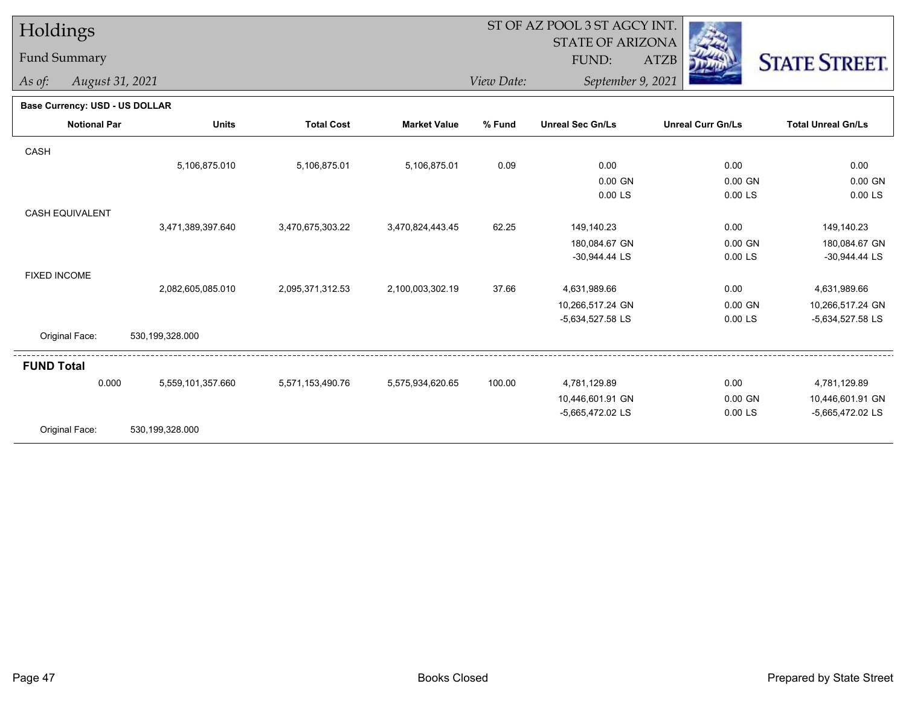# Holdings

Fund Summary

*As of: August 31, 2021*

ST OF AZ POOL 3 ST AGCY INT.
STATE OF ARIZONA
FUND: ATZB

*View Date: September 9, 2021*

STATE STREET.

**Base Currency: USD - US DOLLAR**

| Notional Par | Units | Total Cost | Market Value | % Fund | Unreal Sec Gn/Ls | Unreal Curr Gn/Ls | Total Unreal Gn/Ls |
|---|---|---|---|---|---|---|---|
| CASH | | | | | | | |
| | 5,106,875.010 | 5,106,875.01 | 5,106,875.01 | 0.09 | 0.00 | 0.00 | 0.00 |
| | | | | | 0.00 GN | 0.00 GN | 0.00 GN |
| | | | | | 0.00 LS | 0.00 LS | 0.00 LS |
| CASH EQUIVALENT | | | | | | | |
| | 3,471,389,397.640 | 3,470,675,303.22 | 3,470,824,443.45 | 62.25 | 149,140.23 | 0.00 | 149,140.23 |
| | | | | | 180,084.67 GN | 0.00 GN | 180,084.67 GN |
| | | | | | -30,944.44 LS | 0.00 LS | -30,944.44 LS |
| FIXED INCOME | | | | | | | |
| | 2,082,605,085.010 | 2,095,371,312.53 | 2,100,003,302.19 | 37.66 | 4,631,989.66 | 0.00 | 4,631,989.66 |
| | | | | | 10,266,517.24 GN | 0.00 GN | 10,266,517.24 GN |
| | | | | | -5,634,527.58 LS | 0.00 LS | -5,634,527.58 LS |
| Original Face: | 530,199,328.000 | | | | | | |
| **FUND Total** | | | | | | | |
| 0.000 | 5,559,101,357.660 | 5,571,153,490.76 | 5,575,934,620.65 | 100.00 | 4,781,129.89 | 0.00 | 4,781,129.89 |
| | | | | | 10,446,601.91 GN | 0.00 GN | 10,446,601.91 GN |
| | | | | | -5,665,472.02 LS | 0.00 LS | -5,665,472.02 LS |
| Original Face: | 530,199,328.000 | | | | | | |

Books Closed

Prepared by State Street